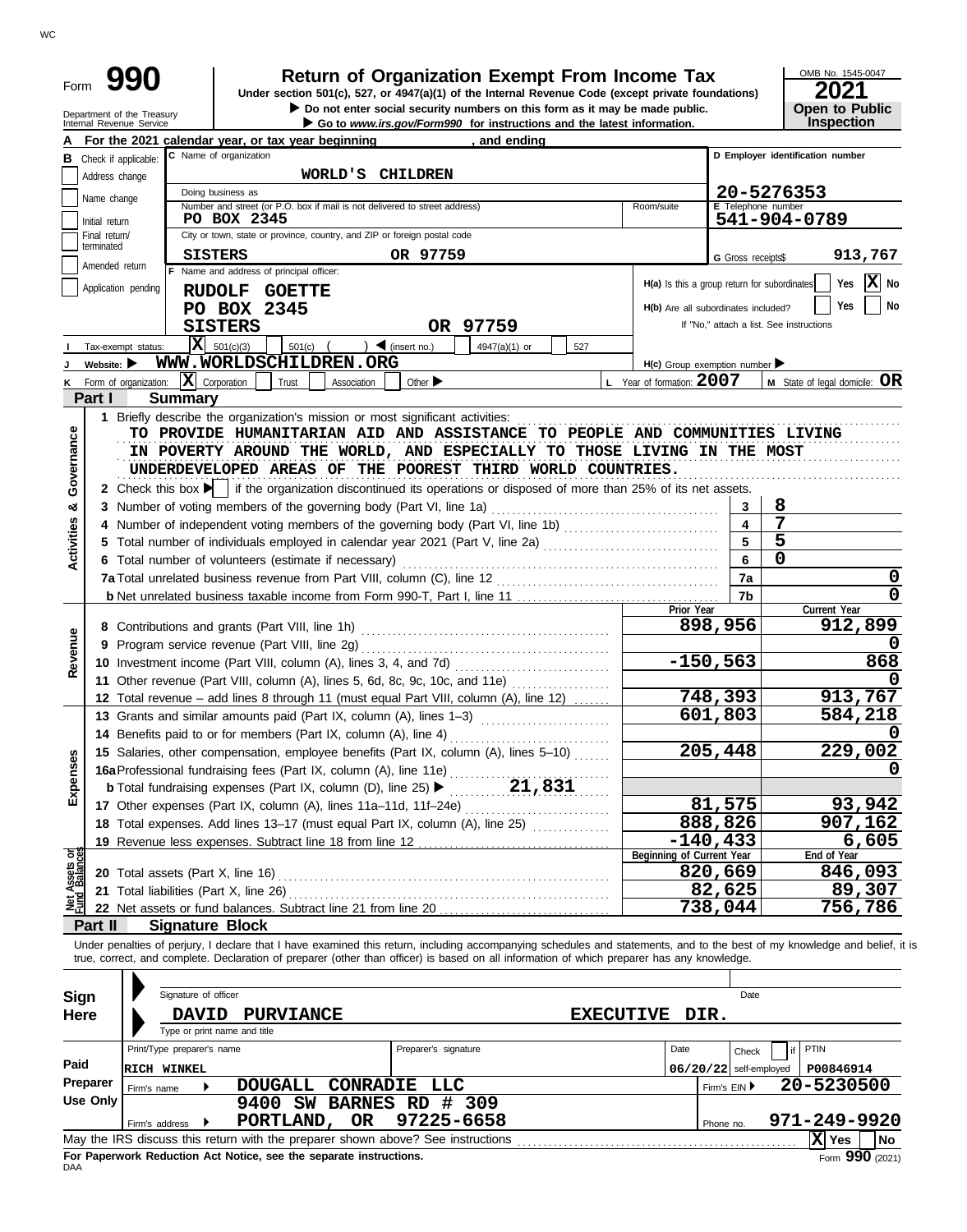# Form 990 — Return of Organization Exempt From Income Tax (2021)

Under section 501(c), 527, or 4947(a)(1) of the Internal Revenue Code (except private foundations)

▶ Do not enter social security numbers on this form as it may be made public.

▶ Go to www.irs.gov/Form990 for instructions and the latest information.

Department of the Treasury
Internal Revenue Service

OMB No. 1545-0047

**Open to Public Inspection**

**A** For the 2021 calendar year, or tax year beginning , and ending

**B** Check if applicable: Address change / Name change / Initial return / Final return/terminated / Amended return / Application pending

**C** Name of organization: **WORLD'S CHILDREN**

Doing business as

Number and street (or P.O. box if mail is not delivered to street address): **PO BOX 2345** Room/suite

City or town, state or province, country, and ZIP or foreign postal code: **SISTERS OR 97759**

**D** Employer identification number: **20-5276353**

**E** Telephone number: **541-904-0789**

**G** Gross receipts$ **913,767**

**F** Name and address of principal officer:
**RUDOLF GOETTE**
**PO BOX 2345**
**SISTERS OR 97759**

**H(a)** Is this a group return for subordinates? Yes [ ] No [X]

**H(b)** Are all subordinates included? Yes [ ] No [ ]
If "No," attach a list. See instructions

**I** Tax-exempt status: [X] 501(c)(3) [ ] 501(c) ( ) ◀ (insert no.) [ ] 4947(a)(1) or [ ] 527

**J** Website: ▶ **WWW.WORLDSCHILDREN.ORG**

**H(c)** Group exemption number ▶

**K** Form of organization: [X] Corporation [ ] Trust [ ] Association [ ] Other ▶

**L** Year of formation: **2007**

**M** State of legal domicile: **OR**

## Part I Summary

**Activities & Governance**

1 Briefly describe the organization's mission or most significant activities:
TO PROVIDE HUMANITARIAN AID AND ASSISTANCE TO PEOPLE AND COMMUNITIES LIVING IN POVERTY AROUND THE WORLD, AND ESPECIALLY TO THOSE LIVING IN THE MOST UNDERDEVELOPED AREAS OF THE POOREST THIRD WORLD COUNTRIES.

2 Check this box ▶ [ ] if the organization discontinued its operations or disposed of more than 25% of its net assets.

| | Line | Value |
|---|---|---|
| 3 Number of voting members of the governing body (Part VI, line 1a) | 3 | 8 |
| 4 Number of independent voting members of the governing body (Part VI, line 1b) | 4 | 7 |
| 5 Total number of individuals employed in calendar year 2021 (Part V, line 2a) | 5 | 5 |
| 6 Total number of volunteers (estimate if necessary) | 6 | 0 |
| 7a Total unrelated business revenue from Part VIII, column (C), line 12 | 7a | 0 |
| b Net unrelated business taxable income from Form 990-T, Part I, line 11 | 7b | 0 |

| | Prior Year | Current Year |
|---|---|---|
| **Revenue** | | |
| 8 Contributions and grants (Part VIII, line 1h) | 898,956 | 912,899 |
| 9 Program service revenue (Part VIII, line 2g) | | 0 |
| 10 Investment income (Part VIII, column (A), lines 3, 4, and 7d) | -150,563 | 868 |
| 11 Other revenue (Part VIII, column (A), lines 5, 6d, 8c, 9c, 10c, and 11e) | | 0 |
| 12 Total revenue – add lines 8 through 11 (must equal Part VIII, column (A), line 12) | 748,393 | 913,767 |
| **Expenses** | | |
| 13 Grants and similar amounts paid (Part IX, column (A), lines 1–3) | 601,803 | 584,218 |
| 14 Benefits paid to or for members (Part IX, column (A), line 4) | | 0 |
| 15 Salaries, other compensation, employee benefits (Part IX, column (A), lines 5–10) | 205,448 | 229,002 |
| 16a Professional fundraising fees (Part IX, column (A), line 11e) | | 0 |
| b Total fundraising expenses (Part IX, column (D), line 25) ▶ 21,831 | | |
| 17 Other expenses (Part IX, column (A), lines 11a–11d, 11f–24e) | 81,575 | 93,942 |
| 18 Total expenses. Add lines 13–17 (must equal Part IX, column (A), line 25) | 888,826 | 907,162 |
| 19 Revenue less expenses. Subtract line 18 from line 12 | -140,433 | 6,605 |

| **Net Assets or Fund Balances** | Beginning of Current Year | End of Year |
|---|---|---|
| 20 Total assets (Part X, line 16) | 820,669 | 846,093 |
| 21 Total liabilities (Part X, line 26) | 82,625 | 89,307 |
| 22 Net assets or fund balances. Subtract line 21 from line 20 | 738,044 | 756,786 |

## Part II Signature Block

Under penalties of perjury, I declare that I have examined this return, including accompanying schedules and statements, and to the best of my knowledge and belief, it is true, correct, and complete. Declaration of preparer (other than officer) is based on all information of which preparer has any knowledge.

**Sign Here**

Signature of officer / Date

**DAVID PURVIANCE EXECUTIVE DIR.**
Type or print name and title

**Paid Preparer Use Only**

| Print/Type preparer's name | Preparer's signature | Date | Check [ ] if self-employed | PTIN |
|---|---|---|---|---|
| RICH WINKEL | | 06/20/22 | | P00846914 |

Firm's name ▶ **DOUGALL CONRADIE LLC** Firm's EIN ▶ **20-5230500**

Firm's address ▶ **9400 SW BARNES RD # 309, PORTLAND, OR 97225-6658** Phone no. **971-249-9920**

May the IRS discuss this return with the preparer shown above? See instructions [X] Yes [ ] No

**For Paperwork Reduction Act Notice, see the separate instructions.**

DAA Form **990** (2021)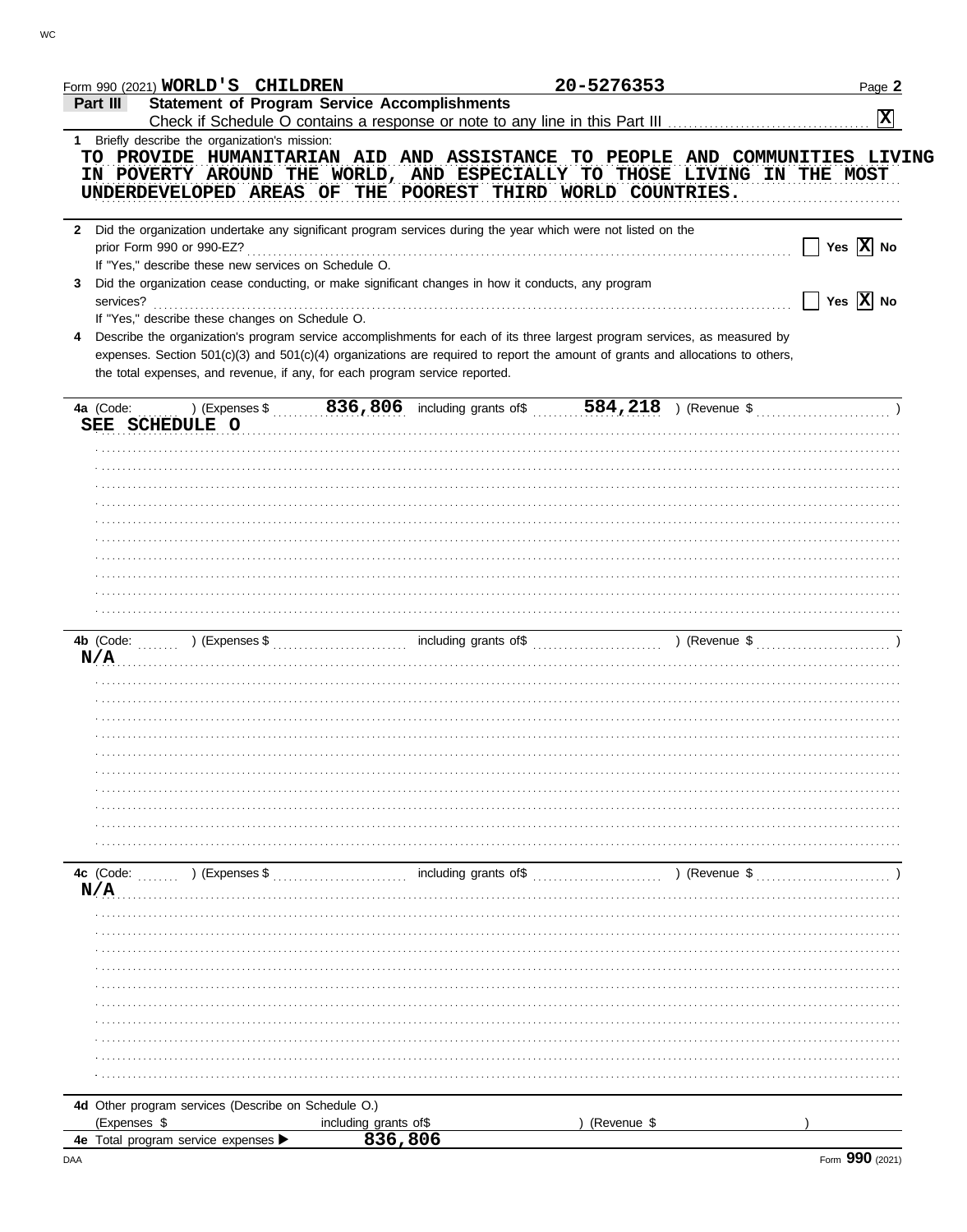Form 990 (2021) **WORLD'S CHILDREN** **20-5276353** Page **2**

## Part III Statement of Program Service Accomplishments

Check if Schedule O contains a response or note to any line in this Part III [X]

**1** Briefly describe the organization's mission:

TO PROVIDE HUMANITARIAN AID AND ASSISTANCE TO PEOPLE AND COMMUNITIES LIVING IN POVERTY AROUND THE WORLD, AND ESPECIALLY TO THOSE LIVING IN THE MOST UNDERDEVELOPED AREAS OF THE POOREST THIRD WORLD COUNTRIES.

**2** Did the organization undertake any significant program services during the year which were not listed on the prior Form 990 or 990-EZ? [ ] Yes [X] No

If "Yes," describe these new services on Schedule O.

**3** Did the organization cease conducting, or make significant changes in how it conducts, any program services? [ ] Yes [X] No

If "Yes," describe these changes on Schedule O.

**4** Describe the organization's program service accomplishments for each of its three largest program services, as measured by expenses. Section 501(c)(3) and 501(c)(4) organizations are required to report the amount of grants and allocations to others, the total expenses, and revenue, if any, for each program service reported.

**4a** (Code: ) (Expenses $ 836,806 including grants of $ 584,218 ) (Revenue $ )

SEE SCHEDULE O

**4b** (Code: ) (Expenses $ including grants of $ ) (Revenue $ )

N/A

**4c** (Code: ) (Expenses $ including grants of $ ) (Revenue $ )

N/A

**4d** Other program services (Describe on Schedule O.)

(Expenses $ including grants of $ ) (Revenue $ )

**4e** Total program service expenses ▶ 836,806

Form **990** (2021)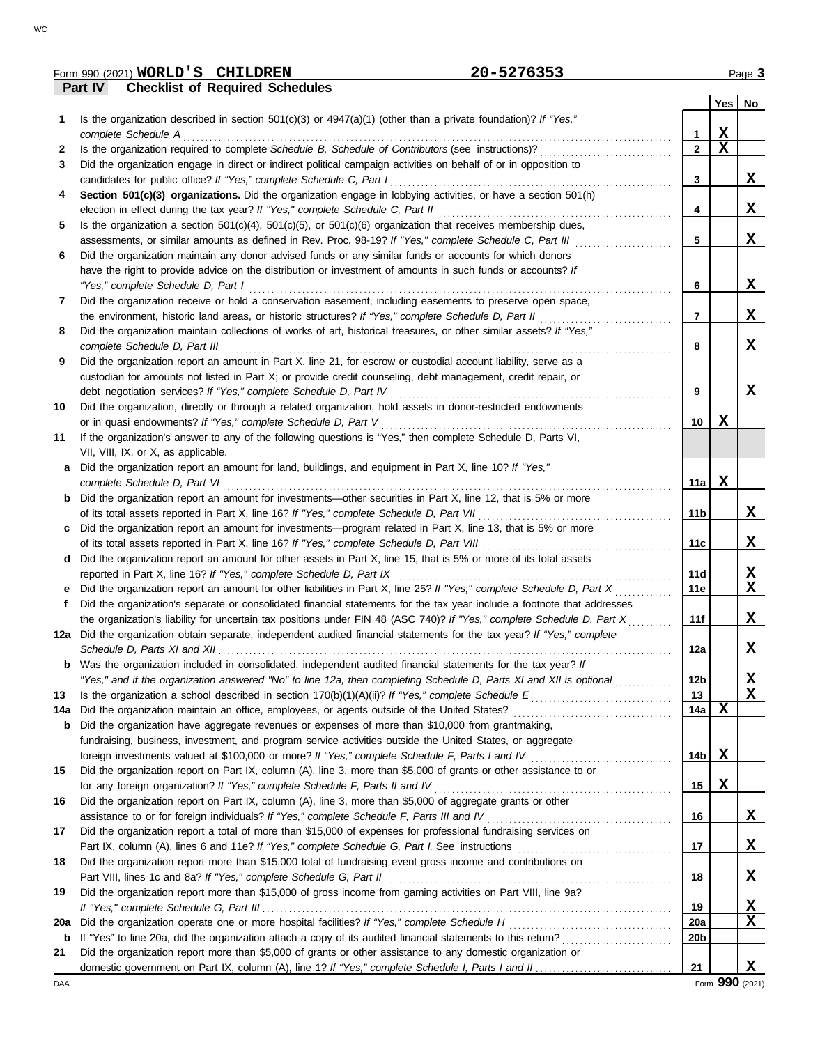Form 990 (2021) **WORLD'S CHILDREN** **20-5276353** Page **3**

**Part IV Checklist of Required Schedules**

| | | | Yes | No |
|---|---|---|---|---|
| 1 | Is the organization described in section 501(c)(3) or 4947(a)(1) (other than a private foundation)? *If "Yes," complete Schedule A* | 1 | X | |
| 2 | Is the organization required to complete *Schedule B, Schedule of Contributors* (see instructions)? | 2 | X | |
| 3 | Did the organization engage in direct or indirect political campaign activities on behalf of or in opposition to candidates for public office? *If "Yes," complete Schedule C, Part I* | 3 | | X |
| 4 | **Section 501(c)(3) organizations.** Did the organization engage in lobbying activities, or have a section 501(h) election in effect during the tax year? *If "Yes," complete Schedule C, Part II* | 4 | | X |
| 5 | Is the organization a section 501(c)(4), 501(c)(5), or 501(c)(6) organization that receives membership dues, assessments, or similar amounts as defined in Rev. Proc. 98-19? *If "Yes," complete Schedule C, Part III* | 5 | | X |
| 6 | Did the organization maintain any donor advised funds or any similar funds or accounts for which donors have the right to provide advice on the distribution or investment of amounts in such funds or accounts? *If "Yes," complete Schedule D, Part I* | 6 | | X |
| 7 | Did the organization receive or hold a conservation easement, including easements to preserve open space, the environment, historic land areas, or historic structures? *If "Yes," complete Schedule D, Part II* | 7 | | X |
| 8 | Did the organization maintain collections of works of art, historical treasures, or other similar assets? *If "Yes," complete Schedule D, Part III* | 8 | | X |
| 9 | Did the organization report an amount in Part X, line 21, for escrow or custodial account liability, serve as a custodian for amounts not listed in Part X; or provide credit counseling, debt management, credit repair, or debt negotiation services? *If "Yes," complete Schedule D, Part IV* | 9 | | X |
| 10 | Did the organization, directly or through a related organization, hold assets in donor-restricted endowments or in quasi endowments? *If "Yes," complete Schedule D, Part V* | 10 | X | |
| 11 | If the organization's answer to any of the following questions is "Yes," then complete Schedule D, Parts VI, VII, VIII, IX, or X, as applicable. | | | |
| a | Did the organization report an amount for land, buildings, and equipment in Part X, line 10? *If "Yes," complete Schedule D, Part VI* | 11a | X | |
| b | Did the organization report an amount for investments—other securities in Part X, line 12, that is 5% or more of its total assets reported in Part X, line 16? *If "Yes," complete Schedule D, Part VII* | 11b | | X |
| c | Did the organization report an amount for investments—program related in Part X, line 13, that is 5% or more of its total assets reported in Part X, line 16? *If "Yes," complete Schedule D, Part VIII* | 11c | | X |
| d | Did the organization report an amount for other assets in Part X, line 15, that is 5% or more of its total assets reported in Part X, line 16? *If "Yes," complete Schedule D, Part IX* | 11d | | X |
| e | Did the organization report an amount for other liabilities in Part X, line 25? *If "Yes," complete Schedule D, Part X* | 11e | | X |
| f | Did the organization's separate or consolidated financial statements for the tax year include a footnote that addresses the organization's liability for uncertain tax positions under FIN 48 (ASC 740)? *If "Yes," complete Schedule D, Part X* | 11f | | X |
| 12a | Did the organization obtain separate, independent audited financial statements for the tax year? *If "Yes," complete Schedule D, Parts XI and XII* | 12a | | X |
| b | Was the organization included in consolidated, independent audited financial statements for the tax year? *If "Yes," and if the organization answered "No" to line 12a, then completing Schedule D, Parts XI and XII is optional* | 12b | | X |
| 13 | Is the organization a school described in section 170(b)(1)(A)(ii)? *If "Yes," complete Schedule E* | 13 | | X |
| 14a | Did the organization maintain an office, employees, or agents outside of the United States? | 14a | X | |
| b | Did the organization have aggregate revenues or expenses of more than $10,000 from grantmaking, fundraising, business, investment, and program service activities outside the United States, or aggregate foreign investments valued at $100,000 or more? *If "Yes," complete Schedule F, Parts I and IV* | 14b | X | |
| 15 | Did the organization report on Part IX, column (A), line 3, more than $5,000 of grants or other assistance to or for any foreign organization? *If "Yes," complete Schedule F, Parts II and IV* | 15 | X | |
| 16 | Did the organization report on Part IX, column (A), line 3, more than $5,000 of aggregate grants or other assistance to or for foreign individuals? *If "Yes," complete Schedule F, Parts III and IV* | 16 | | X |
| 17 | Did the organization report a total of more than $15,000 of expenses for professional fundraising services on Part IX, column (A), lines 6 and 11e? *If "Yes," complete Schedule G, Part I.* See instructions | 17 | | X |
| 18 | Did the organization report more than $15,000 total of fundraising event gross income and contributions on Part VIII, lines 1c and 8a? *If "Yes," complete Schedule G, Part II* | 18 | | X |
| 19 | Did the organization report more than $15,000 of gross income from gaming activities on Part VIII, line 9a? *If "Yes," complete Schedule G, Part III* | 19 | | X |
| 20a | Did the organization operate one or more hospital facilities? *If "Yes," complete Schedule H* | 20a | | X |
| b | If "Yes" to line 20a, did the organization attach a copy of its audited financial statements to this return? | 20b | | |
| 21 | Did the organization report more than $5,000 of grants or other assistance to any domestic organization or domestic government on Part IX, column (A), line 1? *If "Yes," complete Schedule I, Parts I and II* | 21 | | X |

Form **990** (2021)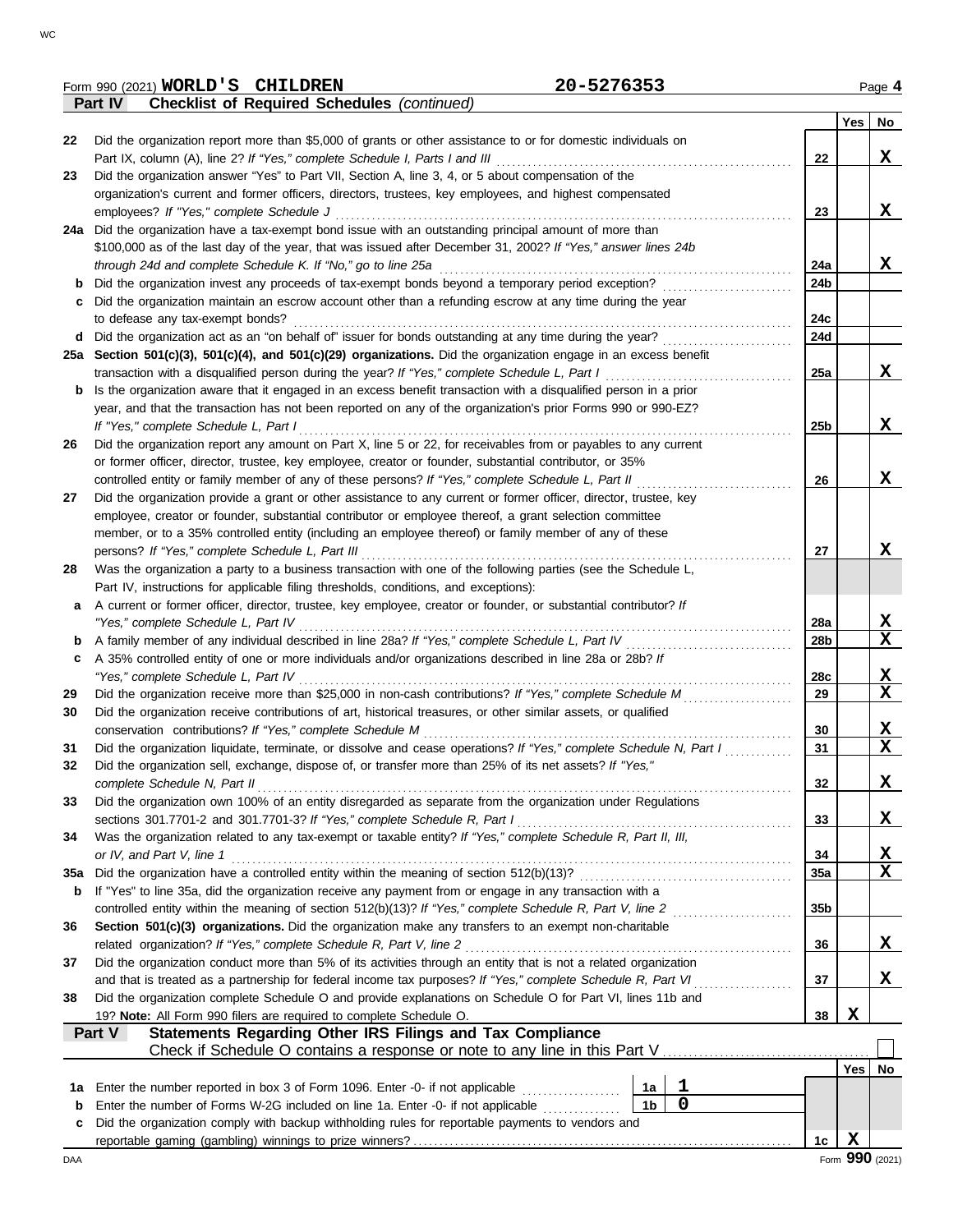Form 990 (2021) **WORLD'S CHILDREN** **20-5276353** Page **4**

**Part IV Checklist of Required Schedules** *(continued)*

| | | | Yes | No |
|---|---|---|---|---|
| 22 | Did the organization report more than $5,000 of grants or other assistance to or for domestic individuals on Part IX, column (A), line 2? *If "Yes," complete Schedule I, Parts I and III* | 22 | | X |
| 23 | Did the organization answer "Yes" to Part VII, Section A, line 3, 4, or 5 about compensation of the organization's current and former officers, directors, trustees, key employees, and highest compensated employees? *If "Yes," complete Schedule J* | 23 | | X |
| 24a | Did the organization have a tax-exempt bond issue with an outstanding principal amount of more than $100,000 as of the last day of the year, that was issued after December 31, 2002? *If "Yes," answer lines 24b through 24d and complete Schedule K. If "No," go to line 25a* | 24a | | X |
| b | Did the organization invest any proceeds of tax-exempt bonds beyond a temporary period exception? | 24b | | |
| c | Did the organization maintain an escrow account other than a refunding escrow at any time during the year to defease any tax-exempt bonds? | 24c | | |
| d | Did the organization act as an "on behalf of" issuer for bonds outstanding at any time during the year? | 24d | | |
| 25a | **Section 501(c)(3), 501(c)(4), and 501(c)(29) organizations.** Did the organization engage in an excess benefit transaction with a disqualified person during the year? *If "Yes," complete Schedule L, Part I* | 25a | | X |
| b | Is the organization aware that it engaged in an excess benefit transaction with a disqualified person in a prior year, and that the transaction has not been reported on any of the organization's prior Forms 990 or 990-EZ? *If "Yes," complete Schedule L, Part I* | 25b | | X |
| 26 | Did the organization report any amount on Part X, line 5 or 22, for receivables from or payables to any current or former officer, director, trustee, key employee, creator or founder, substantial contributor, or 35% controlled entity or family member of any of these persons? *If "Yes," complete Schedule L, Part II* | 26 | | X |
| 27 | Did the organization provide a grant or other assistance to any current or former officer, director, trustee, key employee, creator or founder, substantial contributor or employee thereof, a grant selection committee member, or to a 35% controlled entity (including an employee thereof) or family member of any of these persons? *If "Yes," complete Schedule L, Part III* | 27 | | X |
| 28 | Was the organization a party to a business transaction with one of the following parties (see the Schedule L, Part IV, instructions for applicable filing thresholds, conditions, and exceptions): | | | |
| a | A current or former officer, director, trustee, key employee, creator or founder, or substantial contributor? *If "Yes," complete Schedule L, Part IV* | 28a | | X |
| b | A family member of any individual described in line 28a? *If "Yes," complete Schedule L, Part IV* | 28b | | X |
| c | A 35% controlled entity of one or more individuals and/or organizations described in line 28a or 28b? *If "Yes," complete Schedule L, Part IV* | 28c | | X |
| 29 | Did the organization receive more than $25,000 in non-cash contributions? *If "Yes," complete Schedule M* | 29 | | X |
| 30 | Did the organization receive contributions of art, historical treasures, or other similar assets, or qualified conservation contributions? *If "Yes," complete Schedule M* | 30 | | X |
| 31 | Did the organization liquidate, terminate, or dissolve and cease operations? *If "Yes," complete Schedule N, Part I* | 31 | | X |
| 32 | Did the organization sell, exchange, dispose of, or transfer more than 25% of its net assets? *If "Yes," complete Schedule N, Part II* | 32 | | X |
| 33 | Did the organization own 100% of an entity disregarded as separate from the organization under Regulations sections 301.7701-2 and 301.7701-3? *If "Yes," complete Schedule R, Part I* | 33 | | X |
| 34 | Was the organization related to any tax-exempt or taxable entity? *If "Yes," complete Schedule R, Part II, III, or IV, and Part V, line 1* | 34 | | X |
| 35a | Did the organization have a controlled entity within the meaning of section 512(b)(13)? | 35a | | X |
| b | If "Yes" to line 35a, did the organization receive any payment from or engage in any transaction with a controlled entity within the meaning of section 512(b)(13)? *If "Yes," complete Schedule R, Part V, line 2* | 35b | | |
| 36 | **Section 501(c)(3) organizations.** Did the organization make any transfers to an exempt non-charitable related organization? *If "Yes," complete Schedule R, Part V, line 2* | 36 | | X |
| 37 | Did the organization conduct more than 5% of its activities through an entity that is not a related organization and that is treated as a partnership for federal income tax purposes? *If "Yes," complete Schedule R, Part VI* | 37 | | X |
| 38 | Did the organization complete Schedule O and provide explanations on Schedule O for Part VI, lines 11b and 19? **Note:** All Form 990 filers are required to complete Schedule O. | 38 | X | |

**Part V Statements Regarding Other IRS Filings and Tax Compliance**

Check if Schedule O contains a response or note to any line in this Part V ☐

| | | | | | Yes | No |
|---|---|---|---|---|---|---|
| 1a | Enter the number reported in box 3 of Form 1096. Enter -0- if not applicable | 1a | 1 | | | |
| b | Enter the number of Forms W-2G included on line 1a. Enter -0- if not applicable | 1b | 0 | | | |
| c | Did the organization comply with backup withholding rules for reportable payments to vendors and reportable gaming (gambling) winnings to prize winners? | | | 1c | X | |

Form **990** (2021)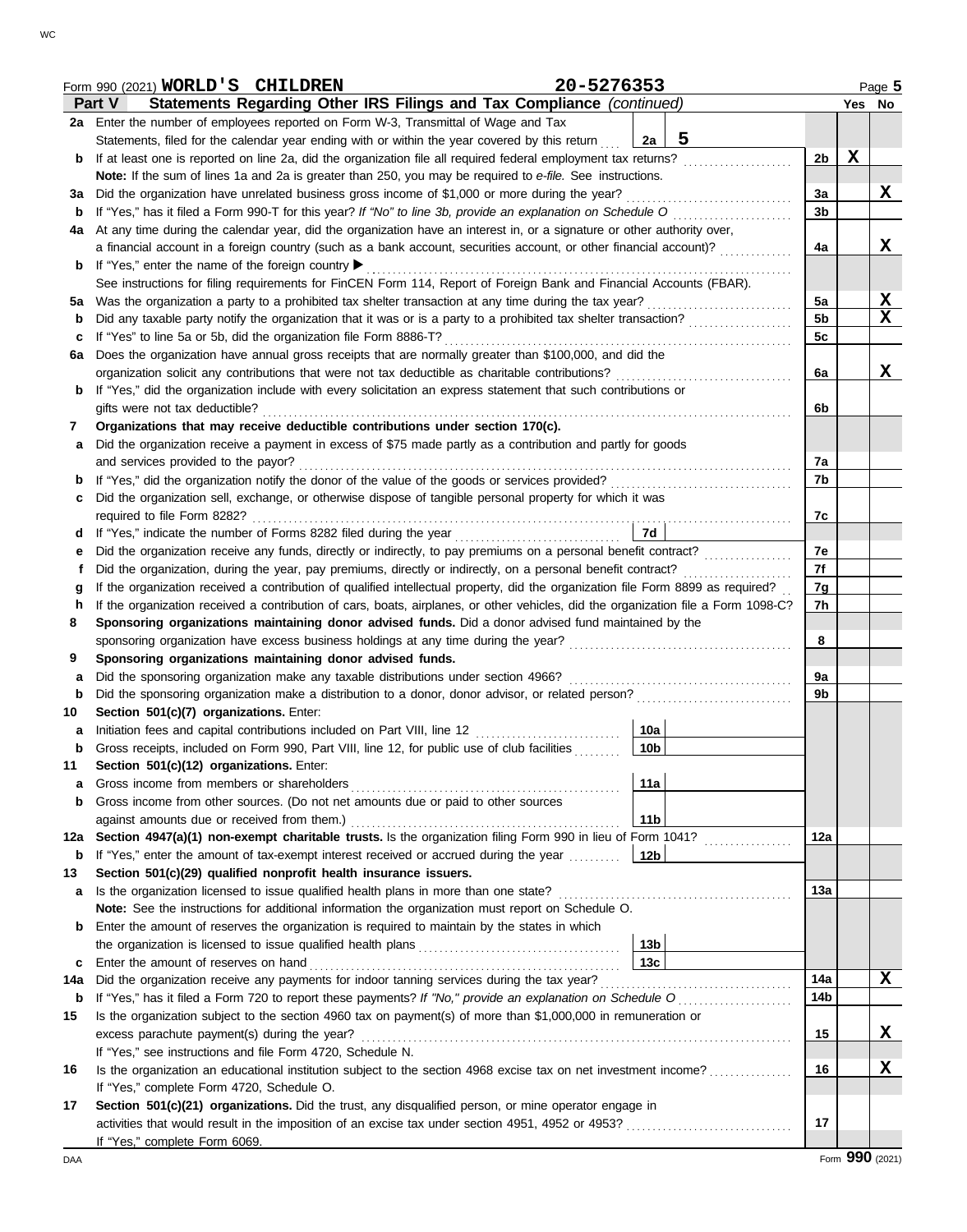Form 990 (2021) **WORLD'S CHILDREN** 20-5276353 Page **5**

## Part V Statements Regarding Other IRS Filings and Tax Compliance *(continued)*

| | | | | Line | Yes | No |
|---|---|---|---|---|---|---|
| **2a** | Enter the number of employees reported on Form W-3, Transmittal of Wage and Tax Statements, filed for the calendar year ending with or within the year covered by this return | 2a | 5 | | | |
| **b** | If at least one is reported on line 2a, did the organization file all required federal employment tax returns? | | | 2b | X | |
| | **Note:** If the sum of lines 1a and 2a is greater than 250, you may be required to *e-file.* See instructions. | | | | | |
| **3a** | Did the organization have unrelated business gross income of $1,000 or more during the year? | | | 3a | | X |
| **b** | If "Yes," has it filed a Form 990-T for this year? *If "No" to line 3b, provide an explanation on Schedule O* | | | 3b | | |
| **4a** | At any time during the calendar year, did the organization have an interest in, or a signature or other authority over, a financial account in a foreign country (such as a bank account, securities account, or other financial account)? | | | 4a | | X |
| **b** | If "Yes," enter the name of the foreign country ▶ | | | | | |
| | See instructions for filing requirements for FinCEN Form 114, Report of Foreign Bank and Financial Accounts (FBAR). | | | | | |
| **5a** | Was the organization a party to a prohibited tax shelter transaction at any time during the tax year? | | | 5a | | X |
| **b** | Did any taxable party notify the organization that it was or is a party to a prohibited tax shelter transaction? | | | 5b | | X |
| **c** | If "Yes" to line 5a or 5b, did the organization file Form 8886-T? | | | 5c | | |
| **6a** | Does the organization have annual gross receipts that are normally greater than $100,000, and did the organization solicit any contributions that were not tax deductible as charitable contributions? | | | 6a | | X |
| **b** | If "Yes," did the organization include with every solicitation an express statement that such contributions or gifts were not tax deductible? | | | 6b | | |
| **7** | **Organizations that may receive deductible contributions under section 170(c).** | | | | | |
| **a** | Did the organization receive a payment in excess of $75 made partly as a contribution and partly for goods and services provided to the payor? | | | 7a | | |
| **b** | If "Yes," did the organization notify the donor of the value of the goods or services provided? | | | 7b | | |
| **c** | Did the organization sell, exchange, or otherwise dispose of tangible personal property for which it was required to file Form 8282? | | | 7c | | |
| **d** | If "Yes," indicate the number of Forms 8282 filed during the year | 7d | | | | |
| **e** | Did the organization receive any funds, directly or indirectly, to pay premiums on a personal benefit contract? | | | 7e | | |
| **f** | Did the organization, during the year, pay premiums, directly or indirectly, on a personal benefit contract? | | | 7f | | |
| **g** | If the organization received a contribution of qualified intellectual property, did the organization file Form 8899 as required? | | | 7g | | |
| **h** | If the organization received a contribution of cars, boats, airplanes, or other vehicles, did the organization file a Form 1098-C? | | | 7h | | |
| **8** | **Sponsoring organizations maintaining donor advised funds.** Did a donor advised fund maintained by the sponsoring organization have excess business holdings at any time during the year? | | | 8 | | |
| **9** | **Sponsoring organizations maintaining donor advised funds.** | | | | | |
| **a** | Did the sponsoring organization make any taxable distributions under section 4966? | | | 9a | | |
| **b** | Did the sponsoring organization make a distribution to a donor, donor advisor, or related person? | | | 9b | | |
| **10** | **Section 501(c)(7) organizations.** Enter: | | | | | |
| **a** | Initiation fees and capital contributions included on Part VIII, line 12 | 10a | | | | |
| **b** | Gross receipts, included on Form 990, Part VIII, line 12, for public use of club facilities | 10b | | | | |
| **11** | **Section 501(c)(12) organizations.** Enter: | | | | | |
| **a** | Gross income from members or shareholders | 11a | | | | |
| **b** | Gross income from other sources. (Do not net amounts due or paid to other sources against amounts due or received from them.) | 11b | | | | |
| **12a** | **Section 4947(a)(1) non-exempt charitable trusts.** Is the organization filing Form 990 in lieu of Form 1041? | | | 12a | | |
| **b** | If "Yes," enter the amount of tax-exempt interest received or accrued during the year | 12b | | | | |
| **13** | **Section 501(c)(29) qualified nonprofit health insurance issuers.** | | | | | |
| **a** | Is the organization licensed to issue qualified health plans in more than one state? | | | 13a | | |
| | **Note:** See the instructions for additional information the organization must report on Schedule O. | | | | | |
| **b** | Enter the amount of reserves the organization is required to maintain by the states in which the organization is licensed to issue qualified health plans | 13b | | | | |
| **c** | Enter the amount of reserves on hand | 13c | | | | |
| **14a** | Did the organization receive any payments for indoor tanning services during the tax year? | | | 14a | | X |
| **b** | If "Yes," has it filed a Form 720 to report these payments? *If "No," provide an explanation on Schedule O* | | | 14b | | |
| **15** | Is the organization subject to the section 4960 tax on payment(s) of more than $1,000,000 in remuneration or excess parachute payment(s) during the year? | | | 15 | | X |
| | If "Yes," see instructions and file Form 4720, Schedule N. | | | | | |
| **16** | Is the organization an educational institution subject to the section 4968 excise tax on net investment income? | | | 16 | | X |
| | If "Yes," complete Form 4720, Schedule O. | | | | | |
| **17** | **Section 501(c)(21) organizations.** Did the trust, any disqualified person, or mine operator engage in activities that would result in the imposition of an excise tax under section 4951, 4952 or 4953? | | | 17 | | |
| | If "Yes," complete Form 6069. | | | | | |

Form **990** (2021)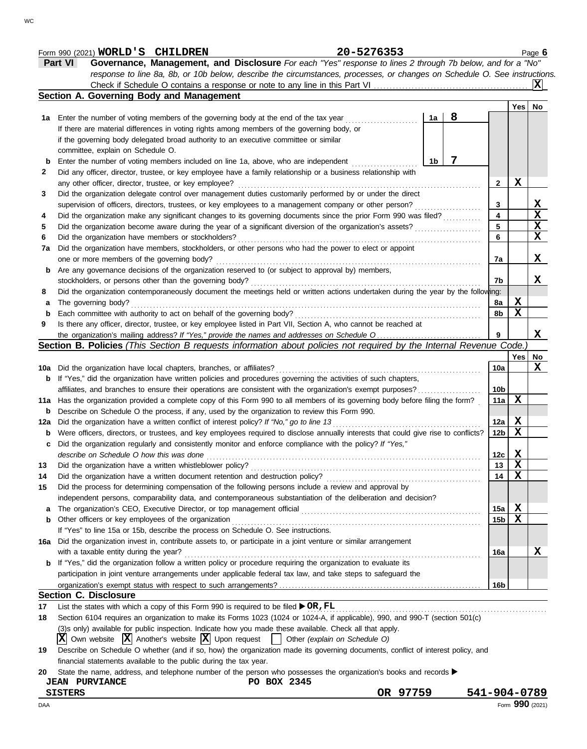Form 990 (2021) **WORLD'S CHILDREN** **20-5276353** Page **6**

**Part VI** **Governance, Management, and Disclosure** *For each "Yes" response to lines 2 through 7b below, and for a "No" response to line 8a, 8b, or 10b below, describe the circumstances, processes, or changes on Schedule O. See instructions.*

Check if Schedule O contains a response or note to any line in this Part VI .................... **X**

### Section A. Governing Body and Management

| | | | | Yes | No |
|---|---|---|---|---|---|
| **1a** | Enter the number of voting members of the governing body at the end of the tax year ............ If there are material differences in voting rights among members of the governing body, or if the governing body delegated broad authority to an executive committee or similar committee, explain on Schedule O. | 1a: **8** | | | |
| **b** | Enter the number of voting members included on line 1a, above, who are independent ............ | 1b: **7** | | | |
| **2** | Did any officer, director, trustee, or key employee have a family relationship or a business relationship with any other officer, director, trustee, or key employee? | | 2 | X | |
| **3** | Did the organization delegate control over management duties customarily performed by or under the direct supervision of officers, directors, trustees, or key employees to a management company or other person? | | 3 | | X |
| **4** | Did the organization make any significant changes to its governing documents since the prior Form 990 was filed? | | 4 | | X |
| **5** | Did the organization become aware during the year of a significant diversion of the organization's assets? | | 5 | | X |
| **6** | Did the organization have members or stockholders? | | 6 | | X |
| **7a** | Did the organization have members, stockholders, or other persons who had the power to elect or appoint one or more members of the governing body? | | 7a | | X |
| **b** | Are any governance decisions of the organization reserved to (or subject to approval by) members, stockholders, or persons other than the governing body? | | 7b | | X |
| **8** | Did the organization contemporaneously document the meetings held or written actions undertaken during the year by the following: | | | | |
| **a** | The governing body? | | 8a | X | |
| **b** | Each committee with authority to act on behalf of the governing body? | | 8b | X | |
| **9** | Is there any officer, director, trustee, or key employee listed in Part VII, Section A, who cannot be reached at the organization's mailing address? *If "Yes," provide the names and addresses on Schedule O* | | 9 | | X |

### Section B. Policies *(This Section B requests information about policies not required by the Internal Revenue Code.)*

| | | | Yes | No |
|---|---|---|---|---|
| **10a** | Did the organization have local chapters, branches, or affiliates? | 10a | | X |
| **b** | If "Yes," did the organization have written policies and procedures governing the activities of such chapters, affiliates, and branches to ensure their operations are consistent with the organization's exempt purposes? | 10b | | |
| **11a** | Has the organization provided a complete copy of this Form 990 to all members of its governing body before filing the form? | 11a | X | |
| **b** | Describe on Schedule O the process, if any, used by the organization to review this Form 990. | | | |
| **12a** | Did the organization have a written conflict of interest policy? *If "No," go to line 13* | 12a | X | |
| **b** | Were officers, directors, or trustees, and key employees required to disclose annually interests that could give rise to conflicts? | 12b | X | |
| **c** | Did the organization regularly and consistently monitor and enforce compliance with the policy? *If "Yes," describe on Schedule O how this was done* | 12c | X | |
| **13** | Did the organization have a written whistleblower policy? | 13 | X | |
| **14** | Did the organization have a written document retention and destruction policy? | 14 | X | |
| **15** | Did the process for determining compensation of the following persons include a review and approval by independent persons, comparability data, and contemporaneous substantiation of the deliberation and decision? | | | |
| **a** | The organization's CEO, Executive Director, or top management official | 15a | X | |
| **b** | Other officers or key employees of the organization | 15b | X | |
| | If "Yes" to line 15a or 15b, describe the process on Schedule O. See instructions. | | | |
| **16a** | Did the organization invest in, contribute assets to, or participate in a joint venture or similar arrangement with a taxable entity during the year? | 16a | | X |
| **b** | If "Yes," did the organization follow a written policy or procedure requiring the organization to evaluate its participation in joint venture arrangements under applicable federal tax law, and take steps to safeguard the organization's exempt status with respect to such arrangements? | 16b | | |

### Section C. Disclosure

**17** List the states with which a copy of this Form 990 is required to be filed ▶ **OR, FL**

**18** Section 6104 requires an organization to make its Forms 1023 (1024 or 1024-A, if applicable), 990, and 990-T (section 501(c)(3)s only) available for public inspection. Indicate how you made these available. Check all that apply.

**X** Own website **X** Another's website **X** Upon request ☐ Other *(explain on Schedule O)*

**19** Describe on Schedule O whether (and if so, how) the organization made its governing documents, conflict of interest policy, and financial statements available to the public during the tax year.

**20** State the name, address, and telephone number of the person who possesses the organization's books and records ▶

**JEAN PURVIANCE** **PO BOX 2345**
**SISTERS** **OR 97759** **541-904-0789**

DAA Form **990** (2021)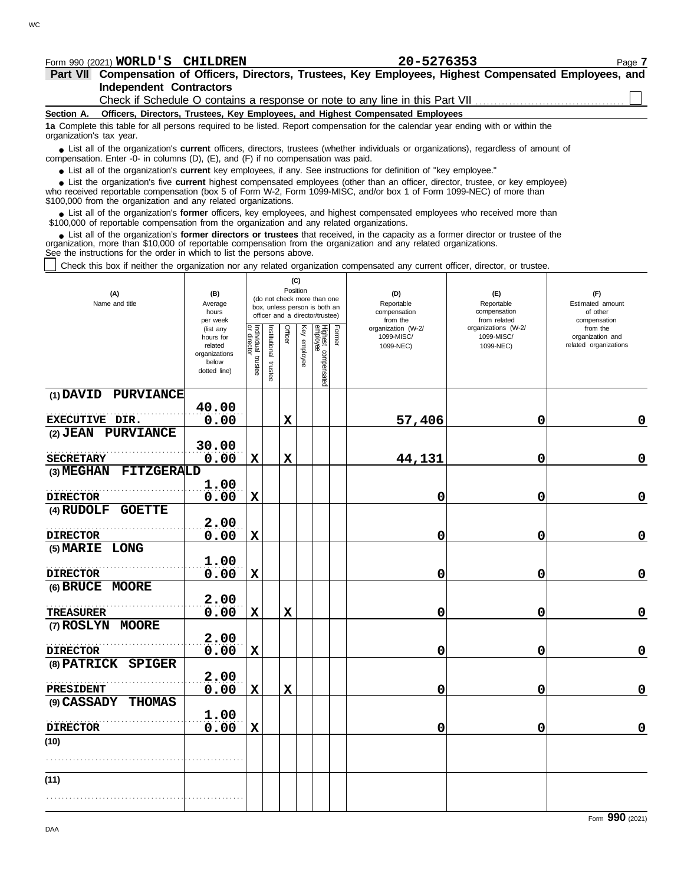Form 990 (2021) **WORLD'S CHILDREN** **20-5276353** Page **7**

## Part VII Compensation of Officers, Directors, Trustees, Key Employees, Highest Compensated Employees, and Independent Contractors

Check if Schedule O contains a response or note to any line in this Part VII ☐

**Section A. Officers, Directors, Trustees, Key Employees, and Highest Compensated Employees**

**1a** Complete this table for all persons required to be listed. Report compensation for the calendar year ending with or within the organization's tax year.

- List all of the organization's **current** officers, directors, trustees (whether individuals or organizations), regardless of amount of compensation. Enter -0- in columns (D), (E), and (F) if no compensation was paid.
- List all of the organization's **current** key employees, if any. See instructions for definition of "key employee."
- List the organization's five **current** highest compensated employees (other than an officer, director, trustee, or key employee) who received reportable compensation (box 5 of Form W-2, Form 1099-MISC, and/or box 1 of Form 1099-NEC) of more than $100,000 from the organization and any related organizations.
- List all of the organization's **former** officers, key employees, and highest compensated employees who received more than $100,000 of reportable compensation from the organization and any related organizations.
- List all of the organization's **former directors or trustees** that received, in the capacity as a former director or trustee of the organization, more than $10,000 of reportable compensation from the organization and any related organizations.

See the instructions for the order in which to list the persons above.

☐ Check this box if neither the organization nor any related organization compensated any current officer, director, or trustee.

| (A) Name and title | (B) Average hours per week (list any hours for related organizations below dotted line) | (C) Position (do not check more than one box, unless person is both an officer and a director/trustee) | | | | | | (D) Reportable compensation from the organization (W-2/ 1099-MISC/ 1099-NEC) | (E) Reportable compensation from related organizations (W-2/ 1099-MISC/ 1099-NEC) | (F) Estimated amount of other compensation from the organization and related organizations |
|---|---|---|---|---|---|---|---|---|---|---|
| | | Individual trustee or director | Institutional trustee | Officer | Key employee | Highest compensated employee | Former | | | |
| (1) DAVID PURVIANCE<br>EXECUTIVE DIR. | 40.00<br>0.00 | | | X | | | | 57,406 | 0 | 0 |
| (2) JEAN PURVIANCE<br>SECRETARY | 30.00<br>0.00 | X | | X | | | | 44,131 | 0 | 0 |
| (3) MEGHAN FITZGERALD<br>DIRECTOR | 1.00<br>0.00 | X | | | | | | 0 | 0 | 0 |
| (4) RUDOLF GOETTE<br>DIRECTOR | 2.00<br>0.00 | X | | | | | | 0 | 0 | 0 |
| (5) MARIE LONG<br>DIRECTOR | 1.00<br>0.00 | X | | | | | | 0 | 0 | 0 |
| (6) BRUCE MOORE<br>TREASURER | 2.00<br>0.00 | X | | X | | | | 0 | 0 | 0 |
| (7) ROSLYN MOORE<br>DIRECTOR | 2.00<br>0.00 | X | | | | | | 0 | 0 | 0 |
| (8) PATRICK SPIGER<br>PRESIDENT | 2.00<br>0.00 | X | | X | | | | 0 | 0 | 0 |
| (9) CASSADY THOMAS<br>DIRECTOR | 1.00<br>0.00 | X | | | | | | 0 | 0 | 0 |
| (10) | | | | | | | | | | |
| (11) | | | | | | | | | | |

Form **990** (2021)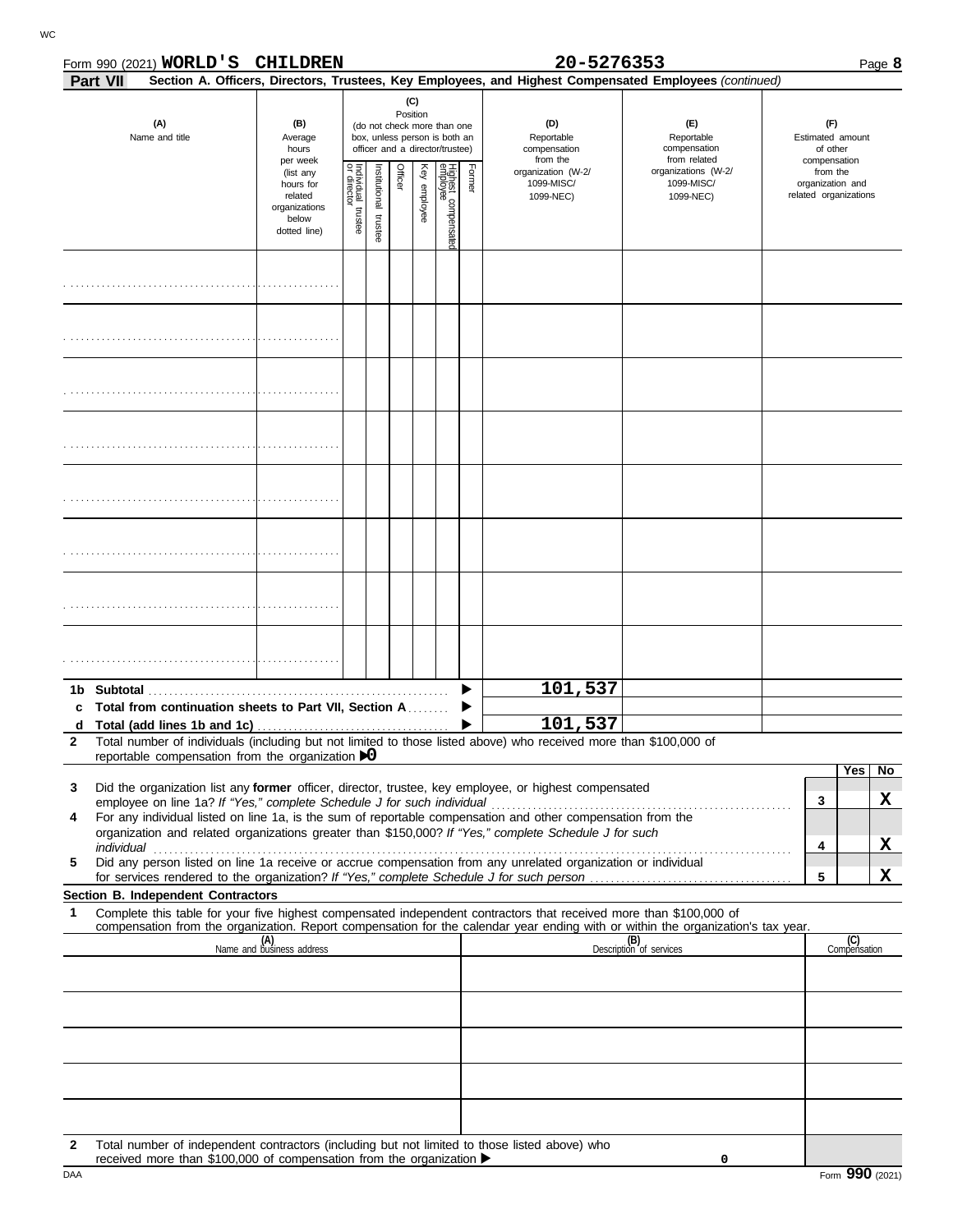Form 990 (2021) **WORLD'S CHILDREN** **20-5276353** Page **8**

**Part VII** **Section A. Officers, Directors, Trustees, Key Employees, and Highest Compensated Employees** *(continued)*

| (A) Name and title | (B) Average hours per week (list any hours for related organizations below dotted line) | (C) Position (do not check more than one box, unless person is both an officer and a director/trustee) | | | | | | (D) Reportable compensation from the organization (W-2/ 1099-MISC/ 1099-NEC) | (E) Reportable compensation from related organizations (W-2/ 1099-MISC/ 1099-NEC) | (F) Estimated amount of other compensation from the organization and related organizations |
|---|---|---|---|---|---|---|---|---|---|---|
| | | Individual trustee or director | Institutional trustee | Officer | Key employee | Highest compensated employee | Former | | | |
| | | | | | | | | | | |
| | | | | | | | | | | |
| | | | | | | | | | | |
| | | | | | | | | | | |
| | | | | | | | | | | |
| | | | | | | | | | | |
| | | | | | | | | | | |
| | | | | | | | | | | |
| **1b Subtotal** | | | | | | | | 101,537 | | |
| **c Total from continuation sheets to Part VII, Section A** | | | | | | | | | | |
| **d Total (add lines 1b and 1c)** | | | | | | | | 101,537 | | |

**2** Total number of individuals (including but not limited to those listed above) who received more than $100,000 of reportable compensation from the organization ▶ 0

| | | Yes | No |
|---|---|---|---|
| **3** Did the organization list any **former** officer, director, trustee, key employee, or highest compensated employee on line 1a? *If "Yes," complete Schedule J for such individual* | 3 | | X |
| **4** For any individual listed on line 1a, is the sum of reportable compensation and other compensation from the organization and related organizations greater than $150,000? *If "Yes," complete Schedule J for such individual* | 4 | | X |
| **5** Did any person listed on line 1a receive or accrue compensation from any unrelated organization or individual for services rendered to the organization? *If "Yes," complete Schedule J for such person* | 5 | | X |

**Section B. Independent Contractors**

**1** Complete this table for your five highest compensated independent contractors that received more than $100,000 of compensation from the organization. Report compensation for the calendar year ending with or within the organization's tax year.

| (A) Name and business address | (B) Description of services | (C) Compensation |
|---|---|---|
| | | |
| | | |
| | | |
| | | |
| | | |

**2** Total number of independent contractors (including but not limited to those listed above) who received more than $100,000 of compensation from the organization ▶ 0

DAA Form **990** (2021)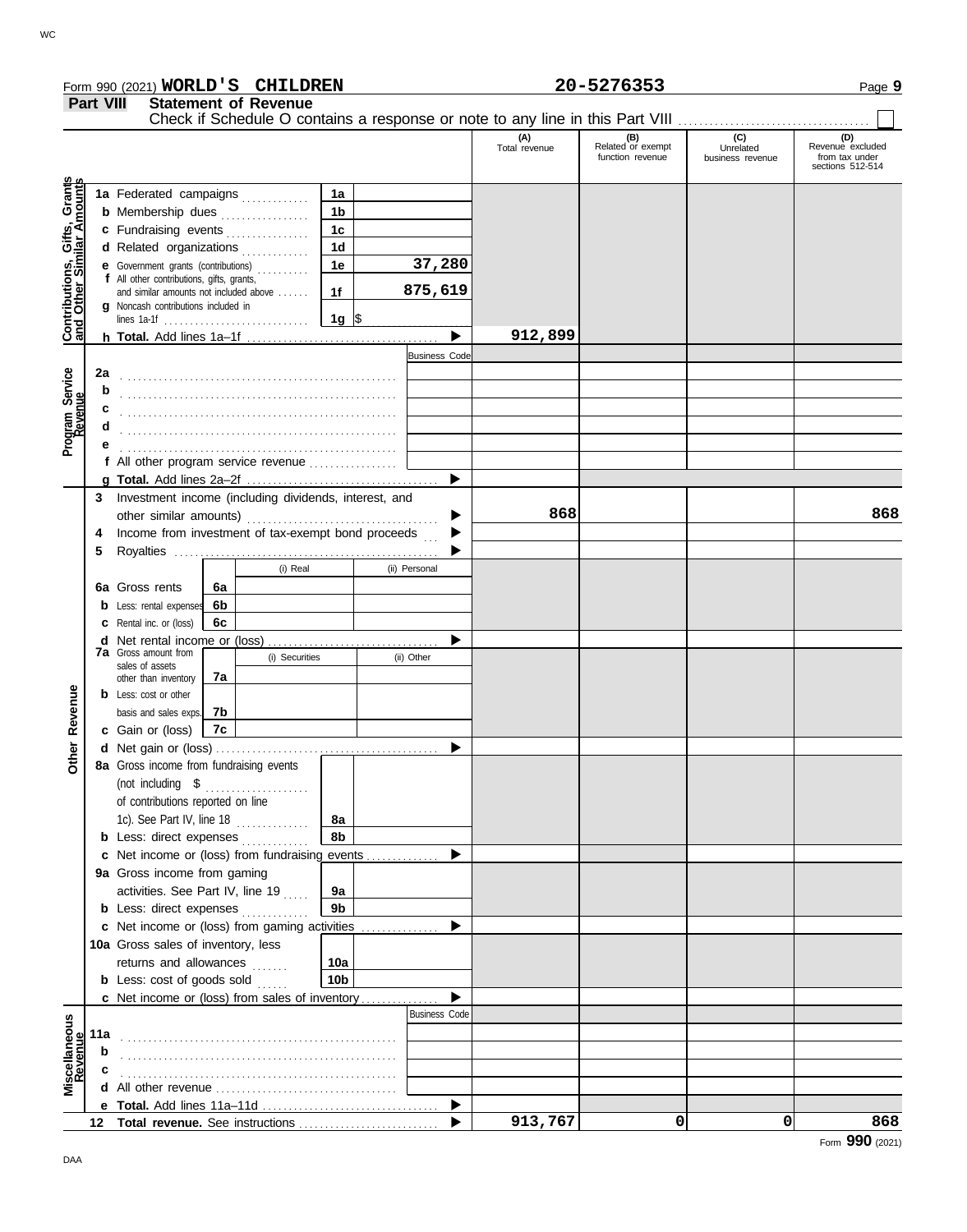Form 990 (2021) **WORLD'S CHILDREN** **20-5276353** Page **9**

## Part VIII Statement of Revenue

Check if Schedule O contains a response or note to any line in this Part VIII ☐

| | | | (A) Total revenue | (B) Related or exempt function revenue | (C) Unrelated business revenue | (D) Revenue excluded from tax under sections 512-514 |
|---|---|---|---|---|---|---|
| **Contributions, Gifts, Grants and Other Similar Amounts** | 1a Federated campaigns | 1a | | | | |
| | b Membership dues | 1b | | | | |
| | c Fundraising events | 1c | | | | |
| | d Related organizations | 1d | | | | |
| | e Government grants (contributions) | 1e 37,280 | | | | |
| | f All other contributions, gifts, grants, and similar amounts not included above | 1f 875,619 | | | | |
| | g Noncash contributions included in lines 1a-1f | 1g $ | | | | |
| | h **Total.** Add lines 1a–1f | ▶ | 912,899 | | | |
| **Program Service Revenue** | | Business Code | | | | |
| | 2a | | | | | |
| | b | | | | | |
| | c | | | | | |
| | d | | | | | |
| | e | | | | | |
| | f All other program service revenue | | | | | |
| | g **Total.** Add lines 2a–2f | ▶ | | | | |
| **Other Revenue** | 3 Investment income (including dividends, interest, and other similar amounts) | ▶ | 868 | | | 868 |
| | 4 Income from investment of tax-exempt bond proceeds | ▶ | | | | |
| | 5 Royalties | ▶ | | | | |
| | | (i) Real / (ii) Personal | | | | |
| | 6a Gross rents | 6a | | | | |
| | b Less: rental expenses | 6b | | | | |
| | c Rental inc. or (loss) | 6c | | | | |
| | d Net rental income or (loss) | ▶ | | | | |
| | | (i) Securities / (ii) Other | | | | |
| | 7a Gross amount from sales of assets other than inventory | 7a | | | | |
| | b Less: cost or other basis and sales exps. | 7b | | | | |
| | c Gain or (loss) | 7c | | | | |
| | d Net gain or (loss) | ▶ | | | | |
| | 8a Gross income from fundraising events (not including $ of contributions reported on line 1c). See Part IV, line 18 | 8a | | | | |
| | b Less: direct expenses | 8b | | | | |
| | c Net income or (loss) from fundraising events | ▶ | | | | |
| | 9a Gross income from gaming activities. See Part IV, line 19 | 9a | | | | |
| | b Less: direct expenses | 9b | | | | |
| | c Net income or (loss) from gaming activities | ▶ | | | | |
| | 10a Gross sales of inventory, less returns and allowances | 10a | | | | |
| | b Less: cost of goods sold | 10b | | | | |
| | c Net income or (loss) from sales of inventory | ▶ | | | | |
| **Miscellaneous Revenue** | | Business Code | | | | |
| | 11a | | | | | |
| | b | | | | | |
| | c | | | | | |
| | d All other revenue | | | | | |
| | e **Total.** Add lines 11a–11d | ▶ | | | | |
| | 12 **Total revenue.** See instructions | ▶ | 913,767 | 0 | 0 | 868 |

Form **990** (2021)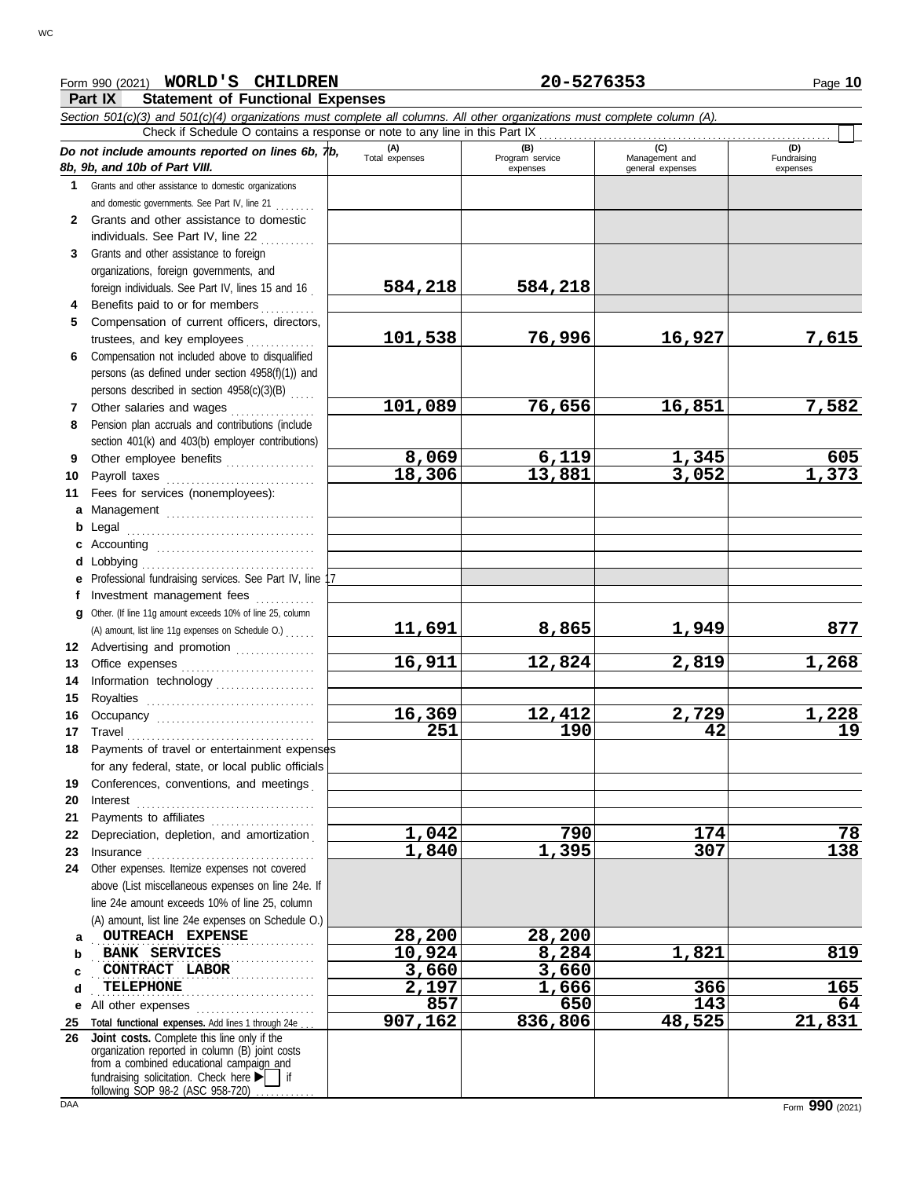Form 990 (2021) **WORLD'S CHILDREN** **20-5276353** Page **10**

**Part IX Statement of Functional Expenses**

*Section 501(c)(3) and 501(c)(4) organizations must complete all columns. All other organizations must complete column (A).*

Check if Schedule O contains a response or note to any line in this Part IX ☐

| *Do not include amounts reported on lines 6b, 7b, 8b, 9b, and 10b of Part VIII.* | (A) Total expenses | (B) Program service expenses | (C) Management and general expenses | (D) Fundraising expenses |
|---|---|---|---|---|
| **1** Grants and other assistance to domestic organizations and domestic governments. See Part IV, line 21 | | | | |
| **2** Grants and other assistance to domestic individuals. See Part IV, line 22 | | | | |
| **3** Grants and other assistance to foreign organizations, foreign governments, and foreign individuals. See Part IV, lines 15 and 16 | 584,218 | 584,218 | | |
| **4** Benefits paid to or for members | | | | |
| **5** Compensation of current officers, directors, trustees, and key employees | 101,538 | 76,996 | 16,927 | 7,615 |
| **6** Compensation not included above to disqualified persons (as defined under section 4958(f)(1)) and persons described in section 4958(c)(3)(B) | | | | |
| **7** Other salaries and wages | 101,089 | 76,656 | 16,851 | 7,582 |
| **8** Pension plan accruals and contributions (include section 401(k) and 403(b) employer contributions) | | | | |
| **9** Other employee benefits | 8,069 | 6,119 | 1,345 | 605 |
| **10** Payroll taxes | 18,306 | 13,881 | 3,052 | 1,373 |
| **11** Fees for services (nonemployees): | | | | |
| **a** Management | | | | |
| **b** Legal | | | | |
| **c** Accounting | | | | |
| **d** Lobbying | | | | |
| **e** Professional fundraising services. See Part IV, line 17 | | | | |
| **f** Investment management fees | | | | |
| **g** Other. (If line 11g amount exceeds 10% of line 25, column (A) amount, list line 11g expenses on Schedule O.) | 11,691 | 8,865 | 1,949 | 877 |
| **12** Advertising and promotion | | | | |
| **13** Office expenses | 16,911 | 12,824 | 2,819 | 1,268 |
| **14** Information technology | | | | |
| **15** Royalties | | | | |
| **16** Occupancy | 16,369 | 12,412 | 2,729 | 1,228 |
| **17** Travel | 251 | 190 | 42 | 19 |
| **18** Payments of travel or entertainment expenses for any federal, state, or local public officials | | | | |
| **19** Conferences, conventions, and meetings | | | | |
| **20** Interest | | | | |
| **21** Payments to affiliates | | | | |
| **22** Depreciation, depletion, and amortization | 1,042 | 790 | 174 | 78 |
| **23** Insurance | 1,840 | 1,395 | 307 | 138 |
| **24** Other expenses. Itemize expenses not covered above (List miscellaneous expenses on line 24e. If line 24e amount exceeds 10% of line 25, column (A) amount, list line 24e expenses on Schedule O.) | | | | |
| **a** OUTREACH EXPENSE | 28,200 | 28,200 | | |
| **b** BANK SERVICES | 10,924 | 8,284 | 1,821 | 819 |
| **c** CONTRACT LABOR | 3,660 | 3,660 | | |
| **d** TELEPHONE | 2,197 | 1,666 | 366 | 165 |
| **e** All other expenses | 857 | 650 | 143 | 64 |
| **25** **Total functional expenses.** Add lines 1 through 24e | 907,162 | 836,806 | 48,525 | 21,831 |
| **26** **Joint costs.** Complete this line only if the organization reported in column (B) joint costs from a combined educational campaign and fundraising solicitation. Check here ▶ ☐ if following SOP 98-2 (ASC 958-720) | | | | |

Form **990** (2021)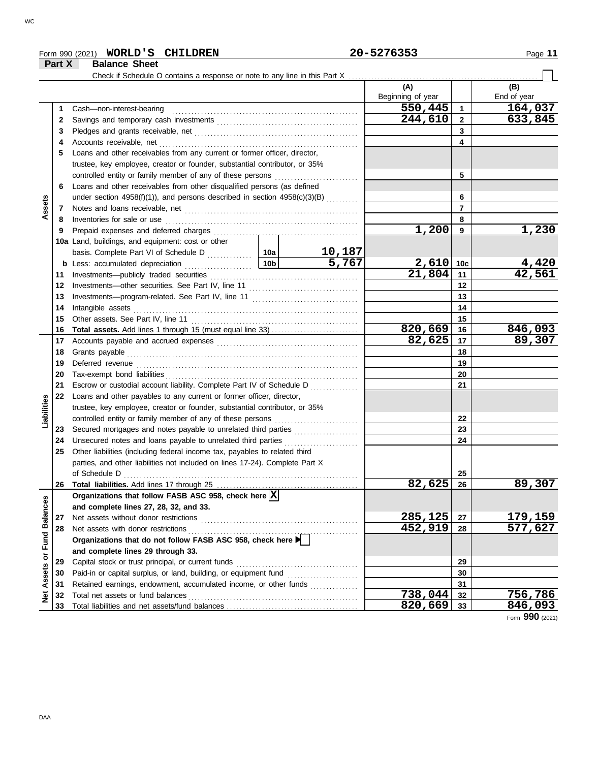Form 990 (2021) **WORLD'S CHILDREN** 20-5276353

**Part X Balance Sheet**

Check if Schedule O contains a response or note to any line in this Part X ☐

| | | Description | | | (A) Beginning of year | | (B) End of year |
|---|---|---|---|---|---|---|---|
| Assets | 1 | Cash—non-interest-bearing | | | 550,445 | 1 | 164,037 |
| | 2 | Savings and temporary cash investments | | | 244,610 | 2 | 633,845 |
| | 3 | Pledges and grants receivable, net | | | | 3 | |
| | 4 | Accounts receivable, net | | | | 4 | |
| | 5 | Loans and other receivables from any current or former officer, director, trustee, key employee, creator or founder, substantial contributor, or 35% controlled entity or family member of any of these persons | | | | 5 | |
| | 6 | Loans and other receivables from other disqualified persons (as defined under section 4958(f)(1)), and persons described in section 4958(c)(3)(B) | | | | 6 | |
| | 7 | Notes and loans receivable, net | | | | 7 | |
| | 8 | Inventories for sale or use | | | | 8 | |
| | 9 | Prepaid expenses and deferred charges | | | 1,200 | 9 | 1,230 |
| | 10a | Land, buildings, and equipment: cost or other basis. Complete Part VI of Schedule D | 10a | 10,187 | | | |
| | b | Less: accumulated depreciation | 10b | 5,767 | 2,610 | 10c | 4,420 |
| | 11 | Investments—publicly traded securities | | | 21,804 | 11 | 42,561 |
| | 12 | Investments—other securities. See Part IV, line 11 | | | | 12 | |
| | 13 | Investments—program-related. See Part IV, line 11 | | | | 13 | |
| | 14 | Intangible assets | | | | 14 | |
| | 15 | Other assets. See Part IV, line 11 | | | | 15 | |
| | 16 | **Total assets.** Add lines 1 through 15 (must equal line 33) | | | 820,669 | 16 | 846,093 |
| Liabilities | 17 | Accounts payable and accrued expenses | | | 82,625 | 17 | 89,307 |
| | 18 | Grants payable | | | | 18 | |
| | 19 | Deferred revenue | | | | 19 | |
| | 20 | Tax-exempt bond liabilities | | | | 20 | |
| | 21 | Escrow or custodial account liability. Complete Part IV of Schedule D | | | | 21 | |
| | 22 | Loans and other payables to any current or former officer, director, trustee, key employee, creator or founder, substantial contributor, or 35% controlled entity or family member of any of these persons | | | | 22 | |
| | 23 | Secured mortgages and notes payable to unrelated third parties | | | | 23 | |
| | 24 | Unsecured notes and loans payable to unrelated third parties | | | | 24 | |
| | 25 | Other liabilities (including federal income tax, payables to related third parties, and other liabilities not included on lines 17-24). Complete Part X of Schedule D | | | | 25 | |
| | 26 | **Total liabilities.** Add lines 17 through 25 | | | 82,625 | 26 | 89,307 |
| Net Assets or Fund Balances | | **Organizations that follow FASB ASC 958, check here** ☒ **and complete lines 27, 28, 32, and 33.** | | | | | |
| | 27 | Net assets without donor restrictions | | | 285,125 | 27 | 179,159 |
| | 28 | Net assets with donor restrictions | | | 452,919 | 28 | 577,627 |
| | | **Organizations that do not follow FASB ASC 958, check here** ☐ **and complete lines 29 through 33.** | | | | | |
| | 29 | Capital stock or trust principal, or current funds | | | | 29 | |
| | 30 | Paid-in or capital surplus, or land, building, or equipment fund | | | | 30 | |
| | 31 | Retained earnings, endowment, accumulated income, or other funds | | | | 31 | |
| | 32 | Total net assets or fund balances | | | 738,044 | 32 | 756,786 |
| | 33 | Total liabilities and net assets/fund balances | | | 820,669 | 33 | 846,093 |

Form **990** (2021)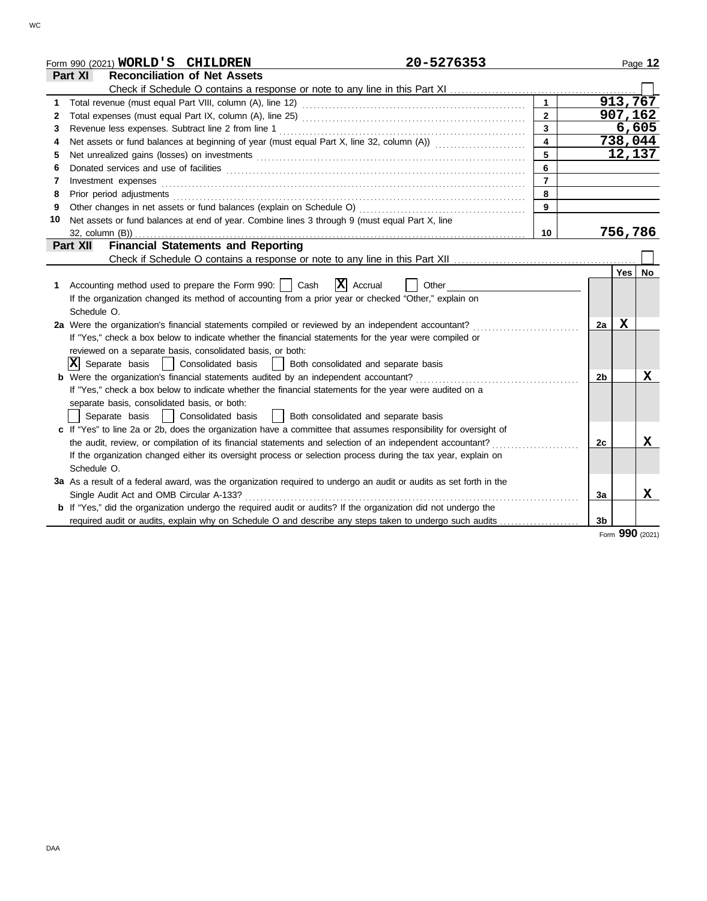Form 990 (2021) **WORLD'S CHILDREN** 20-5276353

## Part XI Reconciliation of Net Assets

Check if Schedule O contains a response or note to any line in this Part XI ☐

| | | | |
|---|---|---|---|
| 1 | Total revenue (must equal Part VIII, column (A), line 12) | 1 | 913,767 |
| 2 | Total expenses (must equal Part IX, column (A), line 25) | 2 | 907,162 |
| 3 | Revenue less expenses. Subtract line 2 from line 1 | 3 | 6,605 |
| 4 | Net assets or fund balances at beginning of year (must equal Part X, line 32, column (A)) | 4 | 738,044 |
| 5 | Net unrealized gains (losses) on investments | 5 | 12,137 |
| 6 | Donated services and use of facilities | 6 | |
| 7 | Investment expenses | 7 | |
| 8 | Prior period adjustments | 8 | |
| 9 | Other changes in net assets or fund balances (explain on Schedule O) | 9 | |
| 10 | Net assets or fund balances at end of year. Combine lines 3 through 9 (must equal Part X, line 32, column (B)) | 10 | 756,786 |

## Part XII Financial Statements and Reporting

Check if Schedule O contains a response or note to any line in this Part XII ☐

| | | | Yes | No |
|---|---|---|---|---|
| 1 | Accounting method used to prepare the Form 990: ☐ Cash ☒ Accrual ☐ Other ______ <br> If the organization changed its method of accounting from a prior year or checked "Other," explain on Schedule O. | | | |
| 2a | Were the organization's financial statements compiled or reviewed by an independent accountant? <br> If "Yes," check a box below to indicate whether the financial statements for the year were compiled or reviewed on a separate basis, consolidated basis, or both: <br> ☒ Separate basis ☐ Consolidated basis ☐ Both consolidated and separate basis | 2a | X | |
| b | Were the organization's financial statements audited by an independent accountant? <br> If "Yes," check a box below to indicate whether the financial statements for the year were audited on a separate basis, consolidated basis, or both: <br> ☐ Separate basis ☐ Consolidated basis ☐ Both consolidated and separate basis | 2b | | X |
| c | If "Yes" to line 2a or 2b, does the organization have a committee that assumes responsibility for oversight of the audit, review, or compilation of its financial statements and selection of an independent accountant? <br> If the organization changed either its oversight process or selection process during the tax year, explain on Schedule O. | 2c | | X |
| 3a | As a result of a federal award, was the organization required to undergo an audit or audits as set forth in the Single Audit Act and OMB Circular A-133? | 3a | | X |
| b | If "Yes," did the organization undergo the required audit or audits? If the organization did not undergo the required audit or audits, explain why on Schedule O and describe any steps taken to undergo such audits | 3b | | |

Form **990** (2021)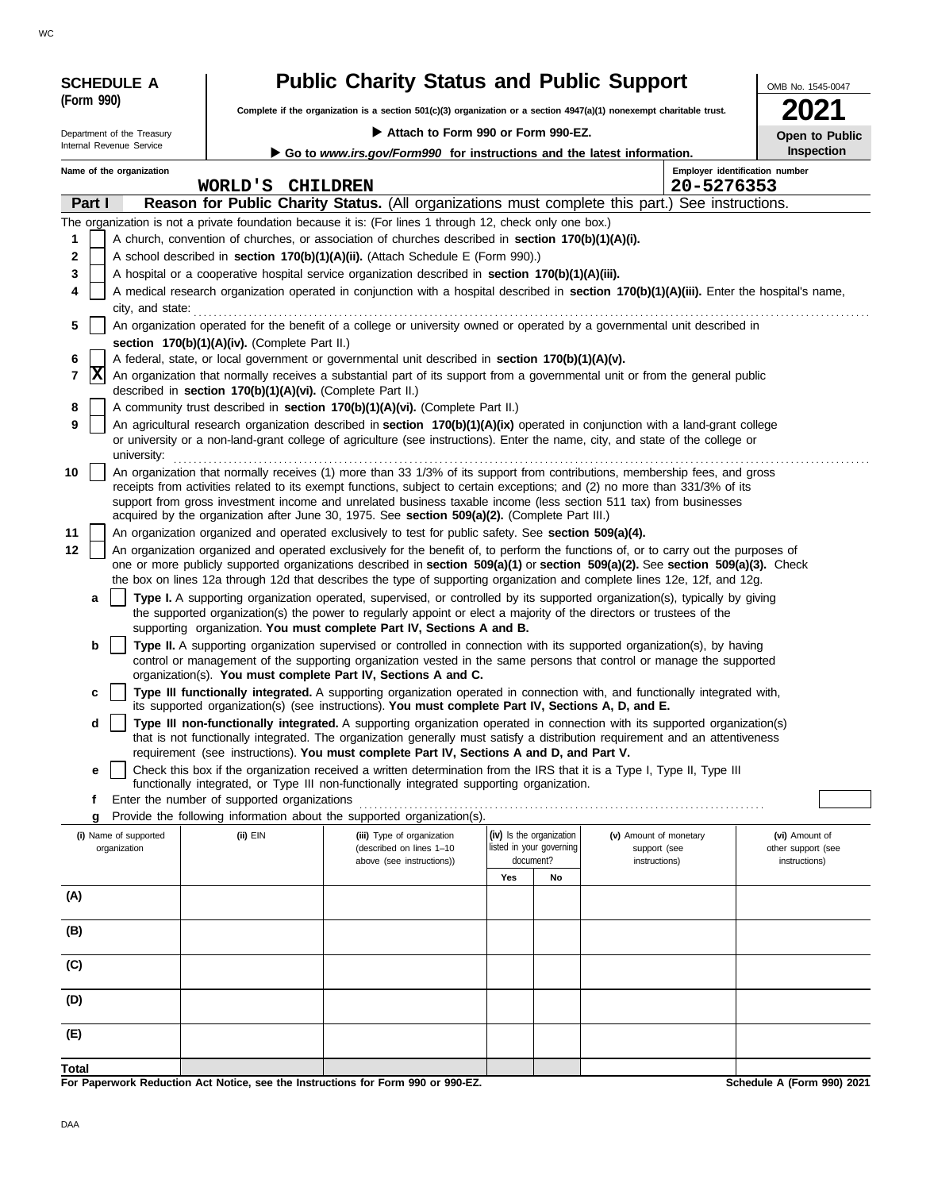**SCHEDULE A**
**(Form 990)**

Department of the Treasury
Internal Revenue Service

# Public Charity Status and Public Support

**Complete if the organization is a section 501(c)(3) organization or a section 4947(a)(1) nonexempt charitable trust.**

▶ **Attach to Form 990 or Form 990-EZ.**

▶ **Go to *www.irs.gov/Form990* for instructions and the latest information.**

OMB No. 1545-0047

**2021**

**Open to Public Inspection**

**Name of the organization:** WORLD'S CHILDREN

**Employer identification number:** 20-5276353

## Part I Reason for Public Charity Status. (All organizations must complete this part.) See instructions.

The organization is not a private foundation because it is: (For lines 1 through 12, check only one box.)

1. [ ] A church, convention of churches, or association of churches described in **section 170(b)(1)(A)(i).**
2. [ ] A school described in **section 170(b)(1)(A)(ii).** (Attach Schedule E (Form 990).)
3. [ ] A hospital or a cooperative hospital service organization described in **section 170(b)(1)(A)(iii).**
4. [ ] A medical research organization operated in conjunction with a hospital described in **section 170(b)(1)(A)(iii).** Enter the hospital's name, city, and state:
5. [ ] An organization operated for the benefit of a college or university owned or operated by a governmental unit described in **section 170(b)(1)(A)(iv).** (Complete Part II.)
6. [ ] A federal, state, or local government or governmental unit described in **section 170(b)(1)(A)(v).**
7. [X] An organization that normally receives a substantial part of its support from a governmental unit or from the general public described in **section 170(b)(1)(A)(vi).** (Complete Part II.)
8. [ ] A community trust described in **section 170(b)(1)(A)(vi).** (Complete Part II.)
9. [ ] An agricultural research organization described in **section 170(b)(1)(A)(ix)** operated in conjunction with a land-grant college or university or a non-land-grant college of agriculture (see instructions). Enter the name, city, and state of the college or university:
10. [ ] An organization that normally receives (1) more than 33 1/3% of its support from contributions, membership fees, and gross receipts from activities related to its exempt functions, subject to certain exceptions; and (2) no more than 331/3% of its support from gross investment income and unrelated business taxable income (less section 511 tax) from businesses acquired by the organization after June 30, 1975. See **section 509(a)(2).** (Complete Part III.)
11. [ ] An organization organized and operated exclusively to test for public safety. See **section 509(a)(4).**
12. [ ] An organization organized and operated exclusively for the benefit of, to perform the functions of, or to carry out the purposes of one or more publicly supported organizations described in **section 509(a)(1)** or **section 509(a)(2).** See **section 509(a)(3).** Check the box on lines 12a through 12d that describes the type of supporting organization and complete lines 12e, 12f, and 12g.
   - **a** [ ] **Type I.** A supporting organization operated, supervised, or controlled by its supported organization(s), typically by giving the supported organization(s) the power to regularly appoint or elect a majority of the directors or trustees of the supporting organization. **You must complete Part IV, Sections A and B.**
   - **b** [ ] **Type II.** A supporting organization supervised or controlled in connection with its supported organization(s), by having control or management of the supporting organization vested in the same persons that control or manage the supported organization(s). **You must complete Part IV, Sections A and C.**
   - **c** [ ] **Type III functionally integrated.** A supporting organization operated in connection with, and functionally integrated with, its supported organization(s) (see instructions). **You must complete Part IV, Sections A, D, and E.**
   - **d** [ ] **Type III non-functionally integrated.** A supporting organization operated in connection with its supported organization(s) that is not functionally integrated. The organization generally must satisfy a distribution requirement and an attentiveness requirement (see instructions). **You must complete Part IV, Sections A and D, and Part V.**
   - **e** [ ] Check this box if the organization received a written determination from the IRS that it is a Type I, Type II, Type III functionally integrated, or Type III non-functionally integrated supporting organization.
   - **f** Enter the number of supported organizations
   - **g** Provide the following information about the supported organization(s).

| (i) Name of supported organization | (ii) EIN | (iii) Type of organization (described on lines 1–10 above (see instructions)) | (iv) Is the organization listed in your governing document? Yes | No | (v) Amount of monetary support (see instructions) | (vi) Amount of other support (see instructions) |
|---|---|---|---|---|---|---|
| (A) | | | | | | |
| (B) | | | | | | |
| (C) | | | | | | |
| (D) | | | | | | |
| (E) | | | | | | |
| **Total** | | | | | | |

**For Paperwork Reduction Act Notice, see the Instructions for Form 990 or 990-EZ.**

**Schedule A (Form 990) 2021**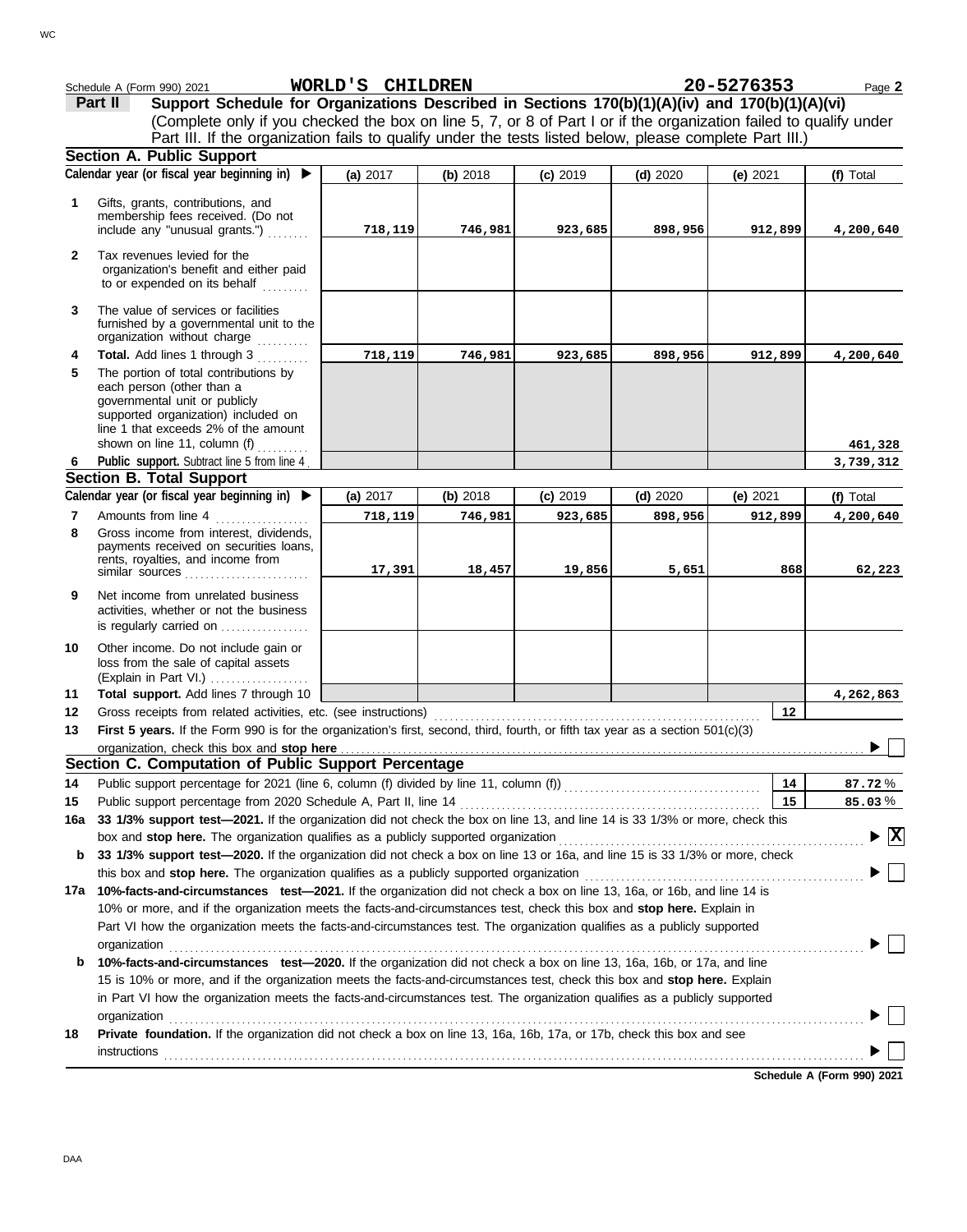Schedule A (Form 990) 2021 **WORLD'S CHILDREN** **20-5276353** Page **2**

**Part II** **Support Schedule for Organizations Described in Sections 170(b)(1)(A)(iv) and 170(b)(1)(A)(vi)**
(Complete only if you checked the box on line 5, 7, or 8 of Part I or if the organization failed to qualify under Part III. If the organization fails to qualify under the tests listed below, please complete Part III.)

## Section A. Public Support

| Calendar year (or fiscal year beginning in) ▶ | (a) 2017 | (b) 2018 | (c) 2019 | (d) 2020 | (e) 2021 | (f) Total |
|---|---|---|---|---|---|---|
| **1** Gifts, grants, contributions, and membership fees received. (Do not include any "unusual grants.") | 718,119 | 746,981 | 923,685 | 898,956 | 912,899 | 4,200,640 |
| **2** Tax revenues levied for the organization's benefit and either paid to or expended on its behalf | | | | | | |
| **3** The value of services or facilities furnished by a governmental unit to the organization without charge | | | | | | |
| **4** **Total.** Add lines 1 through 3 | 718,119 | 746,981 | 923,685 | 898,956 | 912,899 | 4,200,640 |
| **5** The portion of total contributions by each person (other than a governmental unit or publicly supported organization) included on line 1 that exceeds 2% of the amount shown on line 11, column (f) | | | | | | 461,328 |
| **6** **Public support.** Subtract line 5 from line 4 | | | | | | 3,739,312 |

## Section B. Total Support

| Calendar year (or fiscal year beginning in) ▶ | (a) 2017 | (b) 2018 | (c) 2019 | (d) 2020 | (e) 2021 | (f) Total |
|---|---|---|---|---|---|---|
| **7** Amounts from line 4 | 718,119 | 746,981 | 923,685 | 898,956 | 912,899 | 4,200,640 |
| **8** Gross income from interest, dividends, payments received on securities loans, rents, royalties, and income from similar sources | 17,391 | 18,457 | 19,856 | 5,651 | 868 | 62,223 |
| **9** Net income from unrelated business activities, whether or not the business is regularly carried on | | | | | | |
| **10** Other income. Do not include gain or loss from the sale of capital assets (Explain in Part VI.) | | | | | | |
| **11** **Total support.** Add lines 7 through 10 | | | | | | 4,262,863 |

**12** Gross receipts from related activities, etc. (see instructions) **12**

**13** **First 5 years.** If the Form 990 is for the organization's first, second, third, fourth, or fifth tax year as a section 501(c)(3) organization, check this box and **stop here** ▶ ☐

## Section C. Computation of Public Support Percentage

**14** Public support percentage for 2021 (line 6, column (f) divided by line 11, column (f)) **14** **87.72** %

**15** Public support percentage from 2020 Schedule A, Part II, line 14 **15** **85.03** %

**16a** **33 1/3% support test—2021.** If the organization did not check the box on line 13, and line 14 is 33 1/3% or more, check this box and **stop here.** The organization qualifies as a publicly supported organization ▶ ☒

**b** **33 1/3% support test—2020.** If the organization did not check a box on line 13 or 16a, and line 15 is 33 1/3% or more, check this box and **stop here.** The organization qualifies as a publicly supported organization ▶ ☐

**17a** **10%-facts-and-circumstances test—2021.** If the organization did not check a box on line 13, 16a, or 16b, and line 14 is 10% or more, and if the organization meets the facts-and-circumstances test, check this box and **stop here.** Explain in Part VI how the organization meets the facts-and-circumstances test. The organization qualifies as a publicly supported organization ▶ ☐

**b** **10%-facts-and-circumstances test—2020.** If the organization did not check a box on line 13, 16a, 16b, or 17a, and line 15 is 10% or more, and if the organization meets the facts-and-circumstances test, check this box and **stop here.** Explain in Part VI how the organization meets the facts-and-circumstances test. The organization qualifies as a publicly supported organization ▶ ☐

**18** **Private foundation.** If the organization did not check a box on line 13, 16a, 16b, 17a, or 17b, check this box and see instructions ▶ ☐

**Schedule A (Form 990) 2021**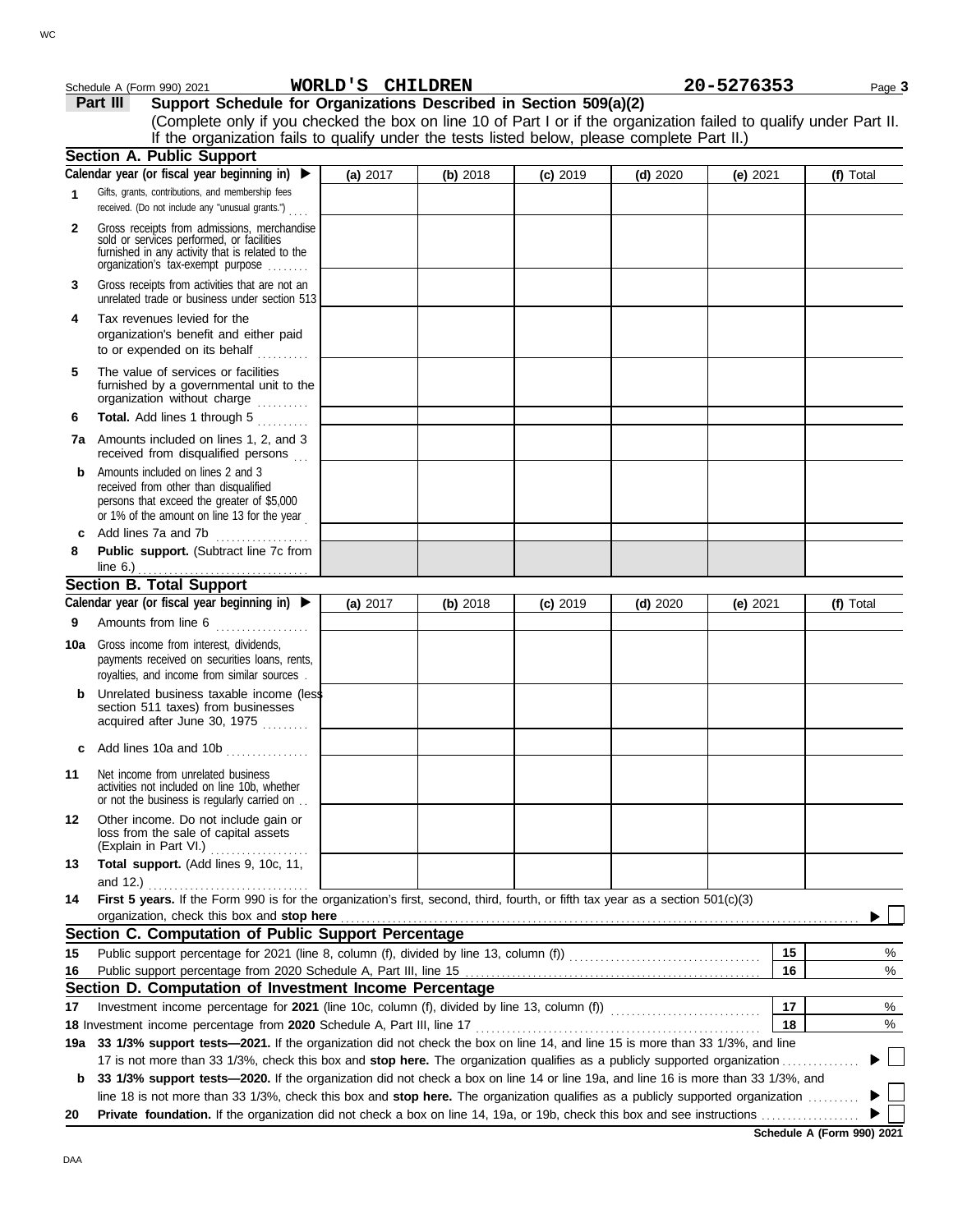Schedule A (Form 990) 2021 **WORLD'S CHILDREN** **20-5276353** Page **3**

## Part III Support Schedule for Organizations Described in Section 509(a)(2)

(Complete only if you checked the box on line 10 of Part I or if the organization failed to qualify under Part II. If the organization fails to qualify under the tests listed below, please complete Part II.)

### Section A. Public Support

| Calendar year (or fiscal year beginning in) ▶ | (a) 2017 | (b) 2018 | (c) 2019 | (d) 2020 | (e) 2021 | (f) Total |
|---|---|---|---|---|---|---|
| **1** Gifts, grants, contributions, and membership fees received. (Do not include any "unusual grants.") | | | | | | |
| **2** Gross receipts from admissions, merchandise sold or services performed, or facilities furnished in any activity that is related to the organization's tax-exempt purpose | | | | | | |
| **3** Gross receipts from activities that are not an unrelated trade or business under section 513 | | | | | | |
| **4** Tax revenues levied for the organization's benefit and either paid to or expended on its behalf | | | | | | |
| **5** The value of services or facilities furnished by a governmental unit to the organization without charge | | | | | | |
| **6** **Total.** Add lines 1 through 5 | | | | | | |
| **7a** Amounts included on lines 1, 2, and 3 received from disqualified persons | | | | | | |
| **b** Amounts included on lines 2 and 3 received from other than disqualified persons that exceed the greater of $5,000 or 1% of the amount on line 13 for the year | | | | | | |
| **c** Add lines 7a and 7b | | | | | | |
| **8** **Public support.** (Subtract line 7c from line 6.) | | | | | | |

### Section B. Total Support

| Calendar year (or fiscal year beginning in) ▶ | (a) 2017 | (b) 2018 | (c) 2019 | (d) 2020 | (e) 2021 | (f) Total |
|---|---|---|---|---|---|---|
| **9** Amounts from line 6 | | | | | | |
| **10a** Gross income from interest, dividends, payments received on securities loans, rents, royalties, and income from similar sources | | | | | | |
| **b** Unrelated business taxable income (less section 511 taxes) from businesses acquired after June 30, 1975 | | | | | | |
| **c** Add lines 10a and 10b | | | | | | |
| **11** Net income from unrelated business activities not included on line 10b, whether or not the business is regularly carried on | | | | | | |
| **12** Other income. Do not include gain or loss from the sale of capital assets (Explain in Part VI.) | | | | | | |
| **13** **Total support.** (Add lines 9, 10c, 11, and 12.) | | | | | | |

**14** **First 5 years.** If the Form 990 is for the organization's first, second, third, fourth, or fifth tax year as a section 501(c)(3) organization, check this box and **stop here** ▶ ☐

### Section C. Computation of Public Support Percentage

| | | | |
|---|---|---|---|
| **15** | Public support percentage for 2021 (line 8, column (f), divided by line 13, column (f)) | **15** | % |
| **16** | Public support percentage from 2020 Schedule A, Part III, line 15 | **16** | % |

### Section D. Computation of Investment Income Percentage

| | | | |
|---|---|---|---|
| **17** | Investment income percentage for **2021** (line 10c, column (f), divided by line 13, column (f)) | **17** | % |
| **18** | Investment income percentage from **2020** Schedule A, Part III, line 17 | **18** | % |

**19a** **33 1/3% support tests—2021.** If the organization did not check the box on line 14, and line 15 is more than 33 1/3%, and line 17 is not more than 33 1/3%, check this box and **stop here.** The organization qualifies as a publicly supported organization ▶ ☐

**b** **33 1/3% support tests—2020.** If the organization did not check a box on line 14 or line 19a, and line 16 is more than 33 1/3%, and line 18 is not more than 33 1/3%, check this box and **stop here.** The organization qualifies as a publicly supported organization ▶ ☐

**20** **Private foundation.** If the organization did not check a box on line 14, 19a, or 19b, check this box and see instructions ▶ ☐

**Schedule A (Form 990) 2021**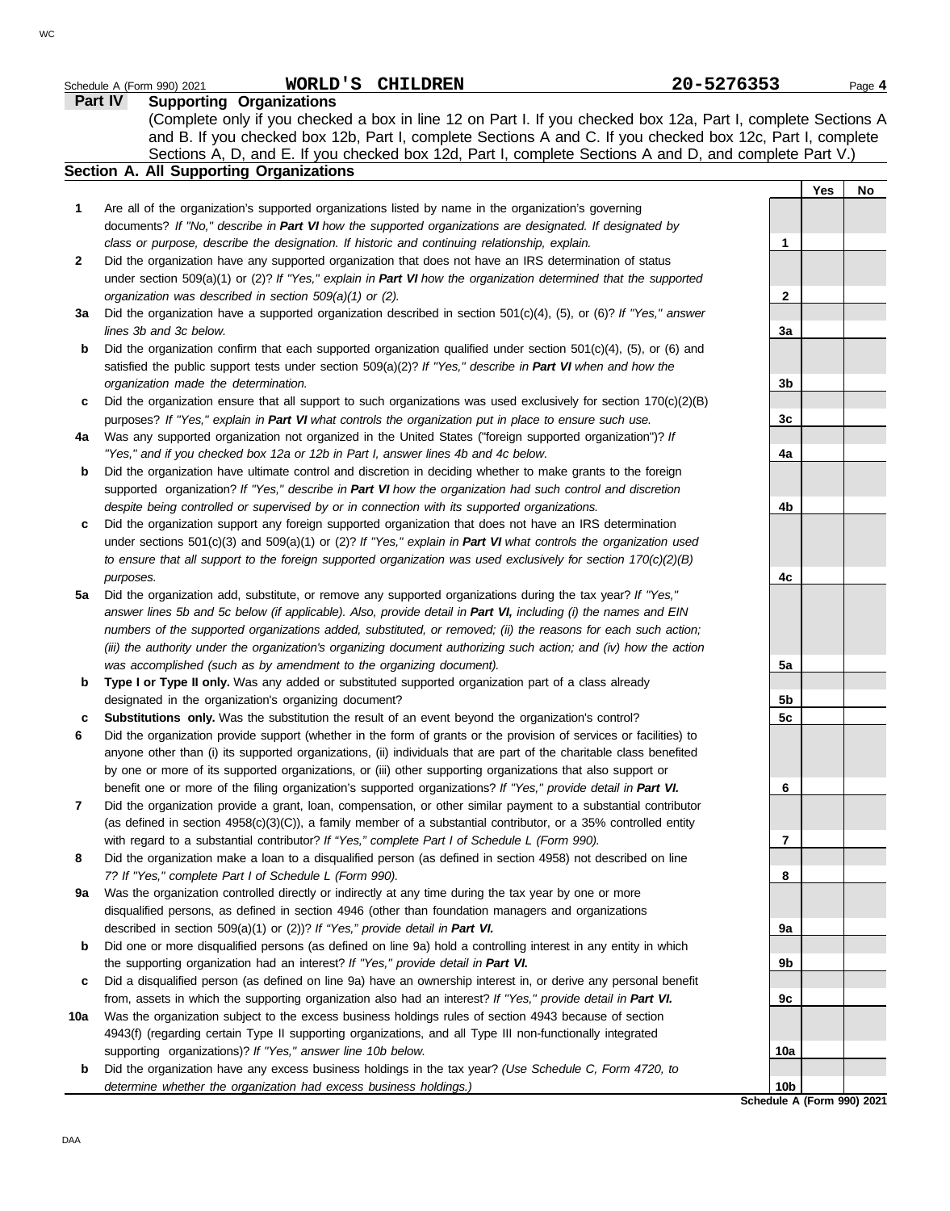Schedule A (Form 990) 2021 **WORLD'S CHILDREN** 20-5276353 Page **4**

## Part IV Supporting Organizations

(Complete only if you checked a box in line 12 on Part I. If you checked box 12a, Part I, complete Sections A and B. If you checked box 12b, Part I, complete Sections A and C. If you checked box 12c, Part I, complete Sections A, D, and E. If you checked box 12d, Part I, complete Sections A and D, and complete Part V.)

### Section A. All Supporting Organizations

| | | | Yes | No |
|---|---|---|---|---|
| **1** | Are all of the organization's supported organizations listed by name in the organization's governing documents? *If "No," describe in **Part VI** how the supported organizations are designated. If designated by class or purpose, describe the designation. If historic and continuing relationship, explain.* | 1 | | |
| **2** | Did the organization have any supported organization that does not have an IRS determination of status under section 509(a)(1) or (2)? *If "Yes," explain in **Part VI** how the organization determined that the supported organization was described in section 509(a)(1) or (2).* | 2 | | |
| **3a** | Did the organization have a supported organization described in section 501(c)(4), (5), or (6)? *If "Yes," answer lines 3b and 3c below.* | 3a | | |
| **b** | Did the organization confirm that each supported organization qualified under section 501(c)(4), (5), or (6) and satisfied the public support tests under section 509(a)(2)? *If "Yes," describe in **Part VI** when and how the organization made the determination.* | 3b | | |
| **c** | Did the organization ensure that all support to such organizations was used exclusively for section 170(c)(2)(B) purposes? *If "Yes," explain in **Part VI** what controls the organization put in place to ensure such use.* | 3c | | |
| **4a** | Was any supported organization not organized in the United States ("foreign supported organization")? *If "Yes," and if you checked box 12a or 12b in Part I, answer lines 4b and 4c below.* | 4a | | |
| **b** | Did the organization have ultimate control and discretion in deciding whether to make grants to the foreign supported organization? *If "Yes," describe in **Part VI** how the organization had such control and discretion despite being controlled or supervised by or in connection with its supported organizations.* | 4b | | |
| **c** | Did the organization support any foreign supported organization that does not have an IRS determination under sections 501(c)(3) and 509(a)(1) or (2)? *If "Yes," explain in **Part VI** what controls the organization used to ensure that all support to the foreign supported organization was used exclusively for section 170(c)(2)(B) purposes.* | 4c | | |
| **5a** | Did the organization add, substitute, or remove any supported organizations during the tax year? *If "Yes," answer lines 5b and 5c below (if applicable). Also, provide detail in **Part VI,** including (i) the names and EIN numbers of the supported organizations added, substituted, or removed; (ii) the reasons for each such action; (iii) the authority under the organization's organizing document authorizing such action; and (iv) how the action was accomplished (such as by amendment to the organizing document).* | 5a | | |
| **b** | **Type I or Type II only.** Was any added or substituted supported organization part of a class already designated in the organization's organizing document? | 5b | | |
| **c** | **Substitutions only.** Was the substitution the result of an event beyond the organization's control? | 5c | | |
| **6** | Did the organization provide support (whether in the form of grants or the provision of services or facilities) to anyone other than (i) its supported organizations, (ii) individuals that are part of the charitable class benefited by one or more of its supported organizations, or (iii) other supporting organizations that also support or benefit one or more of the filing organization's supported organizations? *If "Yes," provide detail in **Part VI.*** | 6 | | |
| **7** | Did the organization provide a grant, loan, compensation, or other similar payment to a substantial contributor (as defined in section 4958(c)(3)(C)), a family member of a substantial contributor, or a 35% controlled entity with regard to a substantial contributor? *If "Yes," complete Part I of Schedule L (Form 990).* | 7 | | |
| **8** | Did the organization make a loan to a disqualified person (as defined in section 4958) not described on line 7? *If "Yes," complete Part I of Schedule L (Form 990).* | 8 | | |
| **9a** | Was the organization controlled directly or indirectly at any time during the tax year by one or more disqualified persons, as defined in section 4946 (other than foundation managers and organizations described in section 509(a)(1) or (2))? *If "Yes," provide detail in **Part VI.*** | 9a | | |
| **b** | Did one or more disqualified persons (as defined on line 9a) hold a controlling interest in any entity in which the supporting organization had an interest? *If "Yes," provide detail in **Part VI.*** | 9b | | |
| **c** | Did a disqualified person (as defined on line 9a) have an ownership interest in, or derive any personal benefit from, assets in which the supporting organization also had an interest? *If "Yes," provide detail in **Part VI.*** | 9c | | |
| **10a** | Was the organization subject to the excess business holdings rules of section 4943 because of section 4943(f) (regarding certain Type II supporting organizations, and all Type III non-functionally integrated supporting organizations)? *If "Yes," answer line 10b below.* | 10a | | |
| **b** | Did the organization have any excess business holdings in the tax year? *(Use Schedule C, Form 4720, to determine whether the organization had excess business holdings.)* | 10b | | |

**Schedule A (Form 990) 2021**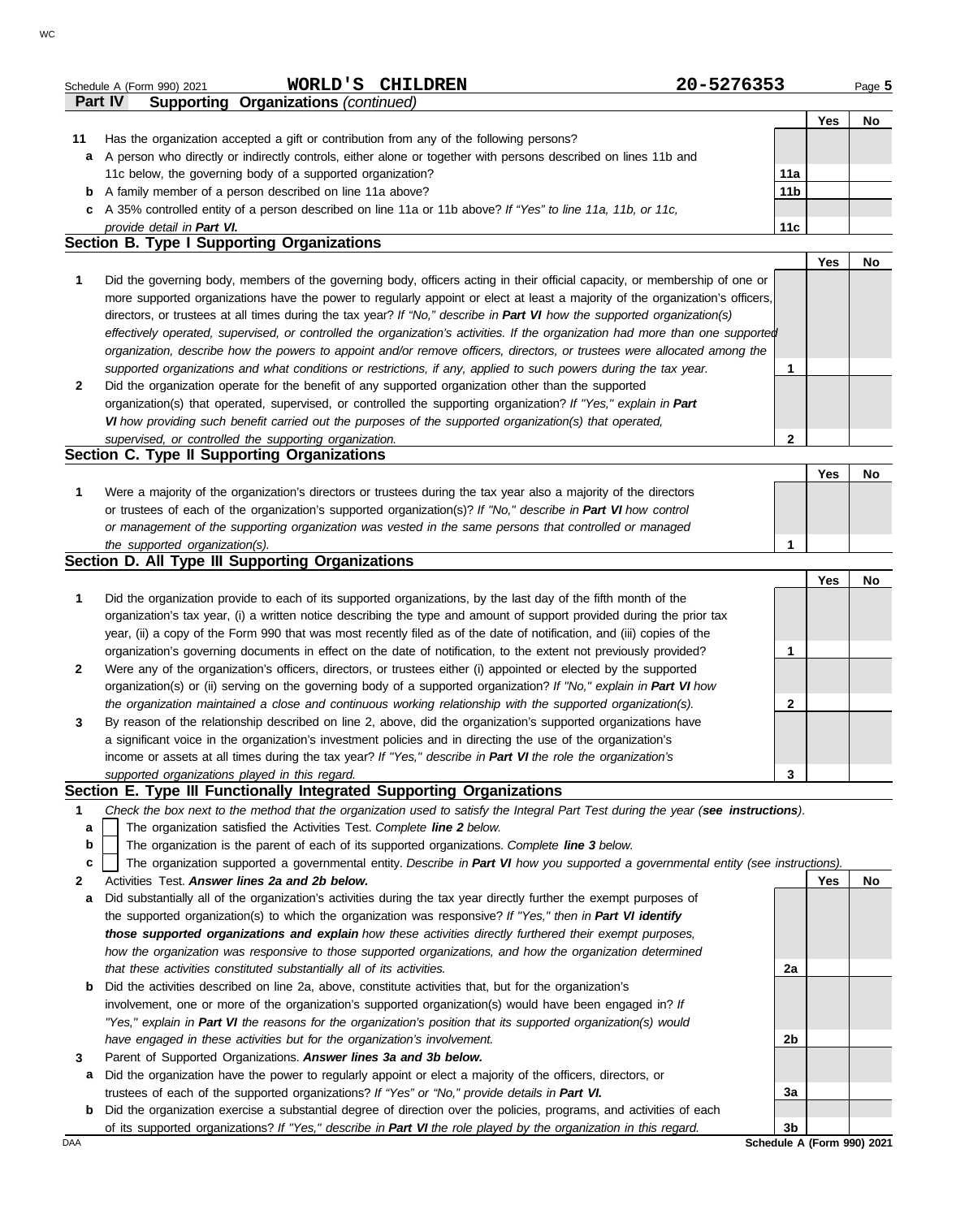Schedule A (Form 990) 2021 **WORLD'S CHILDREN** **20-5276353** Page **5**

## Part IV Supporting Organizations *(continued)*

| | | | Yes | No |
|---|---|---|---|---|
| **11** | Has the organization accepted a gift or contribution from any of the following persons? | | | |
| **a** | A person who directly or indirectly controls, either alone or together with persons described on lines 11b and 11c below, the governing body of a supported organization? | **11a** | | |
| **b** | A family member of a person described on line 11a above? | **11b** | | |
| **c** | A 35% controlled entity of a person described on line 11a or 11b above? *If "Yes" to line 11a, 11b, or 11c, provide detail in **Part VI.*** | **11c** | | |

### Section B. Type I Supporting Organizations

| | | | Yes | No |
|---|---|---|---|---|
| **1** | Did the governing body, members of the governing body, officers acting in their official capacity, or membership of one or more supported organizations have the power to regularly appoint or elect at least a majority of the organization's officers, directors, or trustees at all times during the tax year? *If "No," describe in **Part VI** how the supported organization(s) effectively operated, supervised, or controlled the organization's activities. If the organization had more than one supported organization, describe how the powers to appoint and/or remove officers, directors, or trustees were allocated among the supported organizations and what conditions or restrictions, if any, applied to such powers during the tax year.* | **1** | | |
| **2** | Did the organization operate for the benefit of any supported organization other than the supported organization(s) that operated, supervised, or controlled the supporting organization? *If "Yes," explain in **Part VI** how providing such benefit carried out the purposes of the supported organization(s) that operated, supervised, or controlled the supporting organization.* | **2** | | |

### Section C. Type II Supporting Organizations

| | | | Yes | No |
|---|---|---|---|---|
| **1** | Were a majority of the organization's directors or trustees during the tax year also a majority of the directors or trustees of each of the organization's supported organization(s)? *If "No," describe in **Part VI** how control or management of the supporting organization was vested in the same persons that controlled or managed the supported organization(s).* | **1** | | |

### Section D. All Type III Supporting Organizations

| | | | Yes | No |
|---|---|---|---|---|
| **1** | Did the organization provide to each of its supported organizations, by the last day of the fifth month of the organization's tax year, (i) a written notice describing the type and amount of support provided during the prior tax year, (ii) a copy of the Form 990 that was most recently filed as of the date of notification, and (iii) copies of the organization's governing documents in effect on the date of notification, to the extent not previously provided? | **1** | | |
| **2** | Were any of the organization's officers, directors, or trustees either (i) appointed or elected by the supported organization(s) or (ii) serving on the governing body of a supported organization? *If "No," explain in **Part VI** how the organization maintained a close and continuous working relationship with the supported organization(s).* | **2** | | |
| **3** | By reason of the relationship described on line 2, above, did the organization's supported organizations have a significant voice in the organization's investment policies and in directing the use of the organization's income or assets at all times during the tax year? *If "Yes," describe in **Part VI** the role the organization's supported organizations played in this regard.* | **3** | | |

### Section E. Type III Functionally Integrated Supporting Organizations

**1** *Check the box next to the method that the organization used to satisfy the Integral Part Test during the year (**see instructions**).*

- **a** ☐ The organization satisfied the Activities Test. *Complete **line 2** below.*
- **b** ☐ The organization is the parent of each of its supported organizations. *Complete **line 3** below.*
- **c** ☐ The organization supported a governmental entity. *Describe in **Part VI** how you supported a governmental entity (see instructions).*

| | | | Yes | No |
|---|---|---|---|---|
| **2** | Activities Test. ***Answer lines 2a and 2b below.*** | | | |
| **a** | Did substantially all of the organization's activities during the tax year directly further the exempt purposes of the supported organization(s) to which the organization was responsive? *If "Yes," then in **Part VI identify those supported organizations and explain** how these activities directly furthered their exempt purposes, how the organization was responsive to those supported organizations, and how the organization determined that these activities constituted substantially all of its activities.* | **2a** | | |
| **b** | Did the activities described on line 2a, above, constitute activities that, but for the organization's involvement, one or more of the organization's supported organization(s) would have been engaged in? *If "Yes," explain in **Part VI** the reasons for the organization's position that its supported organization(s) would have engaged in these activities but for the organization's involvement.* | **2b** | | |
| **3** | Parent of Supported Organizations. ***Answer lines 3a and 3b below.*** | | | |
| **a** | Did the organization have the power to regularly appoint or elect a majority of the officers, directors, or trustees of each of the supported organizations? *If "Yes" or "No," provide details in **Part VI.*** | **3a** | | |
| **b** | Did the organization exercise a substantial degree of direction over the policies, programs, and activities of each of its supported organizations? *If "Yes," describe in **Part VI** the role played by the organization in this regard.* | **3b** | | |

DAA **Schedule A (Form 990) 2021**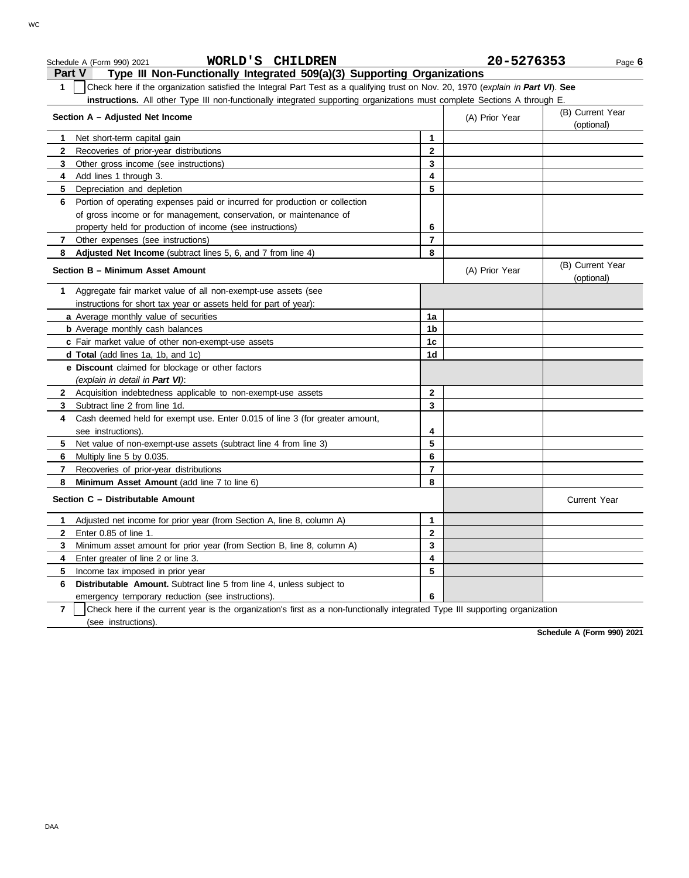Schedule A (Form 990) 2021 **WORLD'S CHILDREN** **20-5276353**

## Part V Type III Non-Functionally Integrated 509(a)(3) Supporting Organizations

**1** ☐ Check here if the organization satisfied the Integral Part Test as a qualifying trust on Nov. 20, 1970 (*explain in **Part VI***). **See instructions.** All other Type III non-functionally integrated supporting organizations must complete Sections A through E.

| **Section A – Adjusted Net Income** | | (A) Prior Year | (B) Current Year (optional) |
|---|---|---|---|
| **1** Net short-term capital gain | **1** | | |
| **2** Recoveries of prior-year distributions | **2** | | |
| **3** Other gross income (see instructions) | **3** | | |
| **4** Add lines 1 through 3. | **4** | | |
| **5** Depreciation and depletion | **5** | | |
| **6** Portion of operating expenses paid or incurred for production or collection of gross income or for management, conservation, or maintenance of property held for production of income (see instructions) | **6** | | |
| **7** Other expenses (see instructions) | **7** | | |
| **8** **Adjusted Net Income** (subtract lines 5, 6, and 7 from line 4) | **8** | | |

| **Section B – Minimum Asset Amount** | | (A) Prior Year | (B) Current Year (optional) |
|---|---|---|---|
| **1** Aggregate fair market value of all non-exempt-use assets (see instructions for short tax year or assets held for part of year): | | | |
| **a** Average monthly value of securities | **1a** | | |
| **b** Average monthly cash balances | **1b** | | |
| **c** Fair market value of other non-exempt-use assets | **1c** | | |
| **d Total** (add lines 1a, 1b, and 1c) | **1d** | | |
| **e Discount** claimed for blockage or other factors (*explain in detail in **Part VI***): | | | |
| **2** Acquisition indebtedness applicable to non-exempt-use assets | **2** | | |
| **3** Subtract line 2 from line 1d. | **3** | | |
| **4** Cash deemed held for exempt use. Enter 0.015 of line 3 (for greater amount, see instructions). | **4** | | |
| **5** Net value of non-exempt-use assets (subtract line 4 from line 3) | **5** | | |
| **6** Multiply line 5 by 0.035. | **6** | | |
| **7** Recoveries of prior-year distributions | **7** | | |
| **8** **Minimum Asset Amount** (add line 7 to line 6) | **8** | | |

| **Section C – Distributable Amount** | | | Current Year |
|---|---|---|---|
| **1** Adjusted net income for prior year (from Section A, line 8, column A) | **1** | | |
| **2** Enter 0.85 of line 1. | **2** | | |
| **3** Minimum asset amount for prior year (from Section B, line 8, column A) | **3** | | |
| **4** Enter greater of line 2 or line 3. | **4** | | |
| **5** Income tax imposed in prior year | **5** | | |
| **6** **Distributable Amount.** Subtract line 5 from line 4, unless subject to emergency temporary reduction (see instructions). | **6** | | |

**7** ☐ Check here if the current year is the organization's first as a non-functionally integrated Type III supporting organization (see instructions).

**Schedule A (Form 990) 2021**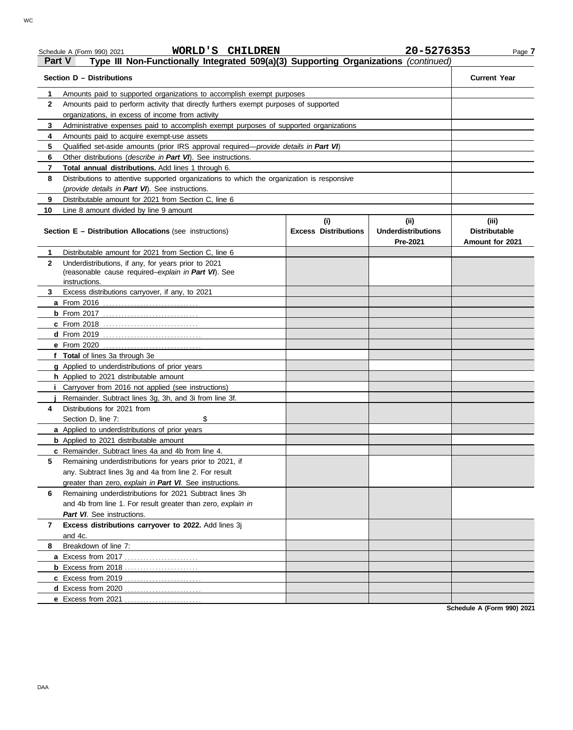Schedule A (Form 990) 2021 **WORLD'S CHILDREN** **20-5276353** Page **7**

**Part V** **Type III Non-Functionally Integrated 509(a)(3) Supporting Organizations** *(continued)*

| **Section D – Distributions** | | **Current Year** |
|---|---|---|
| **1** | Amounts paid to supported organizations to accomplish exempt purposes | |
| **2** | Amounts paid to perform activity that directly furthers exempt purposes of supported organizations, in excess of income from activity | |
| **3** | Administrative expenses paid to accomplish exempt purposes of supported organizations | |
| **4** | Amounts paid to acquire exempt-use assets | |
| **5** | Qualified set-aside amounts (prior IRS approval required—*provide details in **Part VI***) | |
| **6** | Other distributions (*describe in **Part VI***). See instructions. | |
| **7** | **Total annual distributions.** Add lines 1 through 6. | |
| **8** | Distributions to attentive supported organizations to which the organization is responsive (*provide details in **Part VI***). See instructions. | |
| **9** | Distributable amount for 2021 from Section C, line 6 | |
| **10** | Line 8 amount divided by line 9 amount | |

| | **Section E – Distribution Allocations** (see instructions) | **(i) Excess Distributions** | **(ii) Underdistributions Pre-2021** | **(iii) Distributable Amount for 2021** |
|---|---|---|---|---|
| **1** | Distributable amount for 2021 from Section C, line 6 | | | |
| **2** | Underdistributions, if any, for years prior to 2021 (reasonable cause required–*explain in **Part VI***). See instructions. | | | |
| **3** | Excess distributions carryover, if any, to 2021 | | | |
| | **a** From 2016 | | | |
| | **b** From 2017 | | | |
| | **c** From 2018 | | | |
| | **d** From 2019 | | | |
| | **e** From 2020 | | | |
| | **f** **Total** of lines 3a through 3e | | | |
| | **g** Applied to underdistributions of prior years | | | |
| | **h** Applied to 2021 distributable amount | | | |
| | **i** Carryover from 2016 not applied (see instructions) | | | |
| | **j** Remainder. Subtract lines 3g, 3h, and 3i from line 3f. | | | |
| **4** | Distributions for 2021 from Section D, line 7: $ | | | |
| | **a** Applied to underdistributions of prior years | | | |
| | **b** Applied to 2021 distributable amount | | | |
| | **c** Remainder. Subtract lines 4a and 4b from line 4. | | | |
| **5** | Remaining underdistributions for years prior to 2021, if any. Subtract lines 3g and 4a from line 2. For result greater than zero, *explain in **Part VI***. See instructions. | | | |
| **6** | Remaining underdistributions for 2021 Subtract lines 3h and 4b from line 1. For result greater than zero, *explain in **Part VI***. See instructions. | | | |
| **7** | **Excess distributions carryover to 2022.** Add lines 3j and 4c. | | | |
| **8** | Breakdown of line 7: | | | |
| | **a** Excess from 2017 | | | |
| | **b** Excess from 2018 | | | |
| | **c** Excess from 2019 | | | |
| | **d** Excess from 2020 | | | |
| | **e** Excess from 2021 | | | |

**Schedule A (Form 990) 2021**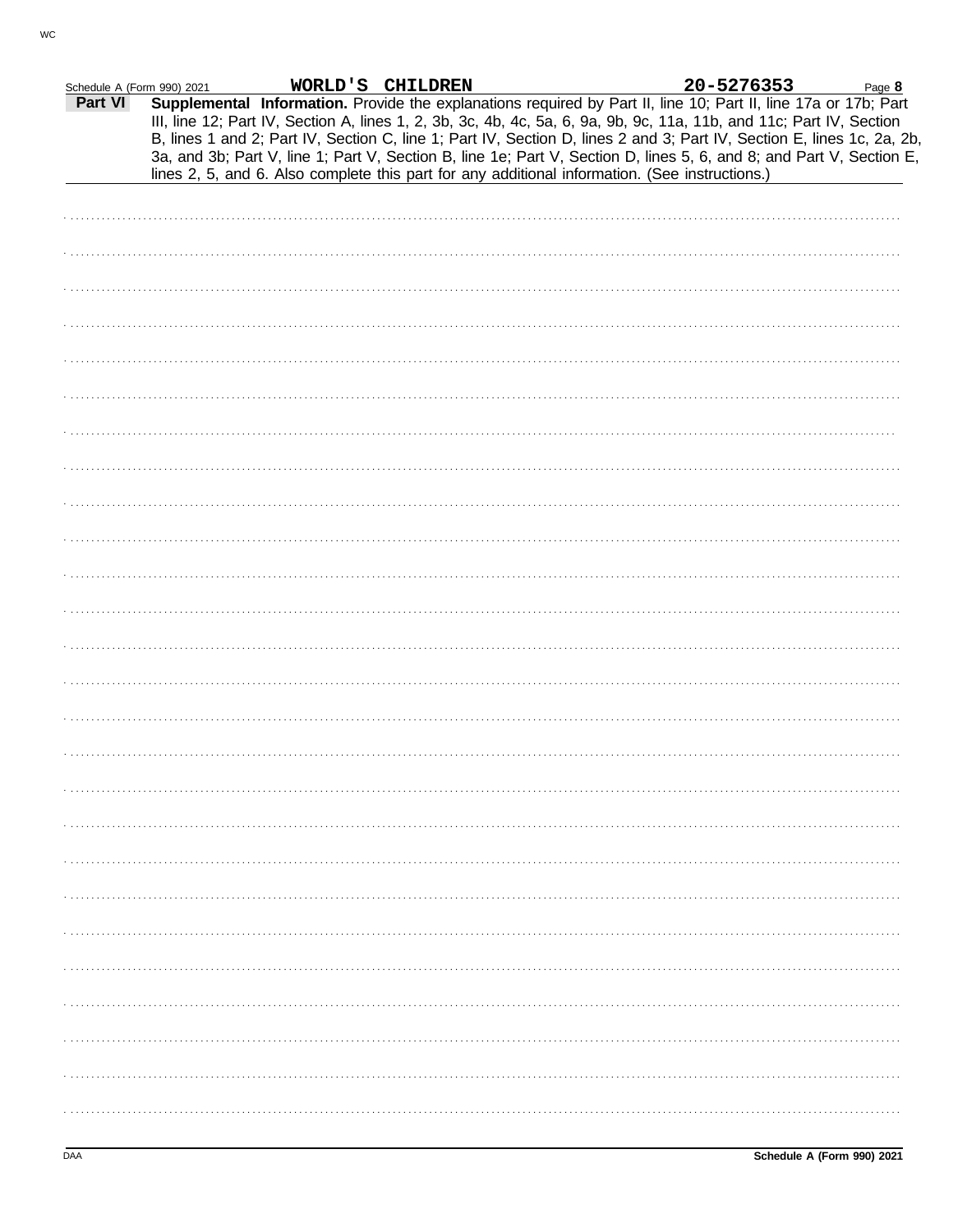Schedule A (Form 990) 2021 WORLD'S CHILDREN 20-5276353 Page 8

**Part VI** **Supplemental Information.** Provide the explanations required by Part II, line 10; Part II, line 17a or 17b; Part III, line 12; Part IV, Section A, lines 1, 2, 3b, 3c, 4b, 4c, 5a, 6, 9a, 9b, 9c, 11a, 11b, and 11c; Part IV, Section B, lines 1 and 2; Part IV, Section C, line 1; Part IV, Section D, lines 2 and 3; Part IV, Section E, lines 1c, 2a, 2b, 3a, and 3b; Part V, line 1; Part V, Section B, line 1e; Part V, Section D, lines 5, 6, and 8; and Part V, Section E, lines 2, 5, and 6. Also complete this part for any additional information. (See instructions.)

DAA Schedule A (Form 990) 2021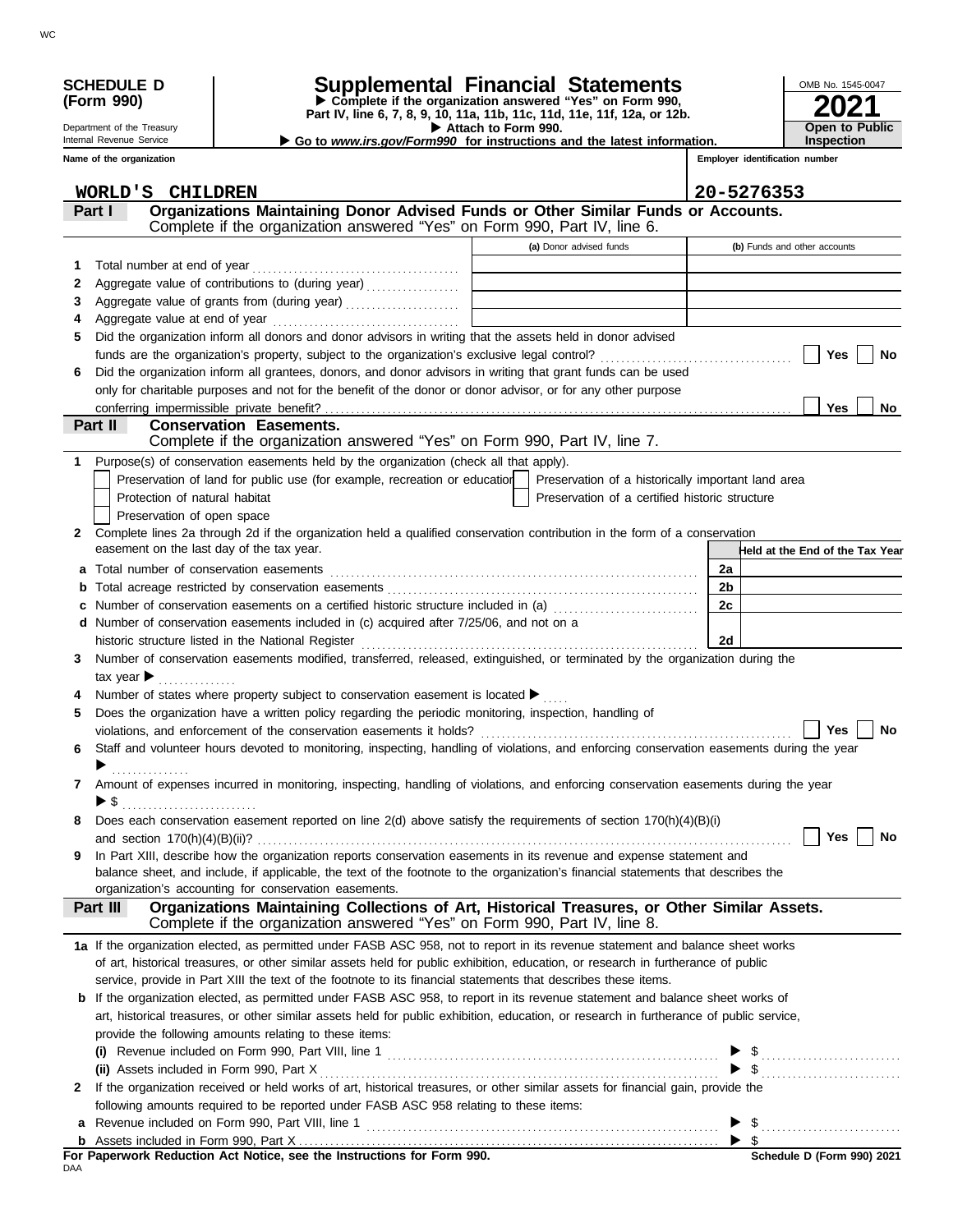**SCHEDULE D (Form 990)**

Department of the Treasury
Internal Revenue Service

# Supplemental Financial Statements

▶ Complete if the organization answered "Yes" on Form 990, Part IV, line 6, 7, 8, 9, 10, 11a, 11b, 11c, 11d, 11e, 11f, 12a, or 12b.

▶ Attach to Form 990.

▶ Go to *www.irs.gov/Form990* for instructions and the latest information.

OMB No. 1545-0047

**2021**

**Open to Public Inspection**

Name of the organization: WORLD'S CHILDREN

Employer identification number: 20-5276353

## Part I Organizations Maintaining Donor Advised Funds or Other Similar Funds or Accounts.

Complete if the organization answered "Yes" on Form 990, Part IV, line 6.

| | | (a) Donor advised funds | (b) Funds and other accounts |
|---|---|---|---|
| 1 | Total number at end of year | | |
| 2 | Aggregate value of contributions to (during year) | | |
| 3 | Aggregate value of grants from (during year) | | |
| 4 | Aggregate value at end of year | | |

5 Did the organization inform all donors and donor advisors in writing that the assets held in donor advised funds are the organization's property, subject to the organization's exclusive legal control? ☐ Yes ☐ No

6 Did the organization inform all grantees, donors, and donor advisors in writing that grant funds can be used only for charitable purposes and not for the benefit of the donor or donor advisor, or for any other purpose conferring impermissible private benefit? ☐ Yes ☐ No

## Part II Conservation Easements.

Complete if the organization answered "Yes" on Form 990, Part IV, line 7.

1 Purpose(s) of conservation easements held by the organization (check all that apply).

- ☐ Preservation of land for public use (for example, recreation or education)
- ☐ Preservation of a historically important land area
- ☐ Protection of natural habitat
- ☐ Preservation of a certified historic structure
- ☐ Preservation of open space

2 Complete lines 2a through 2d if the organization held a qualified conservation contribution in the form of a conservation easement on the last day of the tax year.

| | | | Held at the End of the Tax Year |
|---|---|---|---|
| a | Total number of conservation easements | 2a | |
| b | Total acreage restricted by conservation easements | 2b | |
| c | Number of conservation easements on a certified historic structure included in (a) | 2c | |
| d | Number of conservation easements included in (c) acquired after 7/25/06, and not on a historic structure listed in the National Register | 2d | |

3 Number of conservation easements modified, transferred, released, extinguished, or terminated by the organization during the tax year ▶ ..............

4 Number of states where property subject to conservation easement is located ▶ .....

5 Does the organization have a written policy regarding the periodic monitoring, inspection, handling of violations, and enforcement of the conservation easements it holds? ☐ Yes ☐ No

6 Staff and volunteer hours devoted to monitoring, inspecting, handling of violations, and enforcing conservation easements during the year ▶ ..............

7 Amount of expenses incurred in monitoring, inspecting, handling of violations, and enforcing conservation easements during the year ▶ $ ..........................

8 Does each conservation easement reported on line 2(d) above satisfy the requirements of section 170(h)(4)(B)(i) and section 170(h)(4)(B)(ii)? ☐ Yes ☐ No

9 In Part XIII, describe how the organization reports conservation easements in its revenue and expense statement and balance sheet, and include, if applicable, the text of the footnote to the organization's financial statements that describes the organization's accounting for conservation easements.

## Part III Organizations Maintaining Collections of Art, Historical Treasures, or Other Similar Assets.

Complete if the organization answered "Yes" on Form 990, Part IV, line 8.

1a If the organization elected, as permitted under FASB ASC 958, not to report in its revenue statement and balance sheet works of art, historical treasures, or other similar assets held for public exhibition, education, or research in furtherance of public service, provide in Part XIII the text of the footnote to its financial statements that describes these items.

b If the organization elected, as permitted under FASB ASC 958, to report in its revenue statement and balance sheet works of art, historical treasures, or other similar assets held for public exhibition, education, or research in furtherance of public service, provide the following amounts relating to these items:

(i) Revenue included on Form 990, Part VIII, line 1 ▶ $ ..........................

(ii) Assets included in Form 990, Part X ▶ $ ..........................

2 If the organization received or held works of art, historical treasures, or other similar assets for financial gain, provide the following amounts required to be reported under FASB ASC 958 relating to these items:

a Revenue included on Form 990, Part VIII, line 1 ▶ $ ..........................

b Assets included in Form 990, Part X ▶ $

**For Paperwork Reduction Act Notice, see the Instructions for Form 990.** Schedule D (Form 990) 2021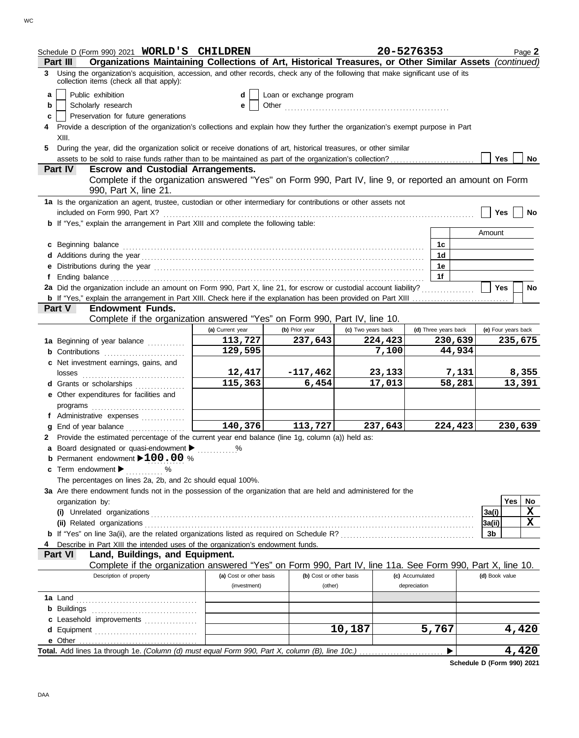Schedule D (Form 990) 2021 **WORLD'S CHILDREN** 20-5276353 Page **2**

## Part III Organizations Maintaining Collections of Art, Historical Treasures, or Other Similar Assets *(continued)*

**3** Using the organization's acquisition, accession, and other records, check any of the following that make significant use of its collection items (check all that apply):

- **a** ☐ Public exhibition
- **b** ☐ Scholarly research
- **c** ☐ Preservation for future generations
- **d** ☐ Loan or exchange program
- **e** ☐ Other

**4** Provide a description of the organization's collections and explain how they further the organization's exempt purpose in Part XIII.

**5** During the year, did the organization solicit or receive donations of art, historical treasures, or other similar assets to be sold to raise funds rather than to be maintained as part of the organization's collection? ☐ Yes ☐ No

## Part IV Escrow and Custodial Arrangements.

Complete if the organization answered "Yes" on Form 990, Part IV, line 9, or reported an amount on Form 990, Part X, line 21.

**1a** Is the organization an agent, trustee, custodian or other intermediary for contributions or other assets not included on Form 990, Part X? ☐ Yes ☐ No

**b** If "Yes," explain the arrangement in Part XIII and complete the following table:

| | | Amount |
|---|---|---|
| **c** Beginning balance | 1c | |
| **d** Additions during the year | 1d | |
| **e** Distributions during the year | 1e | |
| **f** Ending balance | 1f | |

**2a** Did the organization include an amount on Form 990, Part X, line 21, for escrow or custodial account liability? ☐ Yes ☐ No

**b** If "Yes," explain the arrangement in Part XIII. Check here if the explanation has been provided on Part XIII ☐

## Part V Endowment Funds.

Complete if the organization answered "Yes" on Form 990, Part IV, line 10.

| | (a) Current year | (b) Prior year | (c) Two years back | (d) Three years back | (e) Four years back |
|---|---|---|---|---|---|
| **1a** Beginning of year balance | 113,727 | 237,643 | 224,423 | 230,639 | 235,675 |
| **b** Contributions | 129,595 | | 7,100 | 44,934 | |
| **c** Net investment earnings, gains, and losses | 12,417 | -117,462 | 23,133 | 7,131 | 8,355 |
| **d** Grants or scholarships | 115,363 | 6,454 | 17,013 | 58,281 | 13,391 |
| **e** Other expenditures for facilities and programs | | | | | |
| **f** Administrative expenses | | | | | |
| **g** End of year balance | 140,376 | 113,727 | 237,643 | 224,423 | 230,639 |

**2** Provide the estimated percentage of the current year end balance (line 1g, column (a)) held as:

- **a** Board designated or quasi-endowment ▶ %
- **b** Permanent endowment ▶ **100.00** %
- **c** Term endowment ▶ %

The percentages on lines 2a, 2b, and 2c should equal 100%.

**3a** Are there endowment funds not in the possession of the organization that are held and administered for the organization by:

| | | Yes | No |
|---|---|---|---|
| **(i)** Unrelated organizations | 3a(i) | | X |
| **(ii)** Related organizations | 3a(ii) | | X |
| **b** If "Yes" on line 3a(ii), are the related organizations listed as required on Schedule R? | 3b | | |

**4** Describe in Part XIII the intended uses of the organization's endowment funds.

## Part VI Land, Buildings, and Equipment.

Complete if the organization answered "Yes" on Form 990, Part IV, line 11a. See Form 990, Part X, line 10.

| Description of property | (a) Cost or other basis (investment) | (b) Cost or other basis (other) | (c) Accumulated depreciation | (d) Book value |
|---|---|---|---|---|
| **1a** Land | | | | |
| **b** Buildings | | | | |
| **c** Leasehold improvements | | | | |
| **d** Equipment | | 10,187 | 5,767 | 4,420 |
| **e** Other | | | | |
| **Total.** Add lines 1a through 1e. *(Column (d) must equal Form 990, Part X, column (B), line 10c.)* ▶ | | | | 4,420 |

**Schedule D (Form 990) 2021**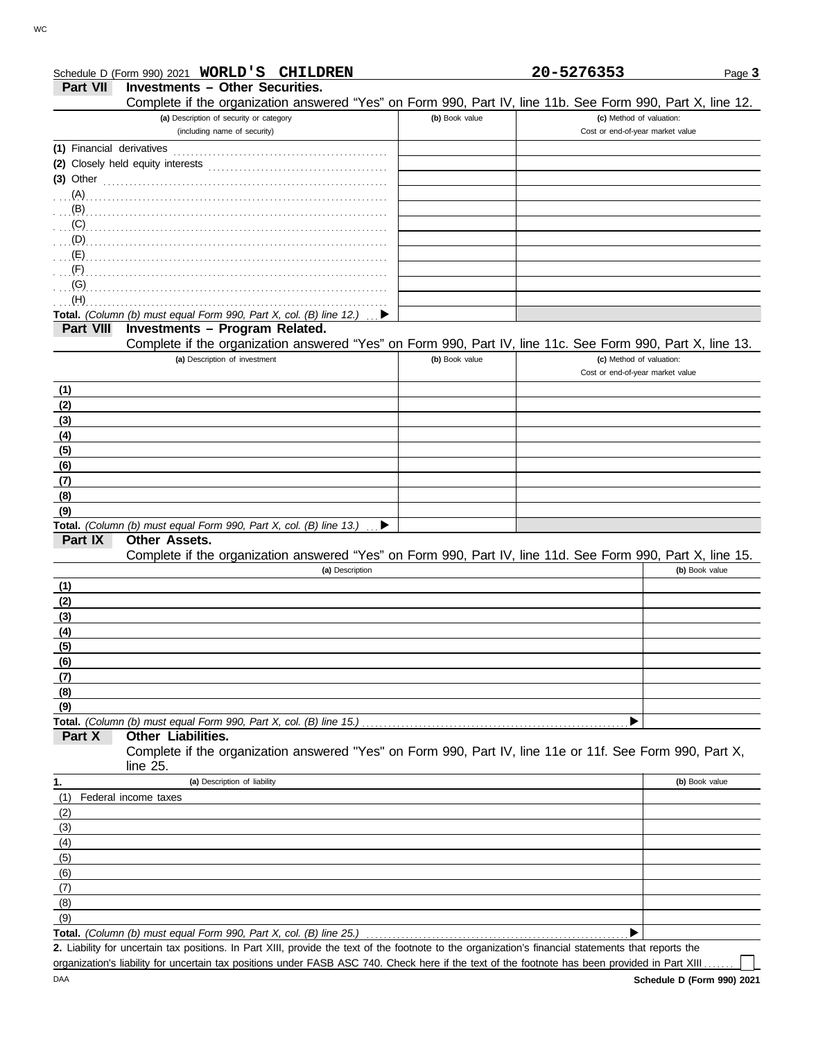Schedule D (Form 990) 2021 **WORLD'S CHILDREN** **20-5276353** Page **3**

## Part VII Investments – Other Securities.

Complete if the organization answered "Yes" on Form 990, Part IV, line 11b. See Form 990, Part X, line 12.

| (a) Description of security or category (including name of security) | (b) Book value | (c) Method of valuation: Cost or end-of-year market value |
|---|---|---|
| (1) Financial derivatives | | |
| (2) Closely held equity interests | | |
| (3) Other | | |
| (A) | | |
| (B) | | |
| (C) | | |
| (D) | | |
| (E) | | |
| (F) | | |
| (G) | | |
| (H) | | |
| **Total.** *(Column (b) must equal Form 990, Part X, col. (B) line 12.)* ▶ | | |

## Part VIII Investments – Program Related.

Complete if the organization answered "Yes" on Form 990, Part IV, line 11c. See Form 990, Part X, line 13.

| (a) Description of investment | (b) Book value | (c) Method of valuation: Cost or end-of-year market value |
|---|---|---|
| (1) | | |
| (2) | | |
| (3) | | |
| (4) | | |
| (5) | | |
| (6) | | |
| (7) | | |
| (8) | | |
| (9) | | |
| **Total.** *(Column (b) must equal Form 990, Part X, col. (B) line 13.)* ▶ | | |

## Part IX Other Assets.

Complete if the organization answered "Yes" on Form 990, Part IV, line 11d. See Form 990, Part X, line 15.

| (a) Description | (b) Book value |
|---|---|
| (1) | |
| (2) | |
| (3) | |
| (4) | |
| (5) | |
| (6) | |
| (7) | |
| (8) | |
| (9) | |
| **Total.** *(Column (b) must equal Form 990, Part X, col. (B) line 15.)* ▶ | |

## Part X Other Liabilities.

Complete if the organization answered "Yes" on Form 990, Part IV, line 11e or 11f. See Form 990, Part X, line 25.

| 1. (a) Description of liability | (b) Book value |
|---|---|
| (1) Federal income taxes | |
| (2) | |
| (3) | |
| (4) | |
| (5) | |
| (6) | |
| (7) | |
| (8) | |
| (9) | |
| **Total.** *(Column (b) must equal Form 990, Part X, col. (B) line 25.)* ▶ | |

**2.** Liability for uncertain tax positions. In Part XIII, provide the text of the footnote to the organization's financial statements that reports the organization's liability for uncertain tax positions under FASB ASC 740. Check here if the text of the footnote has been provided in Part XIII ☐

**Schedule D (Form 990) 2021**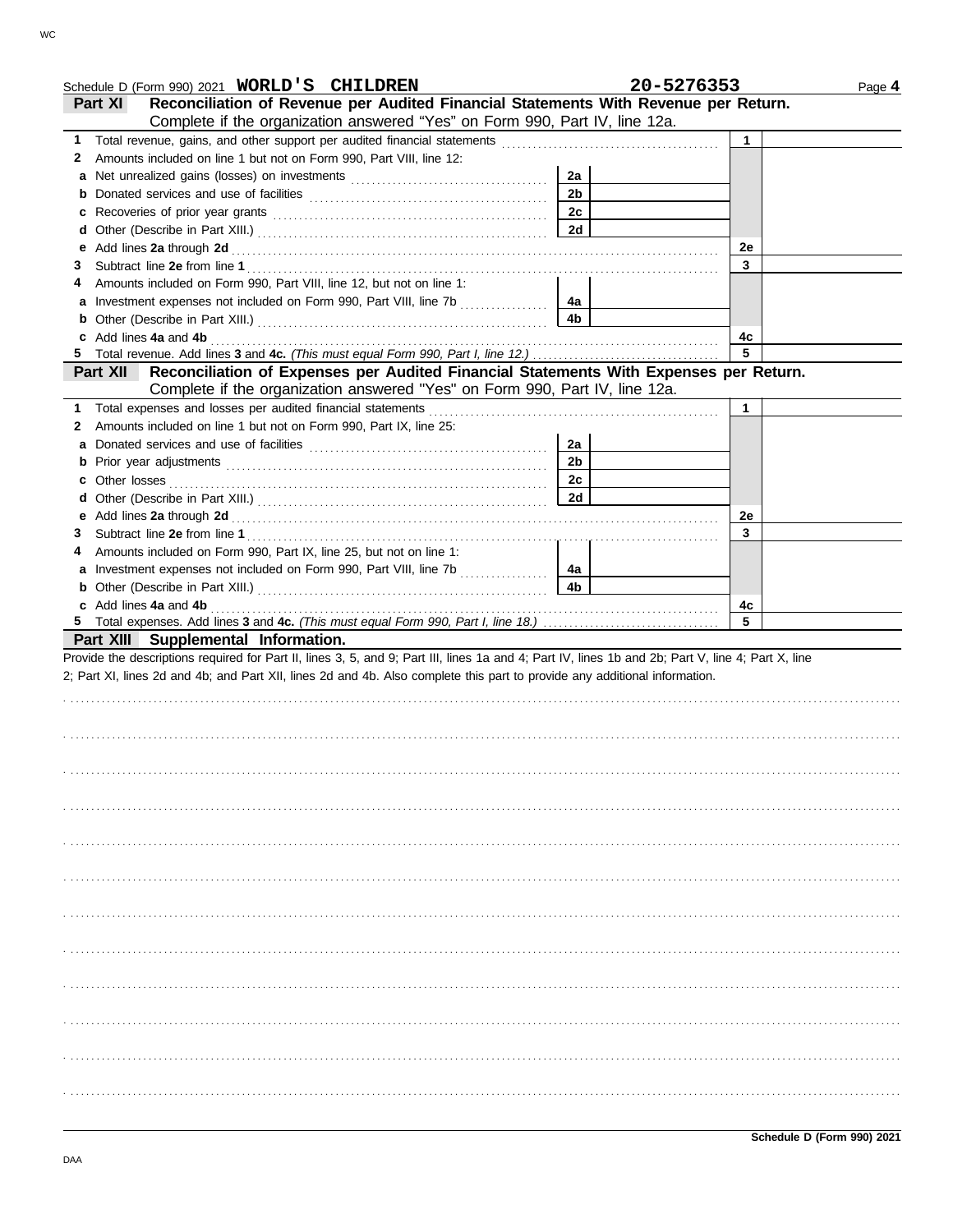Schedule D (Form 990) 2021 **WORLD'S CHILDREN** **20-5276353** Page **4**

## Part XI Reconciliation of Revenue per Audited Financial Statements With Revenue per Return.

Complete if the organization answered "Yes" on Form 990, Part IV, line 12a.

| | | | | | |
|---|---|---|---|---|---|
| **1** | Total revenue, gains, and other support per audited financial statements | | | 1 | |
| **2** | Amounts included on line 1 but not on Form 990, Part VIII, line 12: | | | | |
| **a** | Net unrealized gains (losses) on investments | 2a | | | |
| **b** | Donated services and use of facilities | 2b | | | |
| **c** | Recoveries of prior year grants | 2c | | | |
| **d** | Other (Describe in Part XIII.) | 2d | | | |
| **e** | Add lines **2a** through **2d** | | | 2e | |
| **3** | Subtract line **2e** from line **1** | | | 3 | |
| **4** | Amounts included on Form 990, Part VIII, line 12, but not on line 1: | | | | |
| **a** | Investment expenses not included on Form 990, Part VIII, line 7b | 4a | | | |
| **b** | Other (Describe in Part XIII.) | 4b | | | |
| **c** | Add lines **4a** and **4b** | | | 4c | |
| **5** | Total revenue. Add lines **3** and **4c.** *(This must equal Form 990, Part I, line 12.)* | | | 5 | |

## Part XII Reconciliation of Expenses per Audited Financial Statements With Expenses per Return.

Complete if the organization answered "Yes" on Form 990, Part IV, line 12a.

| | | | | | |
|---|---|---|---|---|---|
| **1** | Total expenses and losses per audited financial statements | | | 1 | |
| **2** | Amounts included on line 1 but not on Form 990, Part IX, line 25: | | | | |
| **a** | Donated services and use of facilities | 2a | | | |
| **b** | Prior year adjustments | 2b | | | |
| **c** | Other losses | 2c | | | |
| **d** | Other (Describe in Part XIII.) | 2d | | | |
| **e** | Add lines **2a** through **2d** | | | 2e | |
| **3** | Subtract line **2e** from line **1** | | | 3 | |
| **4** | Amounts included on Form 990, Part IX, line 25, but not on line 1: | | | | |
| **a** | Investment expenses not included on Form 990, Part VIII, line 7b | 4a | | | |
| **b** | Other (Describe in Part XIII.) | 4b | | | |
| **c** | Add lines **4a** and **4b** | | | 4c | |
| **5** | Total expenses. Add lines **3** and **4c.** *(This must equal Form 990, Part I, line 18.)* | | | 5 | |

## Part XIII Supplemental Information.

Provide the descriptions required for Part II, lines 3, 5, and 9; Part III, lines 1a and 4; Part IV, lines 1b and 2b; Part V, line 4; Part X, line 2; Part XI, lines 2d and 4b; and Part XII, lines 2d and 4b. Also complete this part to provide any additional information.

**Schedule D (Form 990) 2021**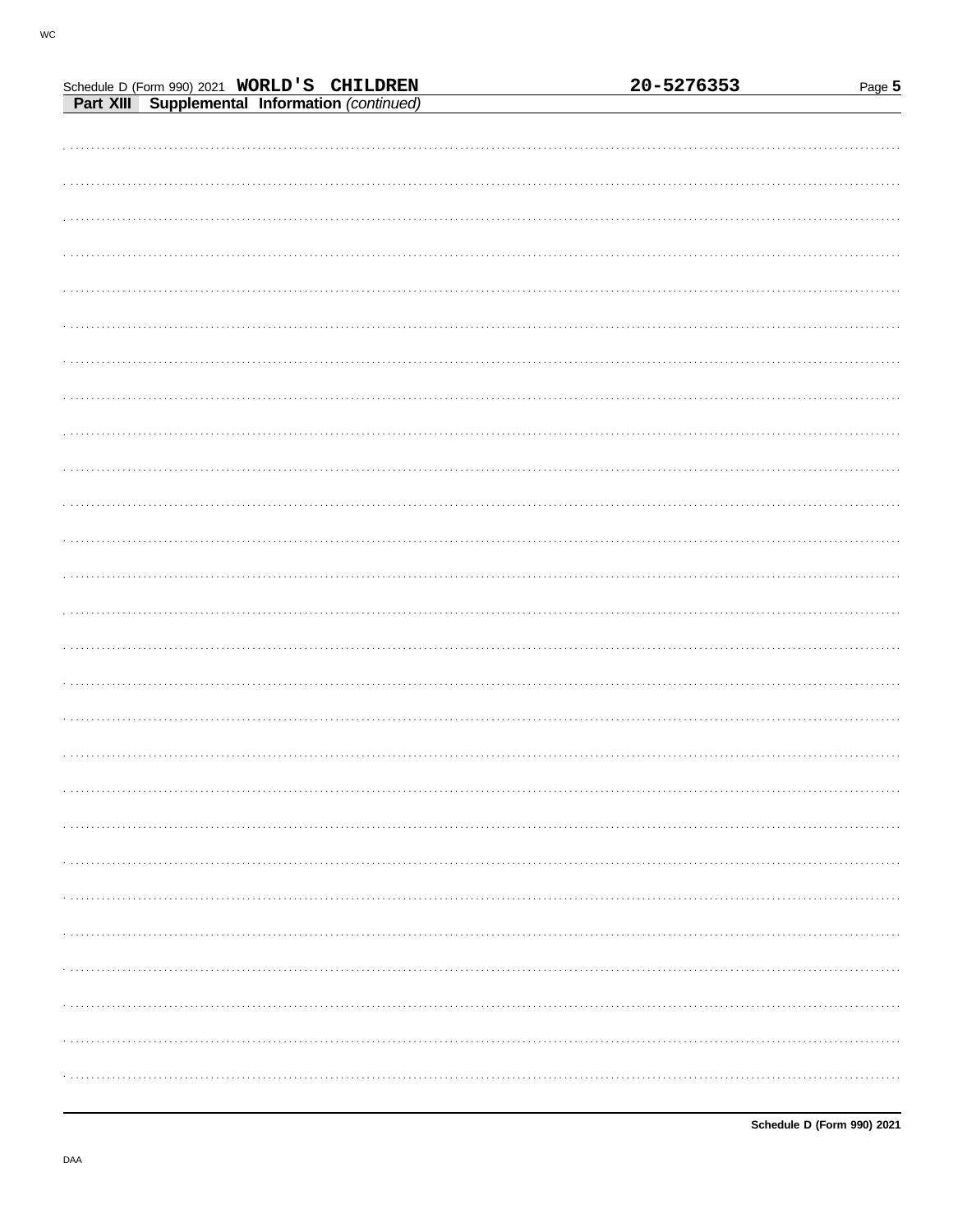Schedule D (Form 990) 2021 **WORLD'S CHILDREN** **20-5276353**

## Part XIII Supplemental Information *(continued)*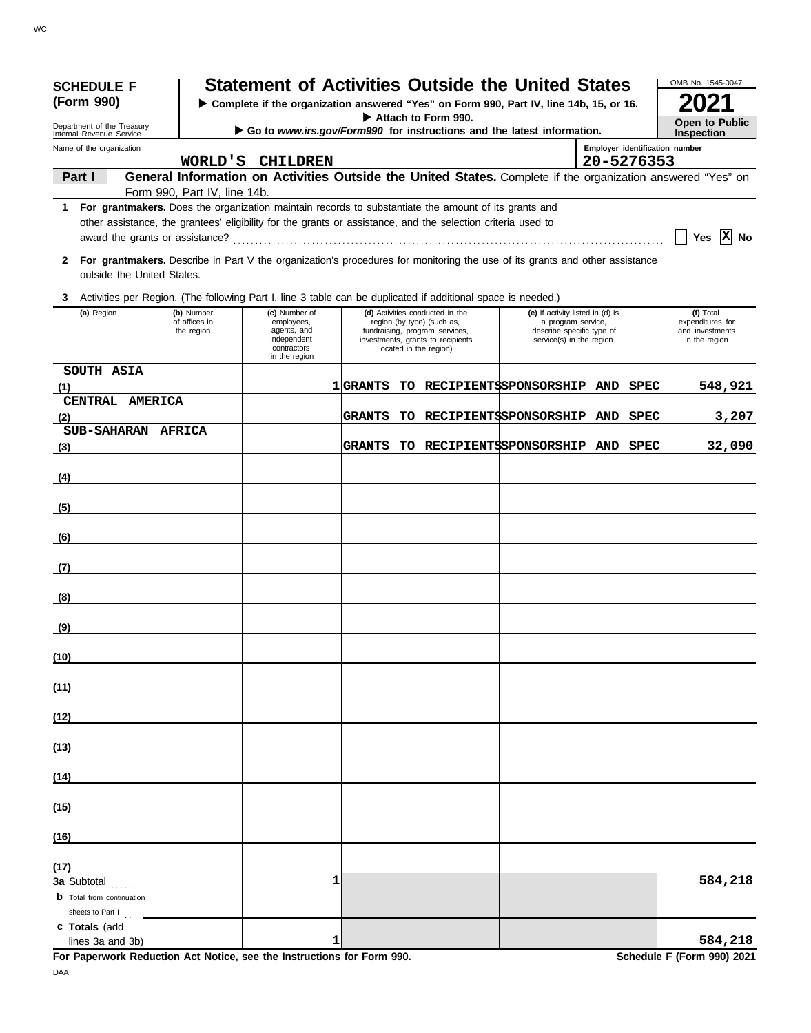WC

**SCHEDULE F (Form 990)**

Department of the Treasury
Internal Revenue Service

# Statement of Activities Outside the United States

▶ Complete if the organization answered "Yes" on Form 990, Part IV, line 14b, 15, or 16.
▶ Attach to Form 990.
▶ Go to *www.irs.gov/Form990* for instructions and the latest information.

OMB No. 1545-0047

**2021**

**Open to Public Inspection**

Name of the organization: WORLD'S CHILDREN

Employer identification number: 20-5276353

**Part I** **General Information on Activities Outside the United States.** Complete if the organization answered "Yes" on Form 990, Part IV, line 14b.

**1** **For grantmakers.** Does the organization maintain records to substantiate the amount of its grants and other assistance, the grantees' eligibility for the grants or assistance, and the selection criteria used to award the grants or assistance? .......... [ ] Yes [X] No

**2** **For grantmakers.** Describe in Part V the organization's procedures for monitoring the use of its grants and other assistance outside the United States.

**3** Activities per Region. (The following Part I, line 3 table can be duplicated if additional space is needed.)

| | (a) Region | (b) Number of offices in the region | (c) Number of employees, agents, and independent contractors in the region | (d) Activities conducted in the region (by type) (such as, fundraising, program services, investments, grants to recipients located in the region) | (e) If activity listed in (d) is a program service, describe specific type of service(s) in the region | (f) Total expenditures for and investments in the region |
|---|---|---|---|---|---|---|
| (1) | SOUTH ASIA | | 1 | GRANTS TO RECIPIENTS | SPONSORSHIP AND SPEC | 548,921 |
| (2) | CENTRAL AMERICA | | | GRANTS TO RECIPIENTS | SPONSORSHIP AND SPEC | 3,207 |
| (3) | SUB-SAHARAN AFRICA | | | GRANTS TO RECIPIENTS | SPONSORSHIP AND SPEC | 32,090 |
| (4) | | | | | | |
| (5) | | | | | | |
| (6) | | | | | | |
| (7) | | | | | | |
| (8) | | | | | | |
| (9) | | | | | | |
| (10) | | | | | | |
| (11) | | | | | | |
| (12) | | | | | | |
| (13) | | | | | | |
| (14) | | | | | | |
| (15) | | | | | | |
| (16) | | | | | | |
| (17) | | | | | | |
| **3a** | Subtotal | | 1 | | | 584,218 |
| **b** | Total from continuation sheets to Part I | | | | | |
| **c** | **Totals** (add lines 3a and 3b) | | 1 | | | 584,218 |

**For Paperwork Reduction Act Notice, see the Instructions for Form 990.** **Schedule F (Form 990) 2021**

DAA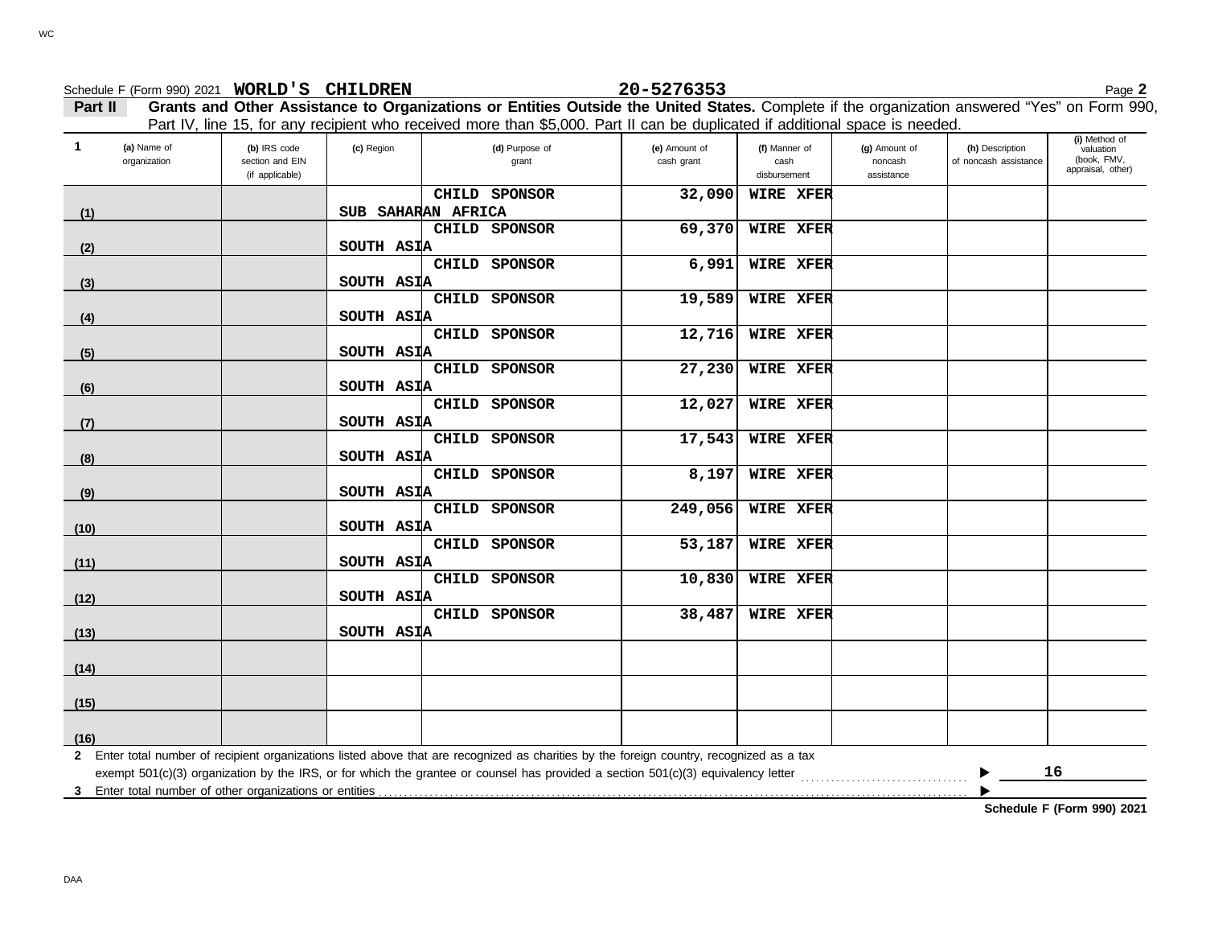Schedule F (Form 990) 2021 **WORLD'S CHILDREN** **20-5276353** Page **2**

**Part II** **Grants and Other Assistance to Organizations or Entities Outside the United States.** Complete if the organization answered "Yes" on Form 990, Part IV, line 15, for any recipient who received more than $5,000. Part II can be duplicated if additional space is needed.

| 1 | (a) Name of organization | (b) IRS code section and EIN (if applicable) | (c) Region | (d) Purpose of grant | (e) Amount of cash grant | (f) Manner of cash disbursement | (g) Amount of noncash assistance | (h) Description of noncash assistance | (i) Method of valuation (book, FMV, appraisal, other) |
|---|---|---|---|---|---|---|---|---|---|
| (1) | | | SUB SAHARAN AFRICA | CHILD SPONSOR | 32,090 | WIRE XFER | | | |
| (2) | | | SOUTH ASIA | CHILD SPONSOR | 69,370 | WIRE XFER | | | |
| (3) | | | SOUTH ASIA | CHILD SPONSOR | 6,991 | WIRE XFER | | | |
| (4) | | | SOUTH ASIA | CHILD SPONSOR | 19,589 | WIRE XFER | | | |
| (5) | | | SOUTH ASIA | CHILD SPONSOR | 12,716 | WIRE XFER | | | |
| (6) | | | SOUTH ASIA | CHILD SPONSOR | 27,230 | WIRE XFER | | | |
| (7) | | | SOUTH ASIA | CHILD SPONSOR | 12,027 | WIRE XFER | | | |
| (8) | | | SOUTH ASIA | CHILD SPONSOR | 17,543 | WIRE XFER | | | |
| (9) | | | SOUTH ASIA | CHILD SPONSOR | 8,197 | WIRE XFER | | | |
| (10) | | | SOUTH ASIA | CHILD SPONSOR | 249,056 | WIRE XFER | | | |
| (11) | | | SOUTH ASIA | CHILD SPONSOR | 53,187 | WIRE XFER | | | |
| (12) | | | SOUTH ASIA | CHILD SPONSOR | 10,830 | WIRE XFER | | | |
| (13) | | | SOUTH ASIA | CHILD SPONSOR | 38,487 | WIRE XFER | | | |
| (14) | | | | | | | | | |
| (15) | | | | | | | | | |
| (16) | | | | | | | | | |

**2** Enter total number of recipient organizations listed above that are recognized as charities by the foreign country, recognized as a tax exempt 501(c)(3) organization by the IRS, or for which the grantee or counsel has provided a section 501(c)(3) equivalency letter ▶ **16**

**3** Enter total number of other organizations or entities ▶

**Schedule F (Form 990) 2021**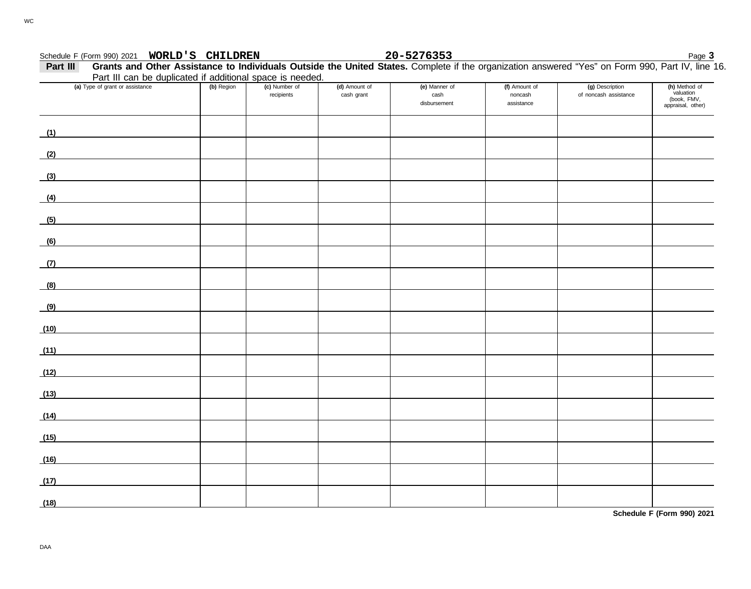Schedule F (Form 990) 2021 **WORLD'S CHILDREN** **20-5276353**

**Part III** **Grants and Other Assistance to Individuals Outside the United States.** Complete if the organization answered "Yes" on Form 990, Part IV, line 16. Part III can be duplicated if additional space is needed.

| (a) Type of grant or assistance | (b) Region | (c) Number of recipients | (d) Amount of cash grant | (e) Manner of cash disbursement | (f) Amount of noncash assistance | (g) Description of noncash assistance | (h) Method of valuation (book, FMV, appraisal, other) |
|---|---|---|---|---|---|---|---|
| (1) | | | | | | | |
| (2) | | | | | | | |
| (3) | | | | | | | |
| (4) | | | | | | | |
| (5) | | | | | | | |
| (6) | | | | | | | |
| (7) | | | | | | | |
| (8) | | | | | | | |
| (9) | | | | | | | |
| (10) | | | | | | | |
| (11) | | | | | | | |
| (12) | | | | | | | |
| (13) | | | | | | | |
| (14) | | | | | | | |
| (15) | | | | | | | |
| (16) | | | | | | | |
| (17) | | | | | | | |
| (18) | | | | | | | |

**Schedule F (Form 990) 2021**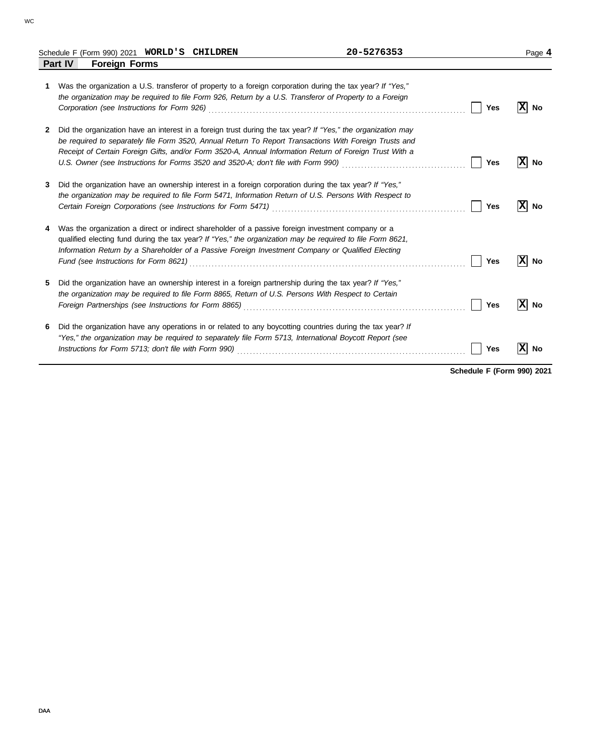Schedule F (Form 990) 2021 **WORLD'S CHILDREN** **20-5276353** Page **4**

## Part IV Foreign Forms

| | | Yes | No |
|---|---|---|---|
| **1** | Was the organization a U.S. transferor of property to a foreign corporation during the tax year? *If "Yes," the organization may be required to file Form 926, Return by a U.S. Transferor of Property to a Foreign Corporation (see Instructions for Form 926)* | | X |
| **2** | Did the organization have an interest in a foreign trust during the tax year? *If "Yes," the organization may be required to separately file Form 3520, Annual Return To Report Transactions With Foreign Trusts and Receipt of Certain Foreign Gifts, and/or Form 3520-A, Annual Information Return of Foreign Trust With a U.S. Owner (see Instructions for Forms 3520 and 3520-A; don't file with Form 990)* | | X |
| **3** | Did the organization have an ownership interest in a foreign corporation during the tax year? *If "Yes," the organization may be required to file Form 5471, Information Return of U.S. Persons With Respect to Certain Foreign Corporations (see Instructions for Form 5471)* | | X |
| **4** | Was the organization a direct or indirect shareholder of a passive foreign investment company or a qualified electing fund during the tax year? *If "Yes," the organization may be required to file Form 8621, Information Return by a Shareholder of a Passive Foreign Investment Company or Qualified Electing Fund (see Instructions for Form 8621)* | | X |
| **5** | Did the organization have an ownership interest in a foreign partnership during the tax year? *If "Yes," the organization may be required to file Form 8865, Return of U.S. Persons With Respect to Certain Foreign Partnerships (see Instructions for Form 8865)* | | X |
| **6** | Did the organization have any operations in or related to any boycotting countries during the tax year? *If "Yes," the organization may be required to separately file Form 5713, International Boycott Report (see Instructions for Form 5713; don't file with Form 990)* | | X |

**Schedule F (Form 990) 2021**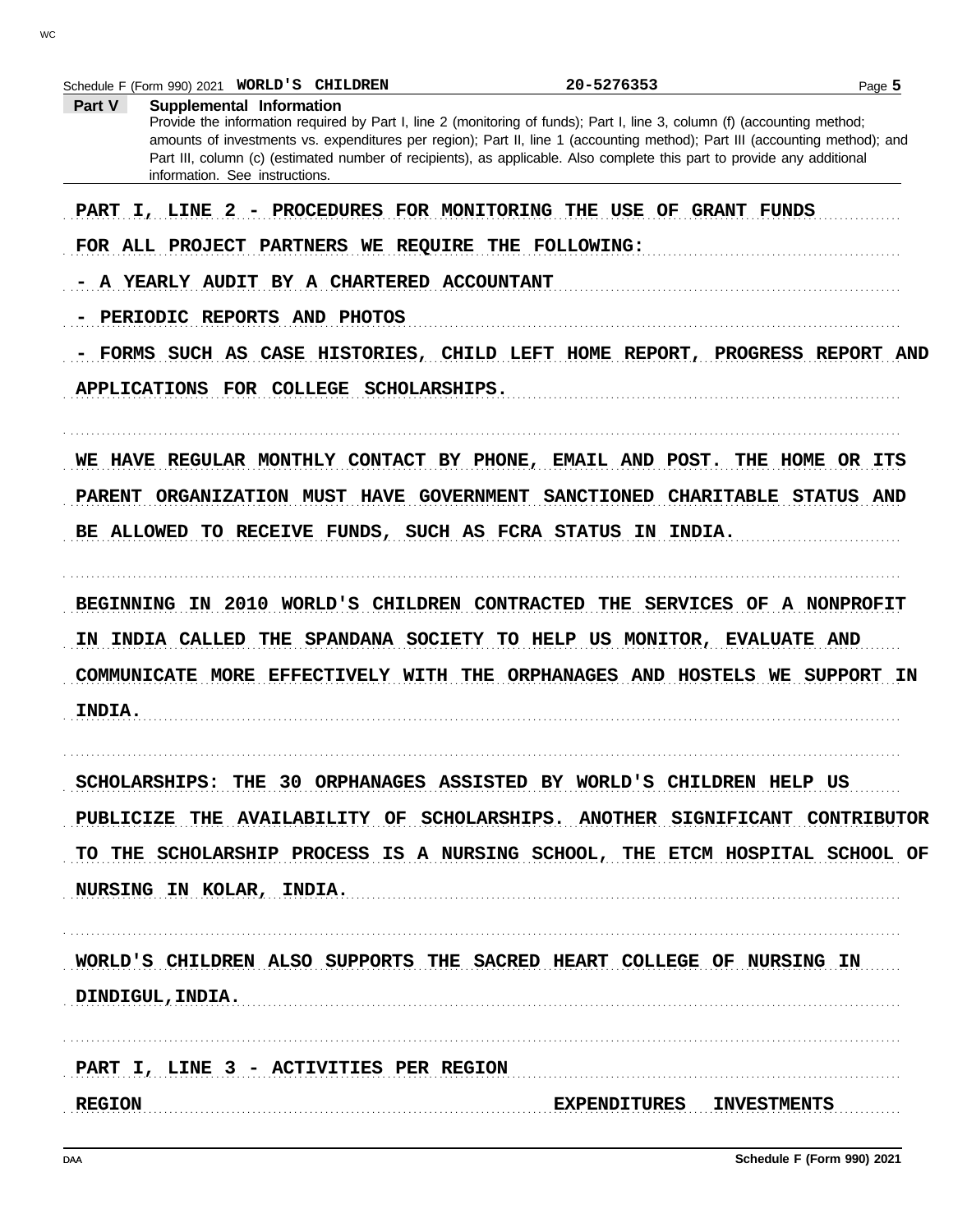Schedule F (Form 990) 2021 **WORLD'S CHILDREN** **20-5276353**

**Part V** **Supplemental Information**

Provide the information required by Part I, line 2 (monitoring of funds); Part I, line 3, column (f) (accounting method; amounts of investments vs. expenditures per region); Part II, line 1 (accounting method); Part III (accounting method); and Part III, column (c) (estimated number of recipients), as applicable. Also complete this part to provide any additional information. See instructions.

PART I, LINE 2 - PROCEDURES FOR MONITORING THE USE OF GRANT FUNDS

FOR ALL PROJECT PARTNERS WE REQUIRE THE FOLLOWING:

- A YEARLY AUDIT BY A CHARTERED ACCOUNTANT
- PERIODIC REPORTS AND PHOTOS
- FORMS SUCH AS CASE HISTORIES, CHILD LEFT HOME REPORT, PROGRESS REPORT AND APPLICATIONS FOR COLLEGE SCHOLARSHIPS.

WE HAVE REGULAR MONTHLY CONTACT BY PHONE, EMAIL AND POST. THE HOME OR ITS PARENT ORGANIZATION MUST HAVE GOVERNMENT SANCTIONED CHARITABLE STATUS AND BE ALLOWED TO RECEIVE FUNDS, SUCH AS FCRA STATUS IN INDIA.

BEGINNING IN 2010 WORLD'S CHILDREN CONTRACTED THE SERVICES OF A NONPROFIT IN INDIA CALLED THE SPANDANA SOCIETY TO HELP US MONITOR, EVALUATE AND COMMUNICATE MORE EFFECTIVELY WITH THE ORPHANAGES AND HOSTELS WE SUPPORT IN INDIA.

SCHOLARSHIPS: THE 30 ORPHANAGES ASSISTED BY WORLD'S CHILDREN HELP US PUBLICIZE THE AVAILABILITY OF SCHOLARSHIPS. ANOTHER SIGNIFICANT CONTRIBUTOR TO THE SCHOLARSHIP PROCESS IS A NURSING SCHOOL, THE ETCM HOSPITAL SCHOOL OF NURSING IN KOLAR, INDIA.

WORLD'S CHILDREN ALSO SUPPORTS THE SACRED HEART COLLEGE OF NURSING IN DINDIGUL,INDIA.

PART I, LINE 3 - ACTIVITIES PER REGION

| REGION | EXPENDITURES | INVESTMENTS |
|---|---|---|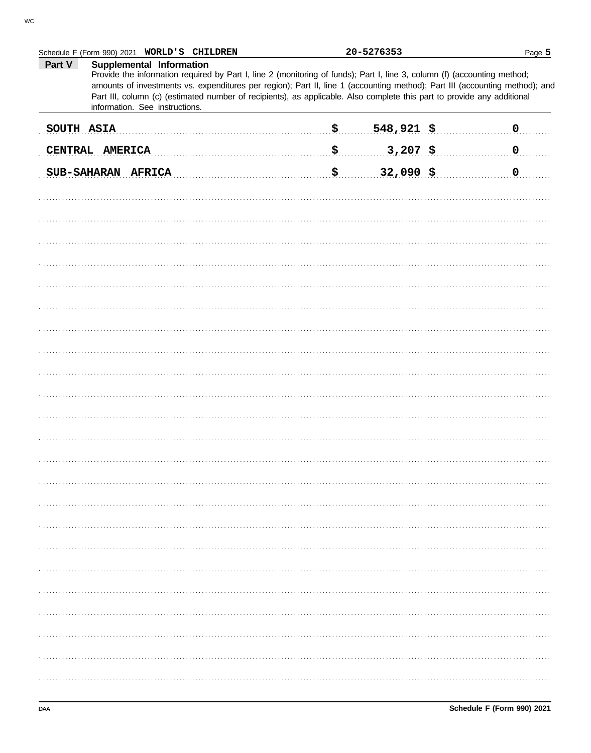Schedule F (Form 990) 2021 **WORLD'S CHILDREN** 20-5276353

**Part V** **Supplemental Information**

Provide the information required by Part I, line 2 (monitoring of funds); Part I, line 3, column (f) (accounting method; amounts of investments vs. expenditures per region); Part II, line 1 (accounting method); Part III (accounting method); and Part III, column (c) (estimated number of recipients), as applicable. Also complete this part to provide any additional information. See instructions.

| | | |
|---|---|---|
| SOUTH ASIA | $ 548,921 | $ 0 |
| CENTRAL AMERICA | $ 3,207 | $ 0 |
| SUB-SAHARAN AFRICA | $ 32,090 | $ 0 |

DAA **Schedule F (Form 990) 2021**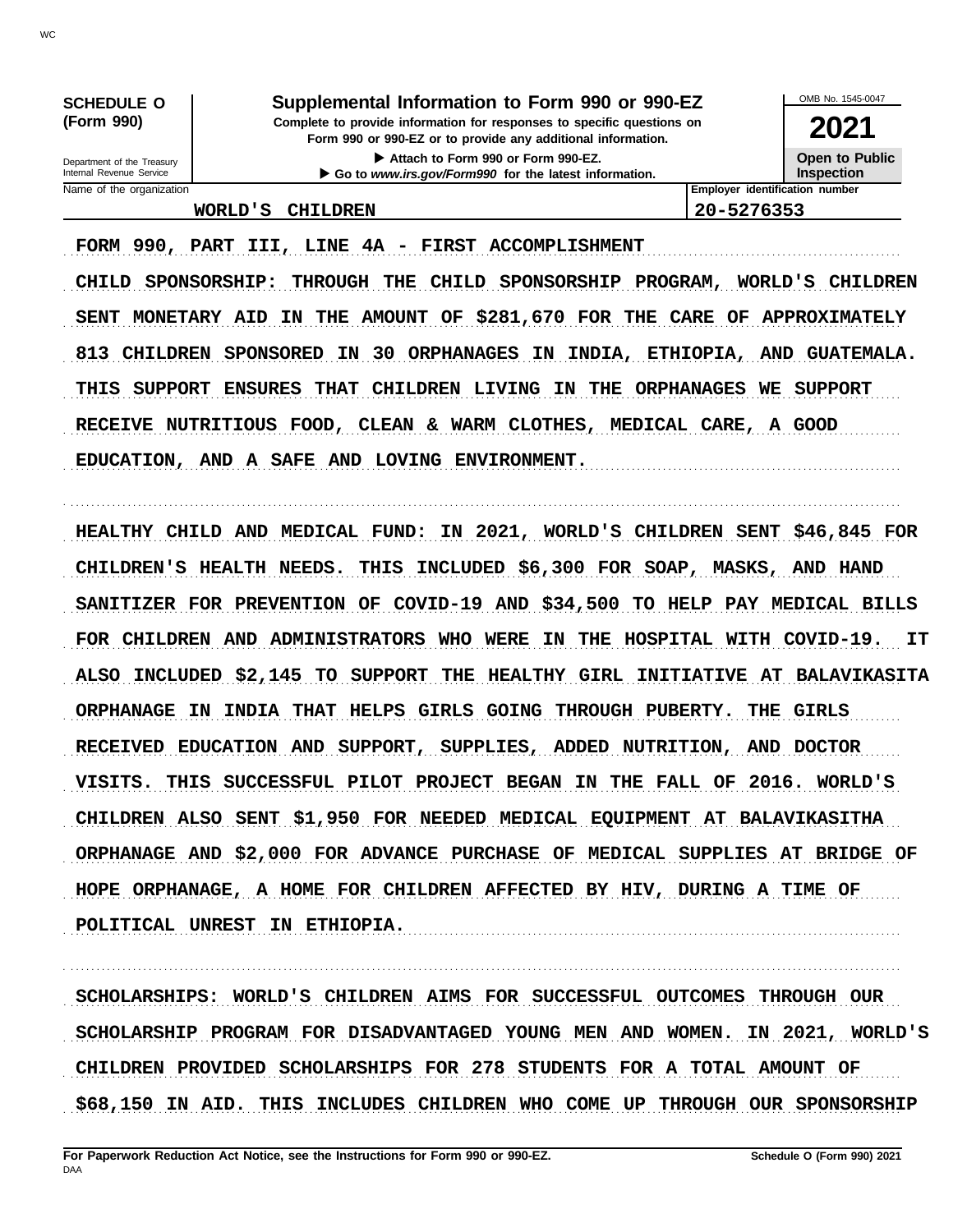**SCHEDULE O (Form 990)**

Department of the Treasury
Internal Revenue Service

# Supplemental Information to Form 990 or 990-EZ

**Complete to provide information for responses to specific questions on Form 990 or 990-EZ or to provide any additional information.**

▶ Attach to Form 990 or Form 990-EZ.

▶ Go to *www.irs.gov/Form990* for the latest information.

OMB No. 1545-0047

**2021**

**Open to Public Inspection**

| Name of the organization | Employer identification number |
|---|---|
| WORLD'S CHILDREN | 20-5276353 |

FORM 990, PART III, LINE 4A - FIRST ACCOMPLISHMENT

CHILD SPONSORSHIP: THROUGH THE CHILD SPONSORSHIP PROGRAM, WORLD'S CHILDREN SENT MONETARY AID IN THE AMOUNT OF $281,670 FOR THE CARE OF APPROXIMATELY 813 CHILDREN SPONSORED IN 30 ORPHANAGES IN INDIA, ETHIOPIA, AND GUATEMALA. THIS SUPPORT ENSURES THAT CHILDREN LIVING IN THE ORPHANAGES WE SUPPORT RECEIVE NUTRITIOUS FOOD, CLEAN & WARM CLOTHES, MEDICAL CARE, A GOOD EDUCATION, AND A SAFE AND LOVING ENVIRONMENT.

HEALTHY CHILD AND MEDICAL FUND: IN 2021, WORLD'S CHILDREN SENT $46,845 FOR CHILDREN'S HEALTH NEEDS. THIS INCLUDED $6,300 FOR SOAP, MASKS, AND HAND SANITIZER FOR PREVENTION OF COVID-19 AND $34,500 TO HELP PAY MEDICAL BILLS FOR CHILDREN AND ADMINISTRATORS WHO WERE IN THE HOSPITAL WITH COVID-19. IT ALSO INCLUDED $2,145 TO SUPPORT THE HEALTHY GIRL INITIATIVE AT BALAVIKASITA ORPHANAGE IN INDIA THAT HELPS GIRLS GOING THROUGH PUBERTY. THE GIRLS RECEIVED EDUCATION AND SUPPORT, SUPPLIES, ADDED NUTRITION, AND DOCTOR VISITS. THIS SUCCESSFUL PILOT PROJECT BEGAN IN THE FALL OF 2016. WORLD'S CHILDREN ALSO SENT $1,950 FOR NEEDED MEDICAL EQUIPMENT AT BALAVIKASITHA ORPHANAGE AND $2,000 FOR ADVANCE PURCHASE OF MEDICAL SUPPLIES AT BRIDGE OF HOPE ORPHANAGE, A HOME FOR CHILDREN AFFECTED BY HIV, DURING A TIME OF POLITICAL UNREST IN ETHIOPIA.

SCHOLARSHIPS: WORLD'S CHILDREN AIMS FOR SUCCESSFUL OUTCOMES THROUGH OUR SCHOLARSHIP PROGRAM FOR DISADVANTAGED YOUNG MEN AND WOMEN. IN 2021, WORLD'S CHILDREN PROVIDED SCHOLARSHIPS FOR 278 STUDENTS FOR A TOTAL AMOUNT OF $68,150 IN AID. THIS INCLUDES CHILDREN WHO COME UP THROUGH OUR SPONSORSHIP

**For Paperwork Reduction Act Notice, see the Instructions for Form 990 or 990-EZ.** **Schedule O (Form 990) 2021**

DAA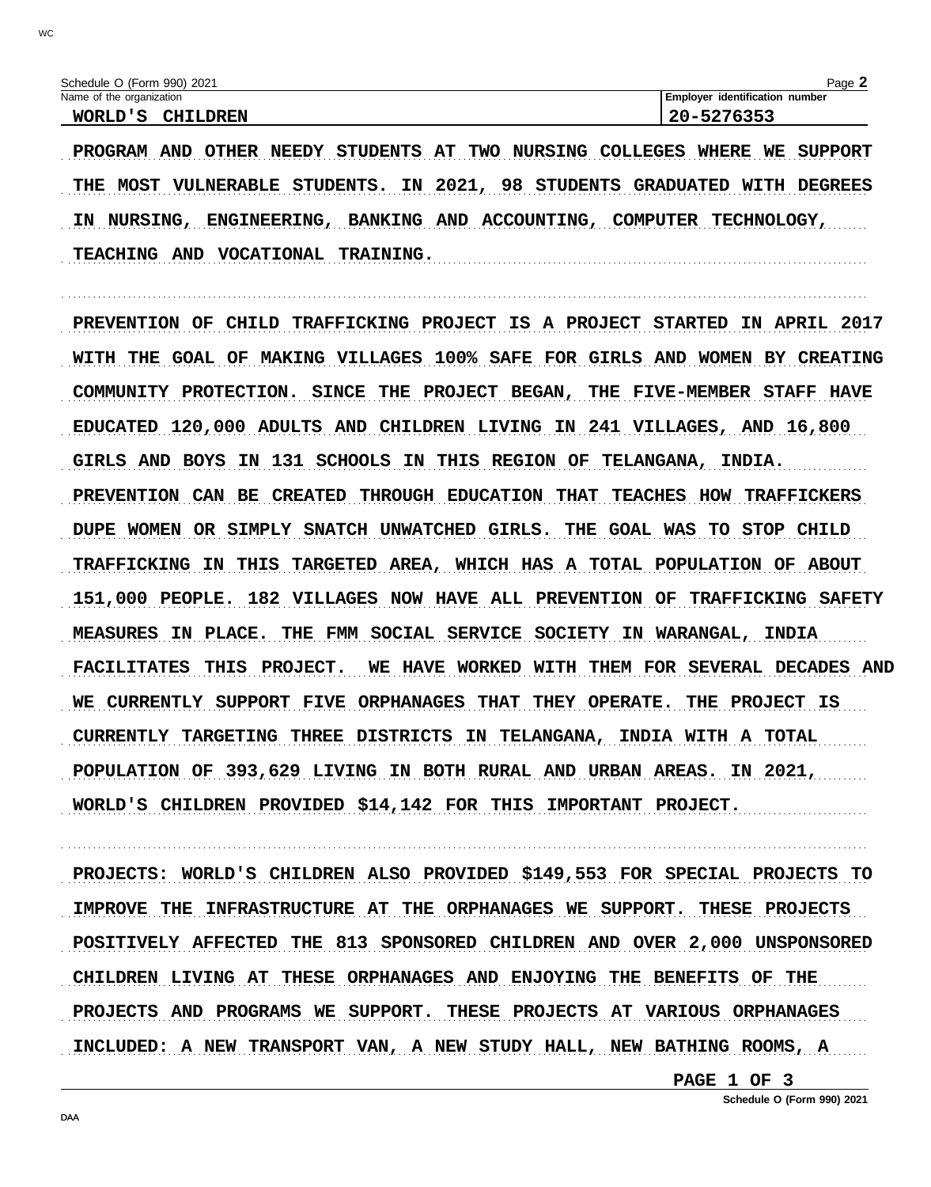Name of the organization: WORLD'S CHILDREN

Employer identification number: 20-5276353

PROGRAM AND OTHER NEEDY STUDENTS AT TWO NURSING COLLEGES WHERE WE SUPPORT THE MOST VULNERABLE STUDENTS. IN 2021, 98 STUDENTS GRADUATED WITH DEGREES IN NURSING, ENGINEERING, BANKING AND ACCOUNTING, COMPUTER TECHNOLOGY, TEACHING AND VOCATIONAL TRAINING.

PREVENTION OF CHILD TRAFFICKING PROJECT IS A PROJECT STARTED IN APRIL 2017 WITH THE GOAL OF MAKING VILLAGES 100% SAFE FOR GIRLS AND WOMEN BY CREATING COMMUNITY PROTECTION. SINCE THE PROJECT BEGAN, THE FIVE-MEMBER STAFF HAVE EDUCATED 120,000 ADULTS AND CHILDREN LIVING IN 241 VILLAGES, AND 16,800 GIRLS AND BOYS IN 131 SCHOOLS IN THIS REGION OF TELANGANA, INDIA. PREVENTION CAN BE CREATED THROUGH EDUCATION THAT TEACHES HOW TRAFFICKERS DUPE WOMEN OR SIMPLY SNATCH UNWATCHED GIRLS. THE GOAL WAS TO STOP CHILD TRAFFICKING IN THIS TARGETED AREA, WHICH HAS A TOTAL POPULATION OF ABOUT 151,000 PEOPLE. 182 VILLAGES NOW HAVE ALL PREVENTION OF TRAFFICKING SAFETY MEASURES IN PLACE. THE FMM SOCIAL SERVICE SOCIETY IN WARANGAL, INDIA FACILITATES THIS PROJECT. WE HAVE WORKED WITH THEM FOR SEVERAL DECADES AND WE CURRENTLY SUPPORT FIVE ORPHANAGES THAT THEY OPERATE. THE PROJECT IS CURRENTLY TARGETING THREE DISTRICTS IN TELANGANA, INDIA WITH A TOTAL POPULATION OF 393,629 LIVING IN BOTH RURAL AND URBAN AREAS. IN 2021, WORLD'S CHILDREN PROVIDED $14,142 FOR THIS IMPORTANT PROJECT.

PROJECTS: WORLD'S CHILDREN ALSO PROVIDED $149,553 FOR SPECIAL PROJECTS TO IMPROVE THE INFRASTRUCTURE AT THE ORPHANAGES WE SUPPORT. THESE PROJECTS POSITIVELY AFFECTED THE 813 SPONSORED CHILDREN AND OVER 2,000 UNSPONSORED CHILDREN LIVING AT THESE ORPHANAGES AND ENJOYING THE BENEFITS OF THE PROJECTS AND PROGRAMS WE SUPPORT. THESE PROJECTS AT VARIOUS ORPHANAGES INCLUDED: A NEW TRANSPORT VAN, A NEW STUDY HALL, NEW BATHING ROOMS, A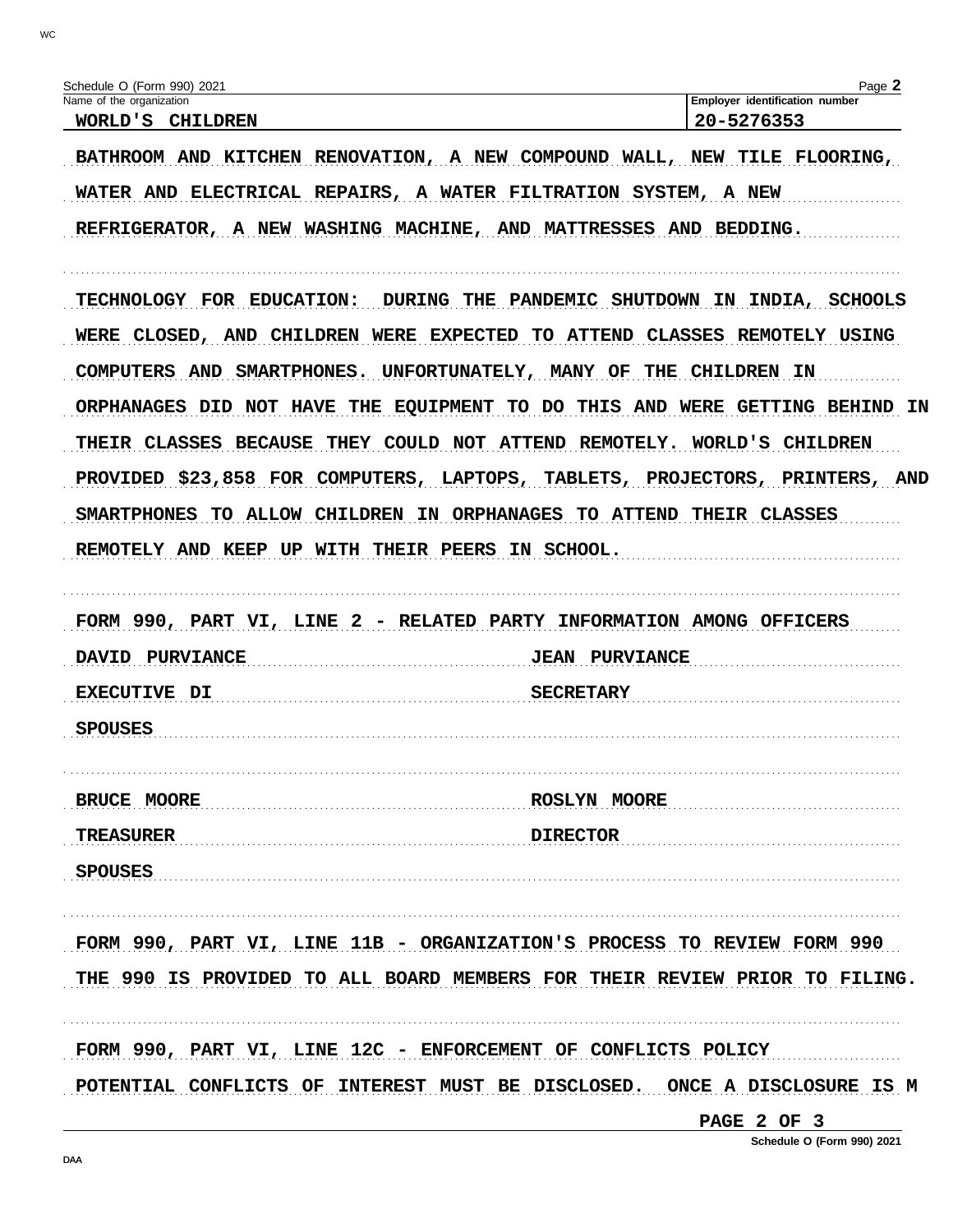Schedule O (Form 990) 2021

| Name of the organization | Employer identification number |
|---|---|
| WORLD'S CHILDREN | 20-5276353 |

BATHROOM AND KITCHEN RENOVATION, A NEW COMPOUND WALL, NEW TILE FLOORING, WATER AND ELECTRICAL REPAIRS, A WATER FILTRATION SYSTEM, A NEW REFRIGERATOR, A NEW WASHING MACHINE, AND MATTRESSES AND BEDDING.

TECHNOLOGY FOR EDUCATION: DURING THE PANDEMIC SHUTDOWN IN INDIA, SCHOOLS WERE CLOSED, AND CHILDREN WERE EXPECTED TO ATTEND CLASSES REMOTELY USING COMPUTERS AND SMARTPHONES. UNFORTUNATELY, MANY OF THE CHILDREN IN ORPHANAGES DID NOT HAVE THE EQUIPMENT TO DO THIS AND WERE GETTING BEHIND IN THEIR CLASSES BECAUSE THEY COULD NOT ATTEND REMOTELY. WORLD'S CHILDREN PROVIDED $23,858 FOR COMPUTERS, LAPTOPS, TABLETS, PROJECTORS, PRINTERS, AND SMARTPHONES TO ALLOW CHILDREN IN ORPHANAGES TO ATTEND THEIR CLASSES REMOTELY AND KEEP UP WITH THEIR PEERS IN SCHOOL.

FORM 990, PART VI, LINE 2 - RELATED PARTY INFORMATION AMONG OFFICERS

| | |
|---|---|
| DAVID PURVIANCE | JEAN PURVIANCE |
| EXECUTIVE DI | SECRETARY |
| SPOUSES | |

| | |
|---|---|
| BRUCE MOORE | ROSLYN MOORE |
| TREASURER | DIRECTOR |
| SPOUSES | |

FORM 990, PART VI, LINE 11B - ORGANIZATION'S PROCESS TO REVIEW FORM 990

THE 990 IS PROVIDED TO ALL BOARD MEMBERS FOR THEIR REVIEW PRIOR TO FILING.

FORM 990, PART VI, LINE 12C - ENFORCEMENT OF CONFLICTS POLICY

POTENTIAL CONFLICTS OF INTEREST MUST BE DISCLOSED. ONCE A DISCLOSURE IS M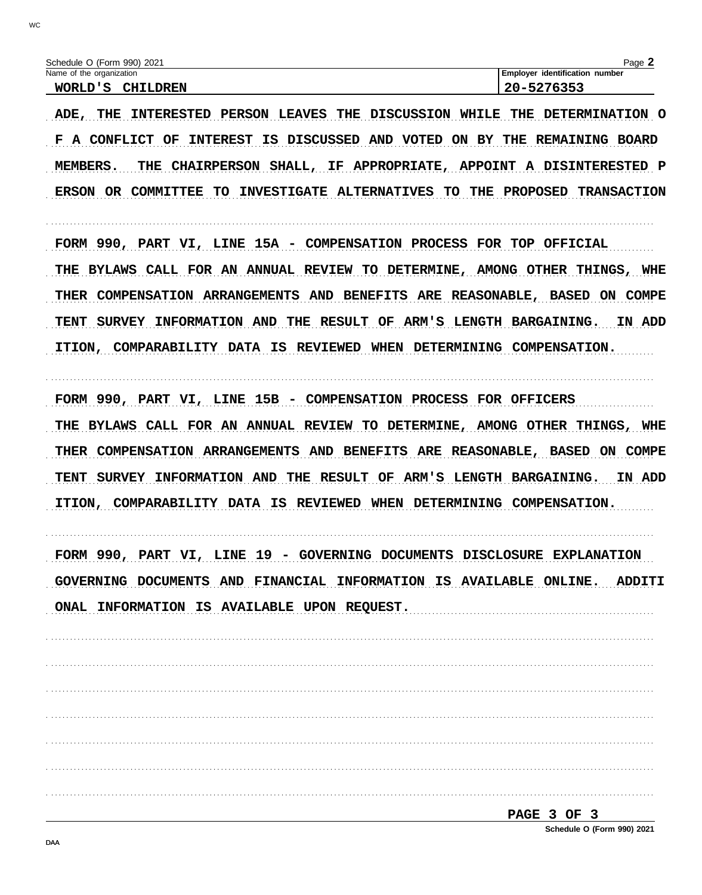Schedule O (Form 990) 2021

Name of the organization: WORLD'S CHILDREN

Employer identification number: 20-5276353

ADE, THE INTERESTED PERSON LEAVES THE DISCUSSION WHILE THE DETERMINATION OF A CONFLICT OF INTEREST IS DISCUSSED AND VOTED ON BY THE REMAINING BOARD MEMBERS. THE CHAIRPERSON SHALL, IF APPROPRIATE, APPOINT A DISINTERESTED PERSON OR COMMITTEE TO INVESTIGATE ALTERNATIVES TO THE PROPOSED TRANSACTION

FORM 990, PART VI, LINE 15A - COMPENSATION PROCESS FOR TOP OFFICIAL

THE BYLAWS CALL FOR AN ANNUAL REVIEW TO DETERMINE, AMONG OTHER THINGS, WHETHER COMPENSATION ARRANGEMENTS AND BENEFITS ARE REASONABLE, BASED ON COMPETENT SURVEY INFORMATION AND THE RESULT OF ARM'S LENGTH BARGAINING. IN ADDITION, COMPARABILITY DATA IS REVIEWED WHEN DETERMINING COMPENSATION.

FORM 990, PART VI, LINE 15B - COMPENSATION PROCESS FOR OFFICERS

THE BYLAWS CALL FOR AN ANNUAL REVIEW TO DETERMINE, AMONG OTHER THINGS, WHETHER COMPENSATION ARRANGEMENTS AND BENEFITS ARE REASONABLE, BASED ON COMPETENT SURVEY INFORMATION AND THE RESULT OF ARM'S LENGTH BARGAINING. IN ADDITION, COMPARABILITY DATA IS REVIEWED WHEN DETERMINING COMPENSATION.

FORM 990, PART VI, LINE 19 - GOVERNING DOCUMENTS DISCLOSURE EXPLANATION

GOVERNING DOCUMENTS AND FINANCIAL INFORMATION IS AVAILABLE ONLINE. ADDITIONAL INFORMATION IS AVAILABLE UPON REQUEST.